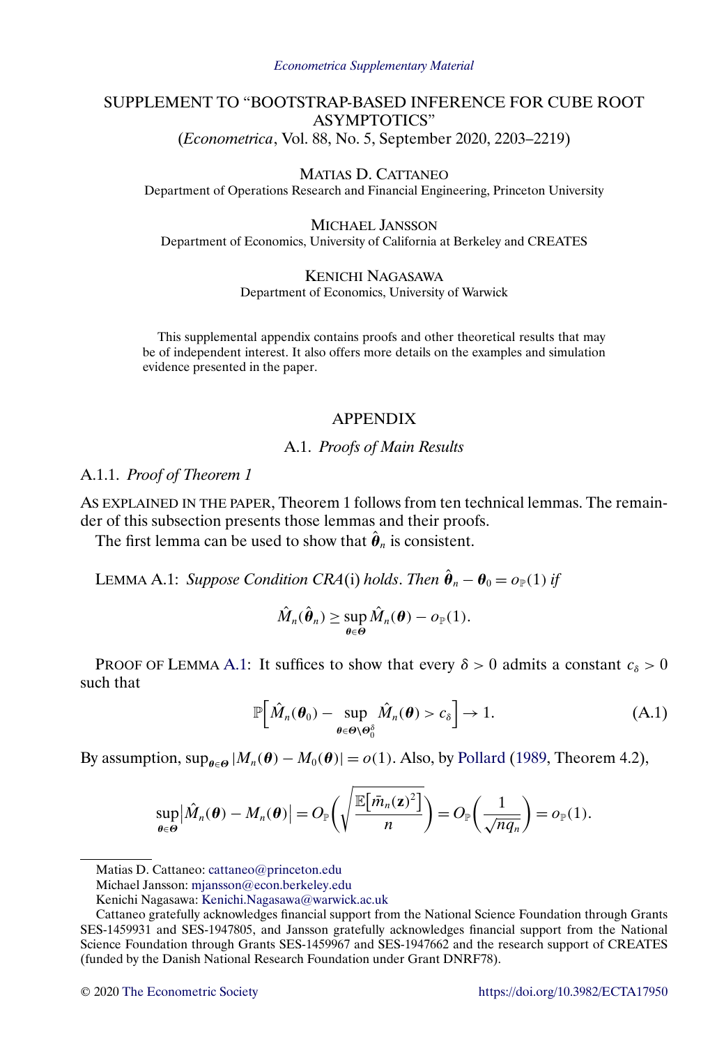*Econometrica Supplementary Material*

# SUPPLEMENT TO "BOOTSTRAP-BASED INFERENCE FOR CUBE ROOT ASYMPTOTICS"

(*Econometrica*, Vol. 88, No. 5, September 2020, 2203–2219)

MATIAS D. CATTANEO
Department of Operations Research and Financial Engineering, Princeton University

MICHAEL JANSSON
Department of Economics, University of California at Berkeley and CREATES

KENICHI NAGASAWA
Department of Economics, University of Warwick

This supplemental appendix contains proofs and other theoretical results that may be of independent interest. It also offers more details on the examples and simulation evidence presented in the paper.

## APPENDIX

### A.1. *Proofs of Main Results*

#### A.1.1. *Proof of Theorem 1*

AS EXPLAINED IN THE PAPER, Theorem 1 follows from ten technical lemmas. The remainder of this subsection presents those lemmas and their proofs.

The first lemma can be used to show that $\hat{\boldsymbol{\theta}}_n$ is consistent.

LEMMA A.1: *Suppose Condition CRA*(i) *holds*. *Then* $\hat{\boldsymbol{\theta}}_n - \boldsymbol{\theta}_0 = o_{\mathbb{P}}(1)$ *if*

$$\hat{M}_n(\hat{\boldsymbol{\theta}}_n) \geq \sup_{\boldsymbol{\theta}\in\boldsymbol{\Theta}} \hat{M}_n(\boldsymbol{\theta}) - o_{\mathbb{P}}(1).$$

PROOF OF LEMMA A.1: It suffices to show that every $\delta > 0$ admits a constant $c_\delta > 0$ such that

$$\mathbb{P}\Big[\hat{M}_n(\boldsymbol{\theta}_0) - \sup_{\boldsymbol{\theta}\in\boldsymbol{\Theta}\setminus\boldsymbol{\Theta}_0^\delta} \hat{M}_n(\boldsymbol{\theta}) > c_\delta\Big] \to 1. \tag{A.1}$$

By assumption, $\sup_{\boldsymbol{\theta}\in\boldsymbol{\Theta}} |M_n(\boldsymbol{\theta}) - M_0(\boldsymbol{\theta})| = o(1)$. Also, by Pollard (1989, Theorem 4.2),

$$\sup_{\boldsymbol{\theta}\in\boldsymbol{\Theta}}\big|\hat{M}_n(\boldsymbol{\theta}) - M_n(\boldsymbol{\theta})\big| = O_{\mathbb{P}}\Bigg(\sqrt{\frac{\mathbb{E}\big[\bar{m}_n(\mathbf{z})^2\big]}{n}}\Bigg) = O_{\mathbb{P}}\bigg(\frac{1}{\sqrt{nq_n}}\bigg) = o_{\mathbb{P}}(1).$$

---

Matias D. Cattaneo: cattaneo@princeton.edu

Michael Jansson: mjansson@econ.berkeley.edu

Kenichi Nagasawa: Kenichi.Nagasawa@warwick.ac.uk

Cattaneo gratefully acknowledges financial support from the National Science Foundation through Grants SES-1459931 and SES-1947805, and Jansson gratefully acknowledges financial support from the National Science Foundation through Grants SES-1459967 and SES-1947662 and the research support of CREATES (funded by the Danish National Research Foundation under Grant DNRF78).

© 2020 The Econometric Society https://doi.org/10.3982/ECTA17950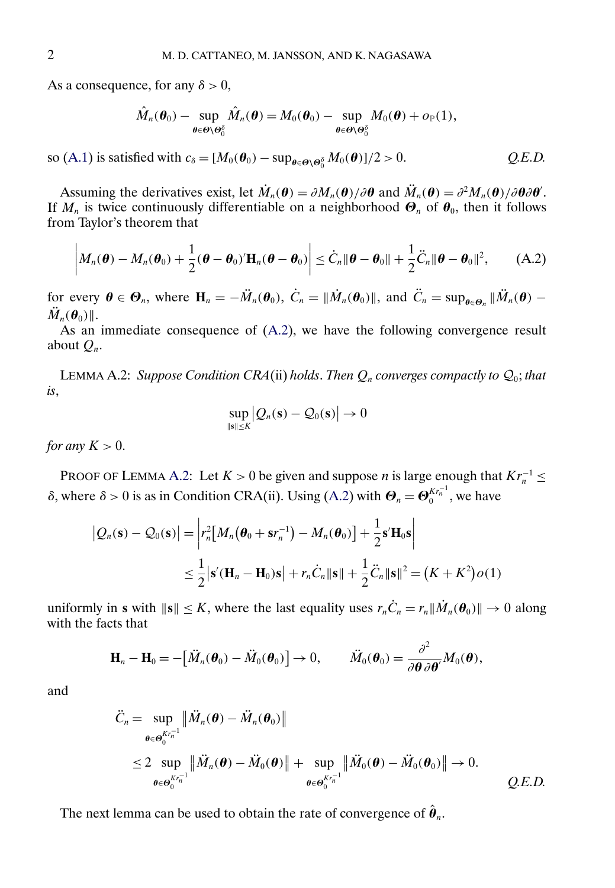As a consequence, for any $\delta > 0$,

$$\hat{M}_n(\boldsymbol{\theta}_0) - \sup_{\boldsymbol{\theta} \in \boldsymbol{\Theta} \setminus \boldsymbol{\Theta}_0^\delta} \hat{M}_n(\boldsymbol{\theta}) = M_0(\boldsymbol{\theta}_0) - \sup_{\boldsymbol{\theta} \in \boldsymbol{\Theta} \setminus \boldsymbol{\Theta}_0^\delta} M_0(\boldsymbol{\theta}) + o_{\mathbb{P}}(1),$$

so (A.1) is satisfied with $c_\delta = [M_0(\boldsymbol{\theta}_0) - \sup_{\boldsymbol{\theta} \in \boldsymbol{\Theta} \setminus \boldsymbol{\Theta}_0^\delta} M_0(\boldsymbol{\theta})]/2 > 0$. *Q.E.D.*

Assuming the derivatives exist, let $\dot{M}_n(\boldsymbol{\theta}) = \partial M_n(\boldsymbol{\theta})/\partial \boldsymbol{\theta}$ and $\ddot{M}_n(\boldsymbol{\theta}) = \partial^2 M_n(\boldsymbol{\theta})/\partial \boldsymbol{\theta} \partial \boldsymbol{\theta}'$. If $M_n$ is twice continuously differentiable on a neighborhood $\boldsymbol{\Theta}_n$ of $\boldsymbol{\theta}_0$, then it follows from Taylor's theorem that

$$\left| M_n(\boldsymbol{\theta}) - M_n(\boldsymbol{\theta}_0) + \frac{1}{2}(\boldsymbol{\theta} - \boldsymbol{\theta}_0)' \mathbf{H}_n (\boldsymbol{\theta} - \boldsymbol{\theta}_0) \right| \leq \dot{C}_n \|\boldsymbol{\theta} - \boldsymbol{\theta}_0\| + \frac{1}{2} \ddot{C}_n \|\boldsymbol{\theta} - \boldsymbol{\theta}_0\|^2, \qquad \text{(A.2)}$$

for every $\boldsymbol{\theta} \in \boldsymbol{\Theta}_n$, where $\mathbf{H}_n = -\ddot{M}_n(\boldsymbol{\theta}_0)$, $\dot{C}_n = \|\dot{M}_n(\boldsymbol{\theta}_0)\|$, and $\ddot{C}_n = \sup_{\boldsymbol{\theta} \in \boldsymbol{\Theta}_n} \|\ddot{M}_n(\boldsymbol{\theta}) - \ddot{M}_n(\boldsymbol{\theta}_0)\|$.

As an immediate consequence of (A.2), we have the following convergence result about $Q_n$.

LEMMA A.2: *Suppose Condition CRA*(ii) *holds. Then $Q_n$ converges compactly to $\mathcal{Q}_0$; that is*,

$$\sup_{\|\mathbf{s}\| \leq K} \left| Q_n(\mathbf{s}) - \mathcal{Q}_0(\mathbf{s}) \right| \to 0$$

*for any $K > 0$.*

PROOF OF LEMMA A.2: Let $K > 0$ be given and suppose $n$ is large enough that $K r_n^{-1} \leq \delta$, where $\delta > 0$ is as in Condition CRA(ii). Using (A.2) with $\boldsymbol{\Theta}_n = \boldsymbol{\Theta}_0^{K r_n^{-1}}$, we have

$$\begin{aligned} \left| Q_n(\mathbf{s}) - \mathcal{Q}_0(\mathbf{s}) \right| &= \left| r_n^2 \left[ M_n\left(\boldsymbol{\theta}_0 + \mathbf{s} r_n^{-1}\right) - M_n(\boldsymbol{\theta}_0) \right] + \frac{1}{2} \mathbf{s}' \mathbf{H}_0 \mathbf{s} \right| \\ &\leq \frac{1}{2} \left| \mathbf{s}'(\mathbf{H}_n - \mathbf{H}_0)\mathbf{s} \right| + r_n \dot{C}_n \|\mathbf{s}\| + \frac{1}{2} \ddot{C}_n \|\mathbf{s}\|^2 = \left(K + K^2\right) o(1) \end{aligned}$$

uniformly in $\mathbf{s}$ with $\|\mathbf{s}\| \leq K$, where the last equality uses $r_n \dot{C}_n = r_n \|\dot{M}_n(\boldsymbol{\theta}_0)\| \to 0$ along with the facts that

$$\mathbf{H}_n - \mathbf{H}_0 = -\left[ \ddot{M}_n(\boldsymbol{\theta}_0) - \ddot{M}_0(\boldsymbol{\theta}_0) \right] \to 0, \qquad \ddot{M}_0(\boldsymbol{\theta}_0) = \frac{\partial^2}{\partial \boldsymbol{\theta} \, \partial \boldsymbol{\theta}'} M_0(\boldsymbol{\theta}),$$

and

$$\begin{aligned} \ddot{C}_n &= \sup_{\boldsymbol{\theta} \in \boldsymbol{\Theta}_0^{K r_n^{-1}}} \left\| \ddot{M}_n(\boldsymbol{\theta}) - \ddot{M}_n(\boldsymbol{\theta}_0) \right\| \\ &\leq 2 \sup_{\boldsymbol{\theta} \in \boldsymbol{\Theta}_0^{K r_n^{-1}}} \left\| \ddot{M}_n(\boldsymbol{\theta}) - \ddot{M}_0(\boldsymbol{\theta}) \right\| + \sup_{\boldsymbol{\theta} \in \boldsymbol{\Theta}_0^{K r_n^{-1}}} \left\| \ddot{M}_0(\boldsymbol{\theta}) - \ddot{M}_0(\boldsymbol{\theta}_0) \right\| \to 0. \end{aligned}$$

*Q.E.D.*

The next lemma can be used to obtain the rate of convergence of $\hat{\boldsymbol{\theta}}_n$.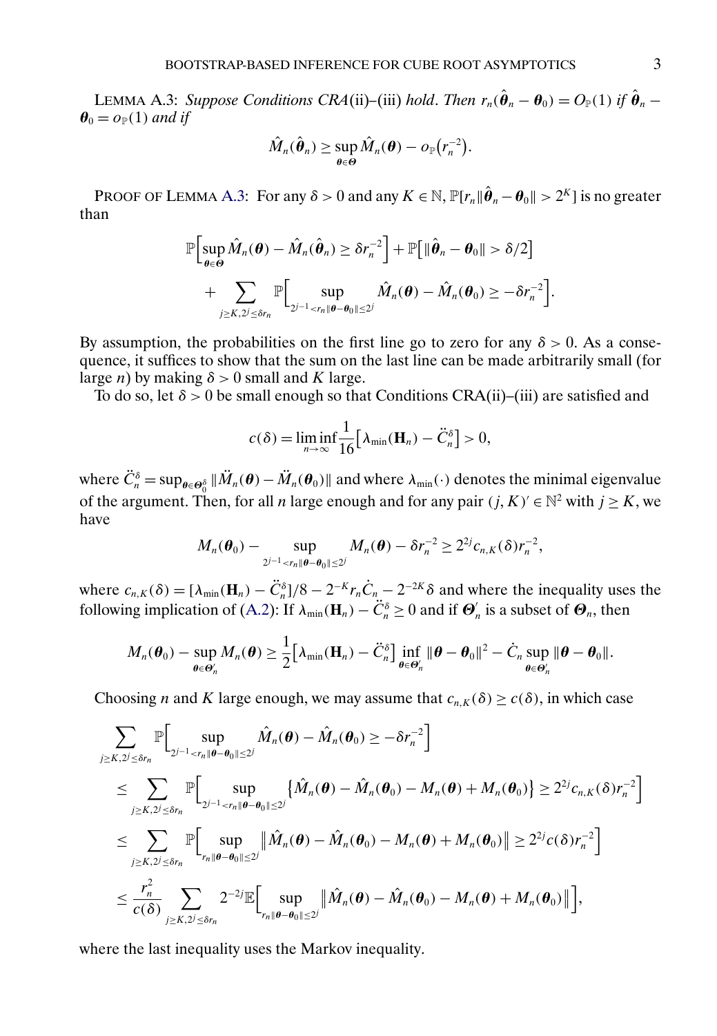LEMMA A.3: *Suppose Conditions CRA*(ii)–(iii) *hold*. *Then* $r_n(\hat{\boldsymbol{\theta}}_n - \boldsymbol{\theta}_0) = O_{\mathbb{P}}(1)$ *if* $\hat{\boldsymbol{\theta}}_n - \boldsymbol{\theta}_0 = o_{\mathbb{P}}(1)$ *and if*

$$\hat{M}_n(\hat{\boldsymbol{\theta}}_n) \geq \sup_{\boldsymbol{\theta}\in\boldsymbol{\Theta}} \hat{M}_n(\boldsymbol{\theta}) - o_{\mathbb{P}}\big(r_n^{-2}\big).$$

PROOF OF LEMMA A.3: For any $\delta > 0$ and any $K \in \mathbb{N}$, $\mathbb{P}[r_n\|\hat{\boldsymbol{\theta}}_n - \boldsymbol{\theta}_0\| > 2^K]$ is no greater than

$$\mathbb{P}\Big[\sup_{\boldsymbol{\theta}\in\boldsymbol{\Theta}} \hat{M}_n(\boldsymbol{\theta}) - \hat{M}_n(\hat{\boldsymbol{\theta}}_n) \geq \delta r_n^{-2}\Big] + \mathbb{P}\big[\|\hat{\boldsymbol{\theta}}_n - \boldsymbol{\theta}_0\| > \delta/2\big] + \sum_{j\geq K, 2^j\leq \delta r_n} \mathbb{P}\Big[\sup_{2^{j-1}<r_n\|\boldsymbol{\theta}-\boldsymbol{\theta}_0\|\leq 2^j} \hat{M}_n(\boldsymbol{\theta}) - \hat{M}_n(\boldsymbol{\theta}_0) \geq -\delta r_n^{-2}\Big].$$

By assumption, the probabilities on the first line go to zero for any $\delta > 0$. As a consequence, it suffices to show that the sum on the last line can be made arbitrarily small (for large $n$) by making $\delta > 0$ small and $K$ large.

To do so, let $\delta > 0$ be small enough so that Conditions CRA(ii)–(iii) are satisfied and

$$c(\delta) = \liminf_{n\to\infty} \frac{1}{16}\big[\lambda_{\min}(\mathbf{H}_n) - \ddot{C}_n^{\delta}\big] > 0,$$

where $\ddot{C}_n^{\delta} = \sup_{\boldsymbol{\theta}\in\boldsymbol{\Theta}_0^{\delta}} \|\ddot{M}_n(\boldsymbol{\theta}) - \ddot{M}_n(\boldsymbol{\theta}_0)\|$ and where $\lambda_{\min}(\cdot)$ denotes the minimal eigenvalue of the argument. Then, for all $n$ large enough and for any pair $(j, K)' \in \mathbb{N}^2$ with $j \geq K$, we have

$$M_n(\boldsymbol{\theta}_0) - \sup_{2^{j-1}<r_n\|\boldsymbol{\theta}-\boldsymbol{\theta}_0\|\leq 2^j} M_n(\boldsymbol{\theta}) - \delta r_n^{-2} \geq 2^{2j} c_{n,K}(\delta) r_n^{-2},$$

where $c_{n,K}(\delta) = [\lambda_{\min}(\mathbf{H}_n) - \ddot{C}_n^{\delta}]/8 - 2^{-K} r_n \dot{C}_n - 2^{-2K}\delta$ and where the inequality uses the following implication of (A.2): If $\lambda_{\min}(\mathbf{H}_n) - \ddot{C}_n^{\delta} \geq 0$ and if $\boldsymbol{\Theta}_n'$ is a subset of $\boldsymbol{\Theta}_n$, then

$$M_n(\boldsymbol{\theta}_0) - \sup_{\boldsymbol{\theta}\in\boldsymbol{\Theta}_n'} M_n(\boldsymbol{\theta}) \geq \frac{1}{2}\big[\lambda_{\min}(\mathbf{H}_n) - \ddot{C}_n^{\delta}\big] \inf_{\boldsymbol{\theta}\in\boldsymbol{\Theta}_n'} \|\boldsymbol{\theta} - \boldsymbol{\theta}_0\|^2 - \dot{C}_n \sup_{\boldsymbol{\theta}\in\boldsymbol{\Theta}_n'} \|\boldsymbol{\theta} - \boldsymbol{\theta}_0\|.$$

Choosing $n$ and $K$ large enough, we may assume that $c_{n,K}(\delta) \geq c(\delta)$, in which case

$$\begin{aligned}
&\sum_{j\geq K, 2^j\leq \delta r_n} \mathbb{P}\Big[\sup_{2^{j-1}<r_n\|\boldsymbol{\theta}-\boldsymbol{\theta}_0\|\leq 2^j} \hat{M}_n(\boldsymbol{\theta}) - \hat{M}_n(\boldsymbol{\theta}_0) \geq -\delta r_n^{-2}\Big] \\
&\leq \sum_{j\geq K, 2^j\leq \delta r_n} \mathbb{P}\Big[\sup_{2^{j-1}<r_n\|\boldsymbol{\theta}-\boldsymbol{\theta}_0\|\leq 2^j} \big\{\hat{M}_n(\boldsymbol{\theta}) - \hat{M}_n(\boldsymbol{\theta}_0) - M_n(\boldsymbol{\theta}) + M_n(\boldsymbol{\theta}_0)\big\} \geq 2^{2j} c_{n,K}(\delta) r_n^{-2}\Big] \\
&\leq \sum_{j\geq K, 2^j\leq \delta r_n} \mathbb{P}\Big[\sup_{r_n\|\boldsymbol{\theta}-\boldsymbol{\theta}_0\|\leq 2^j} \big\|\hat{M}_n(\boldsymbol{\theta}) - \hat{M}_n(\boldsymbol{\theta}_0) - M_n(\boldsymbol{\theta}) + M_n(\boldsymbol{\theta}_0)\big\| \geq 2^{2j} c(\delta) r_n^{-2}\Big] \\
&\leq \frac{r_n^2}{c(\delta)} \sum_{j\geq K, 2^j\leq \delta r_n} 2^{-2j} \mathbb{E}\Big[\sup_{r_n\|\boldsymbol{\theta}-\boldsymbol{\theta}_0\|\leq 2^j} \big\|\hat{M}_n(\boldsymbol{\theta}) - \hat{M}_n(\boldsymbol{\theta}_0) - M_n(\boldsymbol{\theta}) + M_n(\boldsymbol{\theta}_0)\big\|\Big],
\end{aligned}$$

where the last inequality uses the Markov inequality.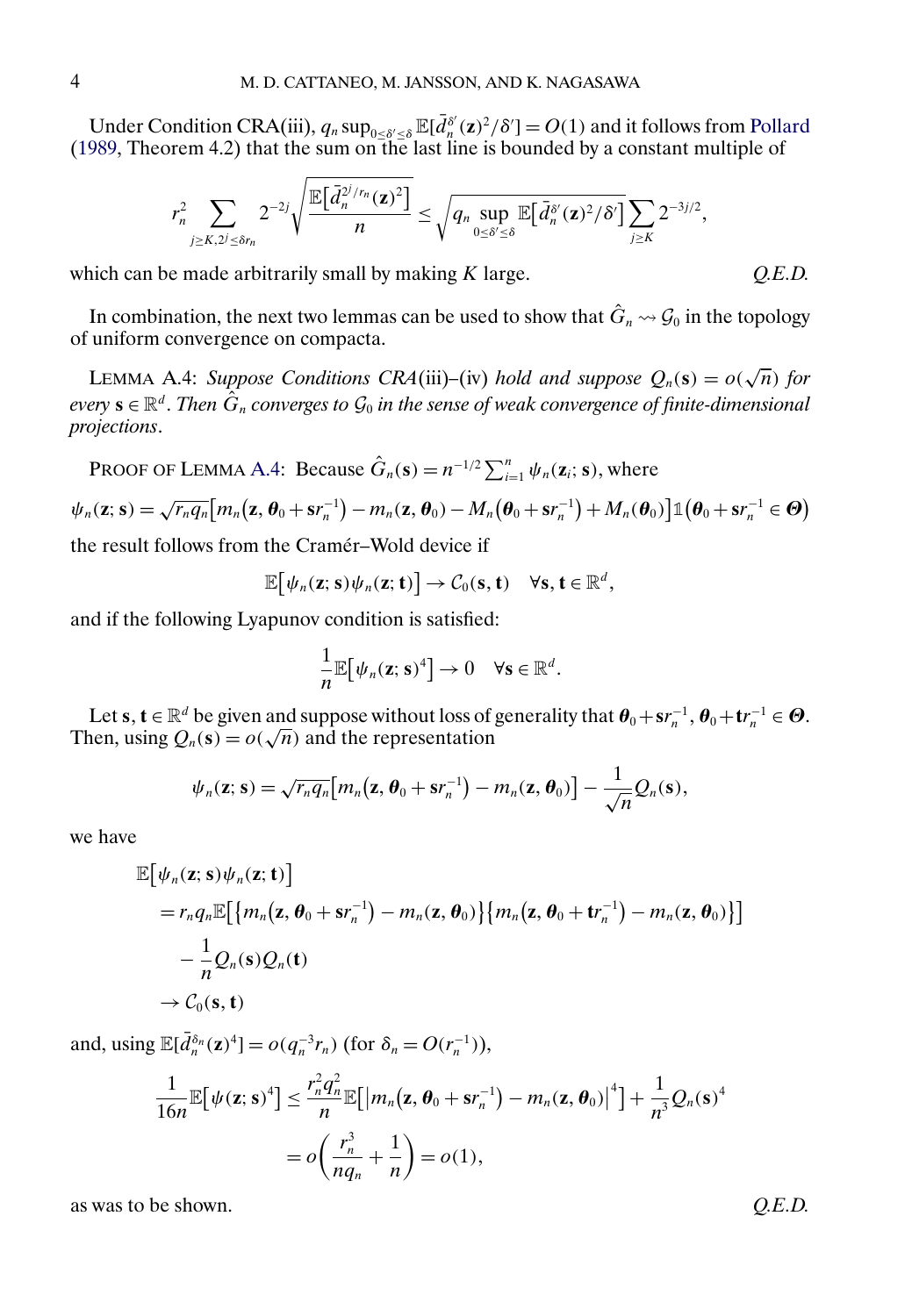Under Condition CRA(iii), $q_n \sup_{0 \le \delta' \le \delta} \mathbb{E}[\bar{d}_n^{\delta'}(\mathbf{z})^2/\delta'] = O(1)$ and it follows from Pollard (1989, Theorem 4.2) that the sum on the last line is bounded by a constant multiple of

$$r_n^2 \sum_{j \ge K, 2^j \le \delta r_n} 2^{-2j} \sqrt{\frac{\mathbb{E}\big[\bar{d}_n^{2^j/r_n}(\mathbf{z})^2\big]}{n}} \le \sqrt{q_n \sup_{0 \le \delta' \le \delta} \mathbb{E}\big[\bar{d}_n^{\delta'}(\mathbf{z})^2/\delta'\big]} \sum_{j \ge K} 2^{-3j/2},$$

which can be made arbitrarily small by making $K$ large. *Q.E.D.*

In combination, the next two lemmas can be used to show that $\hat{G}_n \rightsquigarrow \mathcal{G}_0$ in the topology of uniform convergence on compacta.

LEMMA A.4: *Suppose Conditions CRA*(iii)–(iv) *hold and suppose $Q_n(\mathbf{s}) = o(\sqrt{n})$ for every $\mathbf{s} \in \mathbb{R}^d$. Then $\hat{G}_n$ converges to $\mathcal{G}_0$ in the sense of weak convergence of finite-dimensional projections.*

PROOF OF LEMMA A.4: Because $\hat{G}_n(\mathbf{s}) = n^{-1/2} \sum_{i=1}^n \psi_n(\mathbf{z}_i; \mathbf{s})$, where

$$\psi_n(\mathbf{z}; \mathbf{s}) = \sqrt{r_n q_n}\big[m_n(\mathbf{z}, \boldsymbol{\theta}_0 + \mathbf{s} r_n^{-1}) - m_n(\mathbf{z}, \boldsymbol{\theta}_0) - M_n(\boldsymbol{\theta}_0 + \mathbf{s} r_n^{-1}) + M_n(\boldsymbol{\theta}_0)\big] \mathbb{1}(\boldsymbol{\theta}_0 + \mathbf{s} r_n^{-1} \in \boldsymbol{\Theta})$$

the result follows from the Cramér–Wold device if

$$\mathbb{E}\big[\psi_n(\mathbf{z}; \mathbf{s}) \psi_n(\mathbf{z}; \mathbf{t})\big] \to \mathcal{C}_0(\mathbf{s}, \mathbf{t}) \quad \forall \mathbf{s}, \mathbf{t} \in \mathbb{R}^d,$$

and if the following Lyapunov condition is satisfied:

$$\frac{1}{n} \mathbb{E}\big[\psi_n(\mathbf{z}; \mathbf{s})^4\big] \to 0 \quad \forall \mathbf{s} \in \mathbb{R}^d.$$

Let $\mathbf{s}, \mathbf{t} \in \mathbb{R}^d$ be given and suppose without loss of generality that $\boldsymbol{\theta}_0 + \mathbf{s} r_n^{-1}, \boldsymbol{\theta}_0 + \mathbf{t} r_n^{-1} \in \boldsymbol{\Theta}$. Then, using $Q_n(\mathbf{s}) = o(\sqrt{n})$ and the representation

$$\psi_n(\mathbf{z}; \mathbf{s}) = \sqrt{r_n q_n}\big[m_n(\mathbf{z}, \boldsymbol{\theta}_0 + \mathbf{s} r_n^{-1}) - m_n(\mathbf{z}, \boldsymbol{\theta}_0)\big] - \frac{1}{\sqrt{n}} Q_n(\mathbf{s}),$$

we have

$$\begin{aligned}
&\mathbb{E}\big[\psi_n(\mathbf{z}; \mathbf{s}) \psi_n(\mathbf{z}; \mathbf{t})\big] \\
&\quad = r_n q_n \mathbb{E}\big[\big\{m_n(\mathbf{z}, \boldsymbol{\theta}_0 + \mathbf{s} r_n^{-1}) - m_n(\mathbf{z}, \boldsymbol{\theta}_0)\big\}\big\{m_n(\mathbf{z}, \boldsymbol{\theta}_0 + \mathbf{t} r_n^{-1}) - m_n(\mathbf{z}, \boldsymbol{\theta}_0)\big\}\big] \\
&\qquad - \frac{1}{n} Q_n(\mathbf{s}) Q_n(\mathbf{t}) \\
&\quad \to \mathcal{C}_0(\mathbf{s}, \mathbf{t})
\end{aligned}$$

and, using $\mathbb{E}[\bar{d}_n^{\delta_n}(\mathbf{z})^4] = o(q_n^{-3} r_n)$ (for $\delta_n = O(r_n^{-1})$),

$$\begin{aligned}
\frac{1}{16n} \mathbb{E}\big[\psi(\mathbf{z}; \mathbf{s})^4\big] &\le \frac{r_n^2 q_n^2}{n} \mathbb{E}\big[\big|m_n(\mathbf{z}, \boldsymbol{\theta}_0 + \mathbf{s} r_n^{-1}) - m_n(\mathbf{z}, \boldsymbol{\theta}_0)\big|^4\big] + \frac{1}{n^3} Q_n(\mathbf{s})^4 \\
&= o\left(\frac{r_n^3}{n q_n} + \frac{1}{n}\right) = o(1),
\end{aligned}$$

as was to be shown. *Q.E.D.*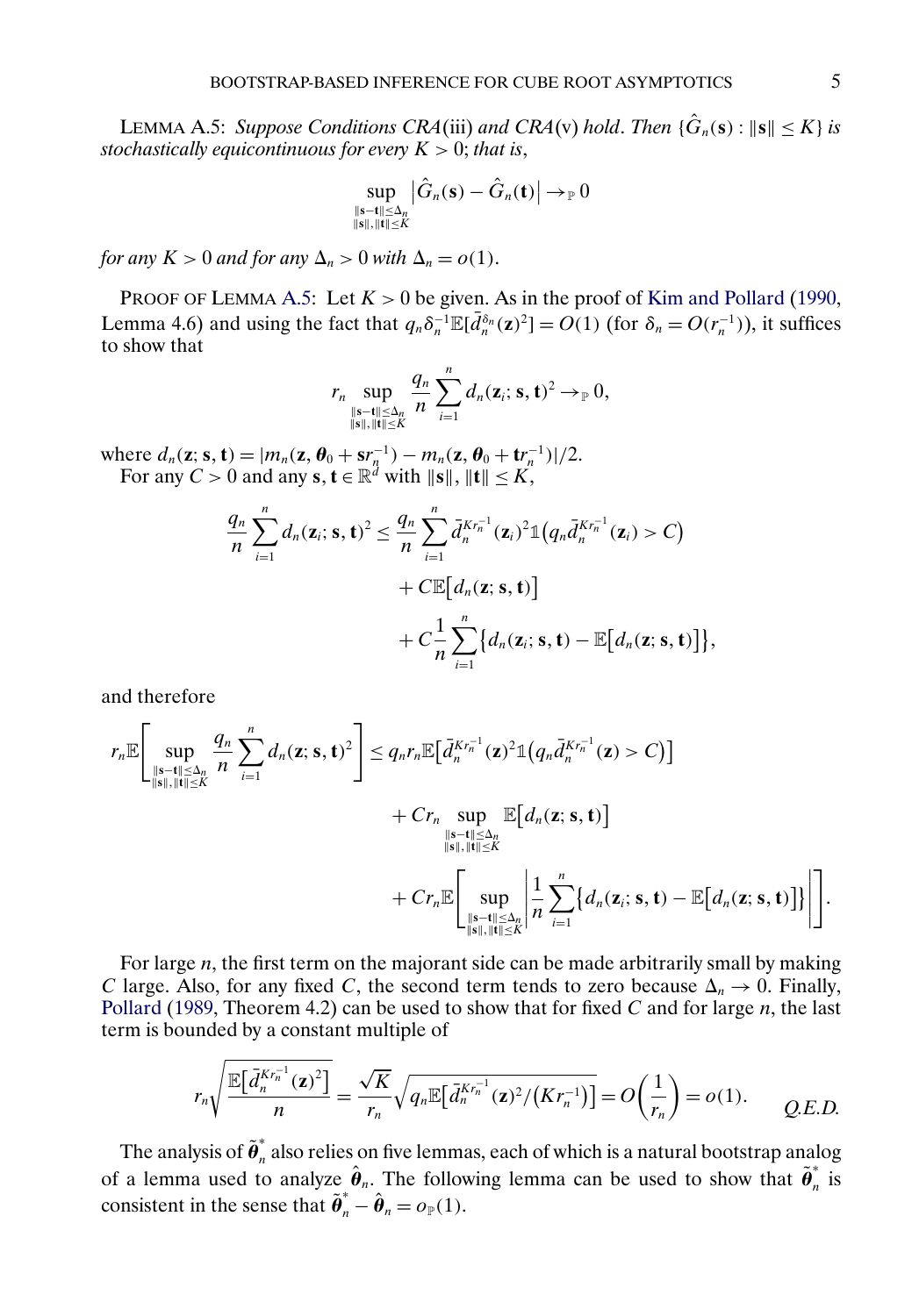LEMMA A.5: *Suppose Conditions CRA*(iii) *and CRA*(v) *hold*. *Then* $\{\hat{G}_n(\mathbf{s}) : \|\mathbf{s}\| \leq K\}$ *is stochastically equicontinuous for every* $K > 0$; *that is*,

$$\sup_{\substack{\|\mathbf{s}-\mathbf{t}\| \leq \Delta_n \\ \|\mathbf{s}\|, \|\mathbf{t}\| \leq K}} \left| \hat{G}_n(\mathbf{s}) - \hat{G}_n(\mathbf{t}) \right| \to_{\mathbb{P}} 0$$

*for any* $K > 0$ *and for any* $\Delta_n > 0$ *with* $\Delta_n = o(1)$.

PROOF OF LEMMA A.5: Let $K > 0$ be given. As in the proof of Kim and Pollard (1990, Lemma 4.6) and using the fact that $q_n \delta_n^{-1} \mathbb{E}[\bar{d}_n^{\delta_n}(\mathbf{z})^2] = O(1)$ (for $\delta_n = O(r_n^{-1})$), it suffices to show that

$$r_n \sup_{\substack{\|\mathbf{s}-\mathbf{t}\| \leq \Delta_n \\ \|\mathbf{s}\|, \|\mathbf{t}\| \leq K}} \frac{q_n}{n} \sum_{i=1}^{n} d_n(\mathbf{z}_i; \mathbf{s}, \mathbf{t})^2 \to_{\mathbb{P}} 0,$$

where $d_n(\mathbf{z}; \mathbf{s}, \mathbf{t}) = |m_n(\mathbf{z}, \boldsymbol{\theta}_0 + \mathbf{s} r_n^{-1}) - m_n(\mathbf{z}, \boldsymbol{\theta}_0 + \mathbf{t} r_n^{-1})|/2$.

For any $C > 0$ and any $\mathbf{s}, \mathbf{t} \in \mathbb{R}^d$ with $\|\mathbf{s}\|, \|\mathbf{t}\| \leq K$,

$$\begin{aligned}
\frac{q_n}{n} \sum_{i=1}^{n} d_n(\mathbf{z}_i; \mathbf{s}, \mathbf{t})^2 \leq{}& \frac{q_n}{n} \sum_{i=1}^{n} \bar{d}_n^{K r_n^{-1}}(\mathbf{z}_i)^2 \mathbb{1}\big(q_n \bar{d}_n^{K r_n^{-1}}(\mathbf{z}_i) > C\big) \\
&+ C\mathbb{E}\big[d_n(\mathbf{z}; \mathbf{s}, \mathbf{t})\big] \\
&+ C \frac{1}{n} \sum_{i=1}^{n} \big\{ d_n(\mathbf{z}_i; \mathbf{s}, \mathbf{t}) - \mathbb{E}\big[d_n(\mathbf{z}; \mathbf{s}, \mathbf{t})\big] \big\},
\end{aligned}$$

and therefore

$$\begin{aligned}
r_n \mathbb{E}\left[ \sup_{\substack{\|\mathbf{s}-\mathbf{t}\| \leq \Delta_n \\ \|\mathbf{s}\|, \|\mathbf{t}\| \leq K}} \frac{q_n}{n} \sum_{i=1}^{n} d_n(\mathbf{z}; \mathbf{s}, \mathbf{t})^2 \right] \leq{}& q_n r_n \mathbb{E}\big[\bar{d}_n^{K r_n^{-1}}(\mathbf{z})^2 \mathbb{1}\big(q_n \bar{d}_n^{K r_n^{-1}}(\mathbf{z}) > C\big)\big] \\
&+ C r_n \sup_{\substack{\|\mathbf{s}-\mathbf{t}\| \leq \Delta_n \\ \|\mathbf{s}\|, \|\mathbf{t}\| \leq K}} \mathbb{E}\big[d_n(\mathbf{z}; \mathbf{s}, \mathbf{t})\big] \\
&+ C r_n \mathbb{E}\left[ \sup_{\substack{\|\mathbf{s}-\mathbf{t}\| \leq \Delta_n \\ \|\mathbf{s}\|, \|\mathbf{t}\| \leq K}} \left| \frac{1}{n} \sum_{i=1}^{n} \big\{ d_n(\mathbf{z}_i; \mathbf{s}, \mathbf{t}) - \mathbb{E}\big[d_n(\mathbf{z}; \mathbf{s}, \mathbf{t})\big] \big\} \right| \right].
\end{aligned}$$

For large $n$, the first term on the majorant side can be made arbitrarily small by making $C$ large. Also, for any fixed $C$, the second term tends to zero because $\Delta_n \to 0$. Finally, Pollard (1989, Theorem 4.2) can be used to show that for fixed $C$ and for large $n$, the last term is bounded by a constant multiple of

$$r_n \sqrt{\frac{\mathbb{E}\big[\bar{d}_n^{K r_n^{-1}}(\mathbf{z})^2\big]}{n}} = \frac{\sqrt{K}}{r_n} \sqrt{q_n \mathbb{E}\big[\bar{d}_n^{K r_n^{-1}}(\mathbf{z})^2 / \big(K r_n^{-1}\big)\big]} = O\left(\frac{1}{r_n}\right) = o(1). \qquad \textit{Q.E.D.}$$

The analysis of $\tilde{\boldsymbol{\theta}}_n^*$ also relies on five lemmas, each of which is a natural bootstrap analog of a lemma used to analyze $\hat{\boldsymbol{\theta}}_n$. The following lemma can be used to show that $\tilde{\boldsymbol{\theta}}_n^*$ is consistent in the sense that $\tilde{\boldsymbol{\theta}}_n^* - \hat{\boldsymbol{\theta}}_n = o_{\mathbb{P}}(1)$.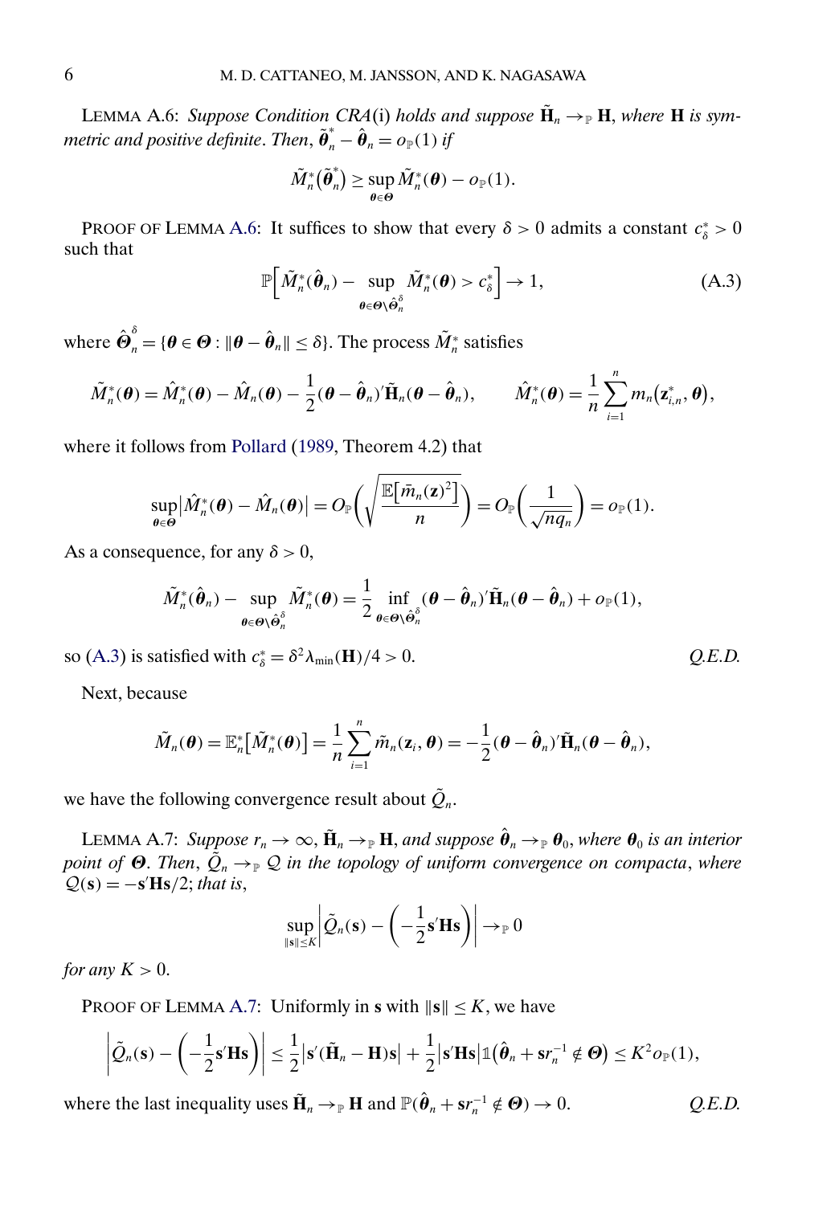LEMMA A.6: *Suppose Condition CRA*(i) *holds and suppose* $\tilde{\mathbf{H}}_n \to_{\mathbb{P}} \mathbf{H}$, *where* $\mathbf{H}$ *is symmetric and positive definite*. *Then*, $\tilde{\boldsymbol{\theta}}_n^* - \hat{\boldsymbol{\theta}}_n = o_{\mathbb{P}}(1)$ *if*

$$\tilde{M}_n^*\big(\tilde{\boldsymbol{\theta}}_n^*\big) \geq \sup_{\boldsymbol{\theta}\in\boldsymbol{\Theta}} \tilde{M}_n^*(\boldsymbol{\theta}) - o_{\mathbb{P}}(1).$$

PROOF OF LEMMA A.6: It suffices to show that every $\delta > 0$ admits a constant $c_\delta^* > 0$ such that

$$\mathbb{P}\Big[\tilde{M}_n^*(\hat{\boldsymbol{\theta}}_n) - \sup_{\boldsymbol{\theta}\in\boldsymbol{\Theta}\setminus\hat{\boldsymbol{\Theta}}_n^\delta} \tilde{M}_n^*(\boldsymbol{\theta}) > c_\delta^*\Big] \to 1, \tag{A.3}$$

where $\hat{\boldsymbol{\Theta}}_n^\delta = \{\boldsymbol{\theta}\in\boldsymbol{\Theta} : \|\boldsymbol{\theta} - \hat{\boldsymbol{\theta}}_n\| \leq \delta\}$. The process $\tilde{M}_n^*$ satisfies

$$\tilde{M}_n^*(\boldsymbol{\theta}) = \hat{M}_n^*(\boldsymbol{\theta}) - \hat{M}_n(\boldsymbol{\theta}) - \frac{1}{2}(\boldsymbol{\theta} - \hat{\boldsymbol{\theta}}_n)'\tilde{\mathbf{H}}_n(\boldsymbol{\theta} - \hat{\boldsymbol{\theta}}_n), \qquad \hat{M}_n^*(\boldsymbol{\theta}) = \frac{1}{n}\sum_{i=1}^n m_n\big(\mathbf{z}_{i,n}^*, \boldsymbol{\theta}\big),$$

where it follows from Pollard (1989, Theorem 4.2) that

$$\sup_{\boldsymbol{\theta}\in\boldsymbol{\Theta}} \big|\hat{M}_n^*(\boldsymbol{\theta}) - \hat{M}_n(\boldsymbol{\theta})\big| = O_{\mathbb{P}}\left(\sqrt{\frac{\mathbb{E}\big[\bar{m}_n(\mathbf{z})^2\big]}{n}}\right) = O_{\mathbb{P}}\left(\frac{1}{\sqrt{nq_n}}\right) = o_{\mathbb{P}}(1).$$

As a consequence, for any $\delta > 0$,

$$\tilde{M}_n^*(\hat{\boldsymbol{\theta}}_n) - \sup_{\boldsymbol{\theta}\in\boldsymbol{\Theta}\setminus\hat{\boldsymbol{\Theta}}_n^\delta} \tilde{M}_n^*(\boldsymbol{\theta}) = \frac{1}{2}\inf_{\boldsymbol{\theta}\in\boldsymbol{\Theta}\setminus\hat{\boldsymbol{\Theta}}_n^\delta} (\boldsymbol{\theta} - \hat{\boldsymbol{\theta}}_n)'\tilde{\mathbf{H}}_n(\boldsymbol{\theta} - \hat{\boldsymbol{\theta}}_n) + o_{\mathbb{P}}(1),$$

so (A.3) is satisfied with $c_\delta^* = \delta^2\lambda_{\min}(\mathbf{H})/4 > 0$. *Q.E.D.*

Next, because

$$\tilde{M}_n(\boldsymbol{\theta}) = \mathbb{E}_n^*\big[\tilde{M}_n^*(\boldsymbol{\theta})\big] = \frac{1}{n}\sum_{i=1}^n \tilde{m}_n(\mathbf{z}_i, \boldsymbol{\theta}) = -\frac{1}{2}(\boldsymbol{\theta} - \hat{\boldsymbol{\theta}}_n)'\tilde{\mathbf{H}}_n(\boldsymbol{\theta} - \hat{\boldsymbol{\theta}}_n),$$

we have the following convergence result about $\tilde{Q}_n$.

LEMMA A.7: *Suppose* $r_n \to \infty$, $\tilde{\mathbf{H}}_n \to_{\mathbb{P}} \mathbf{H}$, *and suppose* $\hat{\boldsymbol{\theta}}_n \to_{\mathbb{P}} \boldsymbol{\theta}_0$, *where* $\boldsymbol{\theta}_0$ *is an interior point of* $\boldsymbol{\Theta}$. *Then*, $\tilde{Q}_n \to_{\mathbb{P}} \mathcal{Q}$ *in the topology of uniform convergence on compacta*, *where* $\mathcal{Q}(\mathbf{s}) = -\mathbf{s}'\mathbf{H}\mathbf{s}/2$; *that is*,

$$\sup_{\|\mathbf{s}\|\leq K}\left|\tilde{Q}_n(\mathbf{s}) - \left(-\frac{1}{2}\mathbf{s}'\mathbf{H}\mathbf{s}\right)\right| \to_{\mathbb{P}} 0$$

*for any* $K > 0$.

PROOF OF LEMMA A.7: Uniformly in $\mathbf{s}$ with $\|\mathbf{s}\| \leq K$, we have

$$\left|\tilde{Q}_n(\mathbf{s}) - \left(-\frac{1}{2}\mathbf{s}'\mathbf{H}\mathbf{s}\right)\right| \leq \frac{1}{2}\big|\mathbf{s}'(\tilde{\mathbf{H}}_n - \mathbf{H})\mathbf{s}\big| + \frac{1}{2}\big|\mathbf{s}'\mathbf{H}\mathbf{s}\big|\mathbb{1}\big(\hat{\boldsymbol{\theta}}_n + \mathbf{s}r_n^{-1} \notin \boldsymbol{\Theta}\big) \leq K^2 o_{\mathbb{P}}(1),$$

where the last inequality uses $\tilde{\mathbf{H}}_n \to_{\mathbb{P}} \mathbf{H}$ and $\mathbb{P}(\hat{\boldsymbol{\theta}}_n + \mathbf{s}r_n^{-1} \notin \boldsymbol{\Theta}) \to 0$. *Q.E.D.*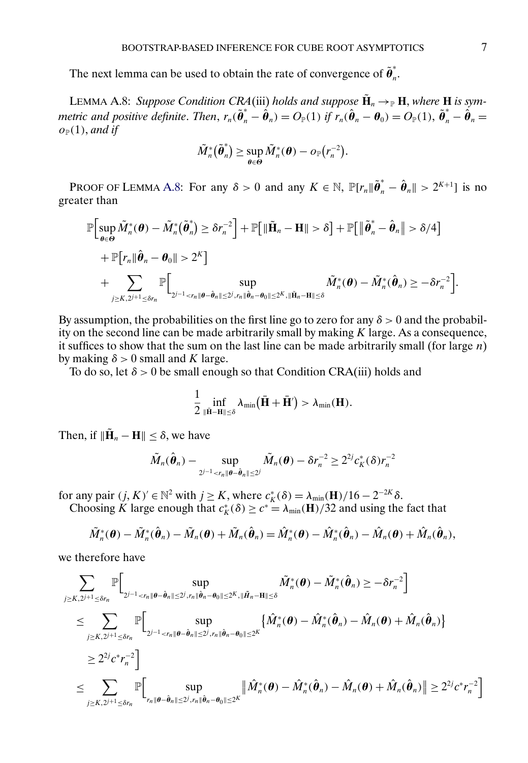The next lemma can be used to obtain the rate of convergence of $\tilde{\boldsymbol{\theta}}_n^*$.

LEMMA A.8: *Suppose Condition CRA*(iii) *holds and suppose* $\tilde{\mathbf{H}}_n \to_{\mathbb{P}} \mathbf{H}$, *where* $\mathbf{H}$ *is symmetric and positive definite*. *Then*, $r_n(\tilde{\boldsymbol{\theta}}_n^* - \hat{\boldsymbol{\theta}}_n) = O_{\mathbb{P}}(1)$ *if* $r_n(\hat{\boldsymbol{\theta}}_n - \boldsymbol{\theta}_0) = O_{\mathbb{P}}(1)$, $\tilde{\boldsymbol{\theta}}_n^* - \hat{\boldsymbol{\theta}}_n = o_{\mathbb{P}}(1)$, *and if*

$$\tilde{M}_n^*(\tilde{\boldsymbol{\theta}}_n^*) \geq \sup_{\boldsymbol{\theta}\in\boldsymbol{\Theta}} \tilde{M}_n^*(\boldsymbol{\theta}) - o_{\mathbb{P}}(r_n^{-2}).$$

PROOF OF LEMMA A.8: For any $\delta > 0$ and any $K \in \mathbb{N}$, $\mathbb{P}[r_n\|\tilde{\boldsymbol{\theta}}_n^* - \hat{\boldsymbol{\theta}}_n\| > 2^{K+1}]$ is no greater than

$$\begin{aligned}
&\mathbb{P}\Big[\sup_{\boldsymbol{\theta}\in\boldsymbol{\Theta}} \tilde{M}_n^*(\boldsymbol{\theta}) - \tilde{M}_n^*(\tilde{\boldsymbol{\theta}}_n^*) \geq \delta r_n^{-2}\Big] + \mathbb{P}\big[\|\tilde{\mathbf{H}}_n - \mathbf{H}\| > \delta\big] + \mathbb{P}\big[\big\|\tilde{\boldsymbol{\theta}}_n^* - \hat{\boldsymbol{\theta}}_n\big\| > \delta/4\big] \\
&\quad + \mathbb{P}\big[r_n\|\hat{\boldsymbol{\theta}}_n - \boldsymbol{\theta}_0\| > 2^K\big] \\
&\quad + \sum_{j\geq K, 2^{j+1}\leq \delta r_n} \mathbb{P}\Big[\sup_{2^{j-1}<r_n\|\boldsymbol{\theta}-\hat{\boldsymbol{\theta}}_n\|\leq 2^j, r_n\|\hat{\boldsymbol{\theta}}_n-\boldsymbol{\theta}_0\|\leq 2^K, \|\tilde{\mathbf{H}}_n-\mathbf{H}\|\leq\delta} \tilde{M}_n^*(\boldsymbol{\theta}) - \tilde{M}_n^*(\hat{\boldsymbol{\theta}}_n) \geq -\delta r_n^{-2}\Big].
\end{aligned}$$

By assumption, the probabilities on the first line go to zero for any $\delta > 0$ and the probability on the second line can be made arbitrarily small by making $K$ large. As a consequence, it suffices to show that the sum on the last line can be made arbitrarily small (for large $n$) by making $\delta > 0$ small and $K$ large.

To do so, let $\delta > 0$ be small enough so that Condition CRA(iii) holds and

$$\frac{1}{2}\inf_{\|\bar{\mathbf{H}}-\mathbf{H}\|\leq\delta} \lambda_{\min}(\bar{\mathbf{H}} + \bar{\mathbf{H}}') > \lambda_{\min}(\mathbf{H}).$$

Then, if $\|\tilde{\mathbf{H}}_n - \mathbf{H}\| \leq \delta$, we have

$$\tilde{M}_n(\hat{\boldsymbol{\theta}}_n) - \sup_{2^{j-1}<r_n\|\boldsymbol{\theta}-\hat{\boldsymbol{\theta}}_n\|\leq 2^j} \tilde{M}_n(\boldsymbol{\theta}) - \delta r_n^{-2} \geq 2^{2j} c_K^*(\delta) r_n^{-2}$$

for any pair $(j, K)' \in \mathbb{N}^2$ with $j \geq K$, where $c_K^*(\delta) = \lambda_{\min}(\mathbf{H})/16 - 2^{-2K}\delta$.

Choosing $K$ large enough that $c_K^*(\delta) \geq c^* = \lambda_{\min}(\mathbf{H})/32$ and using the fact that

$$\tilde{M}_n^*(\boldsymbol{\theta}) - \tilde{M}_n^*(\hat{\boldsymbol{\theta}}_n) - \tilde{M}_n(\boldsymbol{\theta}) + \tilde{M}_n(\hat{\boldsymbol{\theta}}_n) = \hat{M}_n^*(\boldsymbol{\theta}) - \hat{M}_n^*(\hat{\boldsymbol{\theta}}_n) - \hat{M}_n(\boldsymbol{\theta}) + \hat{M}_n(\hat{\boldsymbol{\theta}}_n),$$

we therefore have

$$\begin{aligned}
&\sum_{j\geq K, 2^{j+1}\leq\delta r_n} \mathbb{P}\Big[\sup_{2^{j-1}<r_n\|\boldsymbol{\theta}-\hat{\boldsymbol{\theta}}_n\|\leq 2^j, r_n\|\hat{\boldsymbol{\theta}}_n-\boldsymbol{\theta}_0\|\leq 2^K, \|\tilde{\boldsymbol{H}}_n-\mathbf{H}\|\leq\delta} \tilde{M}_n^*(\boldsymbol{\theta}) - \tilde{M}_n^*(\hat{\boldsymbol{\theta}}_n) \geq -\delta r_n^{-2}\Big] \\
&\leq \sum_{j\geq K, 2^{j+1}\leq\delta r_n} \mathbb{P}\Big[\sup_{2^{j-1}<r_n\|\boldsymbol{\theta}-\hat{\boldsymbol{\theta}}_n\|\leq 2^j, r_n\|\hat{\boldsymbol{\theta}}_n-\boldsymbol{\theta}_0\|\leq 2^K} \big\{\hat{M}_n^*(\boldsymbol{\theta}) - \hat{M}_n^*(\hat{\boldsymbol{\theta}}_n) - \hat{M}_n(\boldsymbol{\theta}) + \hat{M}_n(\hat{\boldsymbol{\theta}}_n)\big\} \\
&\qquad \geq 2^{2j} c^* r_n^{-2}\Big] \\
&\leq \sum_{j\geq K, 2^{j+1}\leq\delta r_n} \mathbb{P}\Big[\sup_{r_n\|\boldsymbol{\theta}-\hat{\boldsymbol{\theta}}_n\|\leq 2^j, r_n\|\hat{\boldsymbol{\theta}}_n-\boldsymbol{\theta}_0\|\leq 2^K} \big\|\hat{M}_n^*(\boldsymbol{\theta}) - \hat{M}_n^*(\hat{\boldsymbol{\theta}}_n) - \hat{M}_n(\boldsymbol{\theta}) + \hat{M}_n(\hat{\boldsymbol{\theta}}_n)\big\| \geq 2^{2j} c^* r_n^{-2}\Big]
\end{aligned}$$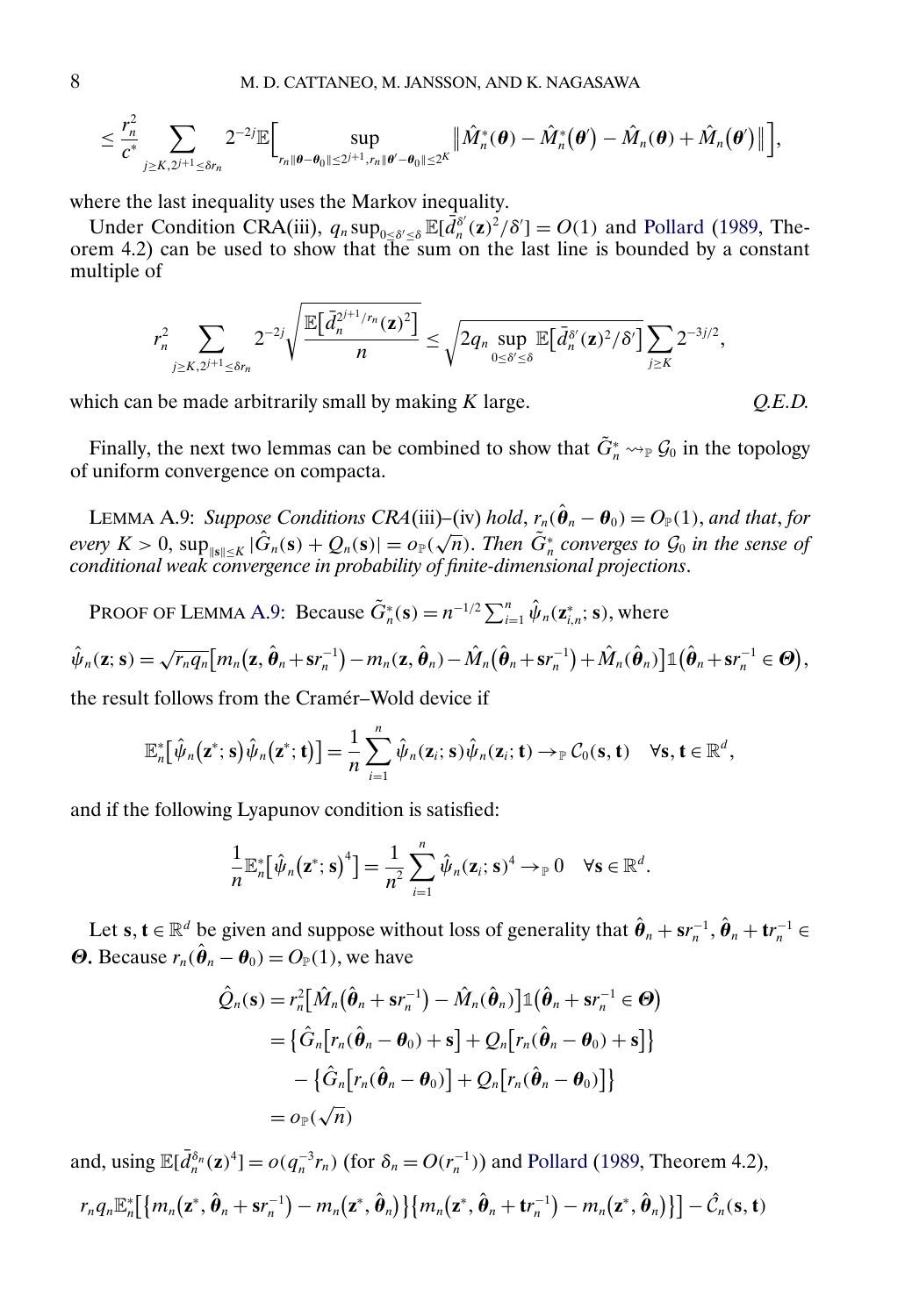$$\leq \frac{r_n^2}{c^*} \sum_{j \geq K, 2^{j+1} \leq \delta r_n} 2^{-2j} \mathbb{E}\Big[ \sup_{r_n \|\boldsymbol{\theta} - \boldsymbol{\theta}_0\| \leq 2^{j+1}, r_n \|\boldsymbol{\theta}' - \boldsymbol{\theta}_0\| \leq 2^K} \big\| \hat{M}_n^*(\boldsymbol{\theta}) - \hat{M}_n^*(\boldsymbol{\theta}') - \hat{M}_n(\boldsymbol{\theta}) + \hat{M}_n(\boldsymbol{\theta}') \big\| \Big],$$

where the last inequality uses the Markov inequality.

Under Condition CRA(iii), $q_n \sup_{0 \leq \delta' \leq \delta} \mathbb{E}[\bar{d}_n^{\delta'}(\mathbf{z})^2/\delta'] = O(1)$ and Pollard (1989, Theorem 4.2) can be used to show that the sum on the last line is bounded by a constant multiple of

$$r_n^2 \sum_{j \geq K, 2^{j+1} \leq \delta r_n} 2^{-2j} \sqrt{\frac{\mathbb{E}[\bar{d}_n^{2^{j+1}/r_n}(\mathbf{z})^2]}{n}} \leq \sqrt{2 q_n \sup_{0 \leq \delta' \leq \delta} \mathbb{E}[\bar{d}_n^{\delta'}(\mathbf{z})^2/\delta']} \sum_{j \geq K} 2^{-3j/2},$$

which can be made arbitrarily small by making $K$ large. *Q.E.D.*

Finally, the next two lemmas can be combined to show that $\tilde{G}_n^* \rightsquigarrow_{\mathbb{P}} \mathcal{G}_0$ in the topology of uniform convergence on compacta.

LEMMA A.9: *Suppose Conditions CRA(iii)–(iv) hold, $r_n(\hat{\boldsymbol{\theta}}_n - \boldsymbol{\theta}_0) = O_{\mathbb{P}}(1)$, and that, for every $K > 0$, $\sup_{\|\mathbf{s}\| \leq K} |\hat{G}_n(\mathbf{s}) + Q_n(\mathbf{s})| = o_{\mathbb{P}}(\sqrt{n})$. Then $\tilde{G}_n^*$ converges to $\mathcal{G}_0$ in the sense of conditional weak convergence in probability of finite-dimensional projections.*

PROOF OF LEMMA A.9: Because $\tilde{G}_n^*(\mathbf{s}) = n^{-1/2} \sum_{i=1}^n \hat{\psi}_n(\mathbf{z}_{i,n}^*; \mathbf{s})$, where

$$\hat{\psi}_n(\mathbf{z}; \mathbf{s}) = \sqrt{r_n q_n} \big[ m_n(\mathbf{z}, \hat{\boldsymbol{\theta}}_n + \mathbf{s} r_n^{-1}) - m_n(\mathbf{z}, \hat{\boldsymbol{\theta}}_n) - \hat{M}_n(\hat{\boldsymbol{\theta}}_n + \mathbf{s} r_n^{-1}) + \hat{M}_n(\hat{\boldsymbol{\theta}}_n) \big] \mathbb{1}(\hat{\boldsymbol{\theta}}_n + \mathbf{s} r_n^{-1} \in \boldsymbol{\Theta}),$$

the result follows from the Cramér–Wold device if

$$\mathbb{E}_n^*\big[\hat{\psi}_n(\mathbf{z}^*; \mathbf{s}) \hat{\psi}_n(\mathbf{z}^*; \mathbf{t})\big] = \frac{1}{n} \sum_{i=1}^n \hat{\psi}_n(\mathbf{z}_i; \mathbf{s}) \hat{\psi}_n(\mathbf{z}_i; \mathbf{t}) \to_{\mathbb{P}} \mathcal{C}_0(\mathbf{s}, \mathbf{t}) \quad \forall \mathbf{s}, \mathbf{t} \in \mathbb{R}^d,$$

and if the following Lyapunov condition is satisfied:

$$\frac{1}{n} \mathbb{E}_n^*\big[\hat{\psi}_n(\mathbf{z}^*; \mathbf{s})^4\big] = \frac{1}{n^2} \sum_{i=1}^n \hat{\psi}_n(\mathbf{z}_i; \mathbf{s})^4 \to_{\mathbb{P}} 0 \quad \forall \mathbf{s} \in \mathbb{R}^d.$$

Let $\mathbf{s}, \mathbf{t} \in \mathbb{R}^d$ be given and suppose without loss of generality that $\hat{\boldsymbol{\theta}}_n + \mathbf{s} r_n^{-1}, \hat{\boldsymbol{\theta}}_n + \mathbf{t} r_n^{-1} \in \boldsymbol{\Theta}$. Because $r_n(\hat{\boldsymbol{\theta}}_n - \boldsymbol{\theta}_0) = O_{\mathbb{P}}(1)$, we have

$$\begin{aligned}
\hat{Q}_n(\mathbf{s}) &= r_n^2 \big[ \hat{M}_n(\hat{\boldsymbol{\theta}}_n + \mathbf{s} r_n^{-1}) - \hat{M}_n(\hat{\boldsymbol{\theta}}_n) \big] \mathbb{1}(\hat{\boldsymbol{\theta}}_n + \mathbf{s} r_n^{-1} \in \boldsymbol{\Theta}) \\
&= \big\{ \hat{G}_n\big[r_n(\hat{\boldsymbol{\theta}}_n - \boldsymbol{\theta}_0) + \mathbf{s}\big] + Q_n\big[r_n(\hat{\boldsymbol{\theta}}_n - \boldsymbol{\theta}_0) + \mathbf{s}\big] \big\} \\
&\quad - \big\{ \hat{G}_n\big[r_n(\hat{\boldsymbol{\theta}}_n - \boldsymbol{\theta}_0)\big] + Q_n\big[r_n(\hat{\boldsymbol{\theta}}_n - \boldsymbol{\theta}_0)\big] \big\} \\
&= o_{\mathbb{P}}(\sqrt{n})
\end{aligned}$$

and, using $\mathbb{E}[\bar{d}_n^{\delta_n}(\mathbf{z})^4] = o(q_n^{-3} r_n)$ (for $\delta_n = O(r_n^{-1})$) and Pollard (1989, Theorem 4.2),

$$r_n q_n \mathbb{E}_n^*\big[\big\{m_n(\mathbf{z}^*, \hat{\boldsymbol{\theta}}_n + \mathbf{s} r_n^{-1}) - m_n(\mathbf{z}^*, \hat{\boldsymbol{\theta}}_n)\big\}\big\{m_n(\mathbf{z}^*, \hat{\boldsymbol{\theta}}_n + \mathbf{t} r_n^{-1}) - m_n(\mathbf{z}^*, \hat{\boldsymbol{\theta}}_n)\big\}\big] - \hat{\mathcal{C}}_n(\mathbf{s}, \mathbf{t})$$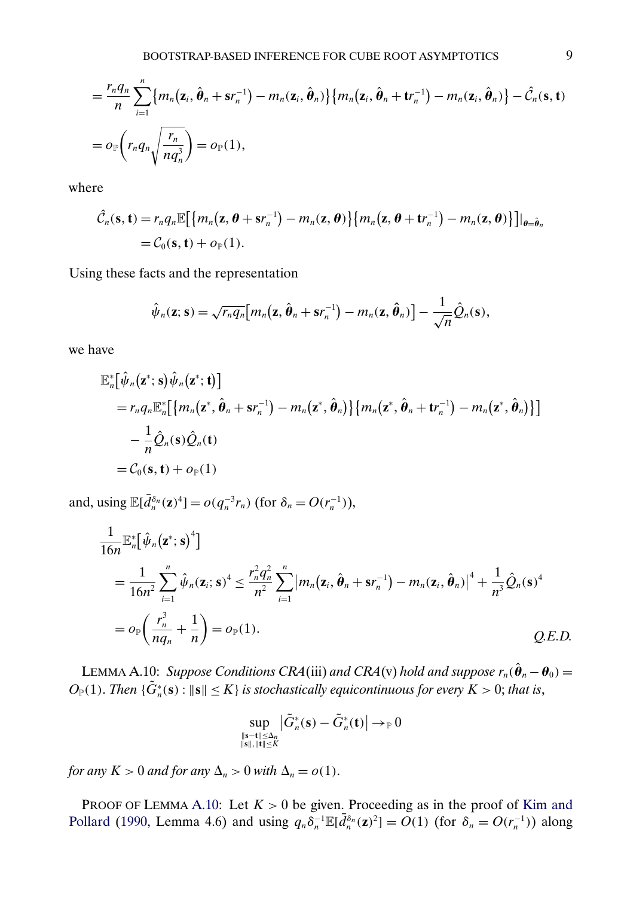$$= \frac{r_n q_n}{n} \sum_{i=1}^{n} \{ m_n(\mathbf{z}_i, \hat{\boldsymbol{\theta}}_n + \mathbf{s} r_n^{-1}) - m_n(\mathbf{z}_i, \hat{\boldsymbol{\theta}}_n) \} \{ m_n(\mathbf{z}_i, \hat{\boldsymbol{\theta}}_n + \mathbf{t} r_n^{-1}) - m_n(\mathbf{z}_i, \hat{\boldsymbol{\theta}}_n) \} - \hat{\mathcal{C}}_n(\mathbf{s}, \mathbf{t})$$

$$= o_{\mathbb{P}}\left( r_n q_n \sqrt{\frac{r_n}{n q_n^3}} \right) = o_{\mathbb{P}}(1),$$

where

$$\begin{aligned}
\hat{\mathcal{C}}_n(\mathbf{s}, \mathbf{t}) &= r_n q_n \mathbb{E}\big[ \{ m_n(\mathbf{z}, \boldsymbol{\theta} + \mathbf{s} r_n^{-1}) - m_n(\mathbf{z}, \boldsymbol{\theta}) \} \{ m_n(\mathbf{z}, \boldsymbol{\theta} + \mathbf{t} r_n^{-1}) - m_n(\mathbf{z}, \boldsymbol{\theta}) \} \big] |_{\boldsymbol{\theta} = \hat{\boldsymbol{\theta}}_n} \\
&= \mathcal{C}_0(\mathbf{s}, \mathbf{t}) + o_{\mathbb{P}}(1).
\end{aligned}$$

Using these facts and the representation

$$\hat{\psi}_n(\mathbf{z}; \mathbf{s}) = \sqrt{r_n q_n} \big[ m_n(\mathbf{z}, \hat{\boldsymbol{\theta}}_n + \mathbf{s} r_n^{-1}) - m_n(\mathbf{z}, \hat{\boldsymbol{\theta}}_n) \big] - \frac{1}{\sqrt{n}} \hat{Q}_n(\mathbf{s}),$$

we have

$$\begin{aligned}
&\mathbb{E}_n^*\big[ \hat{\psi}_n(\mathbf{z}^*; \mathbf{s}) \hat{\psi}_n(\mathbf{z}^*; \mathbf{t}) \big] \\
&\quad = r_n q_n \mathbb{E}_n^*\big[ \{ m_n(\mathbf{z}^*, \hat{\boldsymbol{\theta}}_n + \mathbf{s} r_n^{-1}) - m_n(\mathbf{z}^*, \hat{\boldsymbol{\theta}}_n) \} \{ m_n(\mathbf{z}^*, \hat{\boldsymbol{\theta}}_n + \mathbf{t} r_n^{-1}) - m_n(\mathbf{z}^*, \hat{\boldsymbol{\theta}}_n) \} \big] \\
&\qquad - \frac{1}{n} \hat{Q}_n(\mathbf{s}) \hat{Q}_n(\mathbf{t}) \\
&\quad = \mathcal{C}_0(\mathbf{s}, \mathbf{t}) + o_{\mathbb{P}}(1)
\end{aligned}$$

and, using $\mathbb{E}[\bar{d}_n^{\delta_n}(\mathbf{z})^4] = o(q_n^{-3} r_n)$ (for $\delta_n = O(r_n^{-1})$),

$$\begin{aligned}
&\frac{1}{16n} \mathbb{E}_n^*\big[ \hat{\psi}_n(\mathbf{z}^*; \mathbf{s})^4 \big] \\
&\quad = \frac{1}{16n^2} \sum_{i=1}^{n} \hat{\psi}_n(\mathbf{z}_i; \mathbf{s})^4 \le \frac{r_n^2 q_n^2}{n^2} \sum_{i=1}^{n} \big| m_n(\mathbf{z}_i, \hat{\boldsymbol{\theta}}_n + \mathbf{s} r_n^{-1}) - m_n(\mathbf{z}_i, \hat{\boldsymbol{\theta}}_n) \big|^4 + \frac{1}{n^3} \hat{Q}_n(\mathbf{s})^4 \\
&\quad = o_{\mathbb{P}}\left( \frac{r_n^3}{n q_n} + \frac{1}{n} \right) = o_{\mathbb{P}}(1). \qquad \textit{Q.E.D.}
\end{aligned}$$

LEMMA A.10: *Suppose Conditions CRA*(iii) *and CRA*(v) *hold and suppose* $r_n(\hat{\boldsymbol{\theta}}_n - \boldsymbol{\theta}_0) = O_{\mathbb{P}}(1)$. *Then* $\{\tilde{G}_n^*(\mathbf{s}) : \|\mathbf{s}\| \le K\}$ *is stochastically equicontinuous for every* $K > 0$; *that is*,

$$\sup_{\substack{\|\mathbf{s}-\mathbf{t}\| \le \Delta_n \\ \|\mathbf{s}\|, \|\mathbf{t}\| \le K}} \big| \tilde{G}_n^*(\mathbf{s}) - \tilde{G}_n^*(\mathbf{t}) \big| \to_{\mathbb{P}} 0$$

*for any* $K > 0$ *and for any* $\Delta_n > 0$ *with* $\Delta_n = o(1)$.

PROOF OF LEMMA A.10: Let $K > 0$ be given. Proceeding as in the proof of Kim and Pollard (1990, Lemma 4.6) and using $q_n \delta_n^{-1} \mathbb{E}[\bar{d}_n^{\delta_n}(\mathbf{z})^2] = O(1)$ (for $\delta_n = O(r_n^{-1})$) along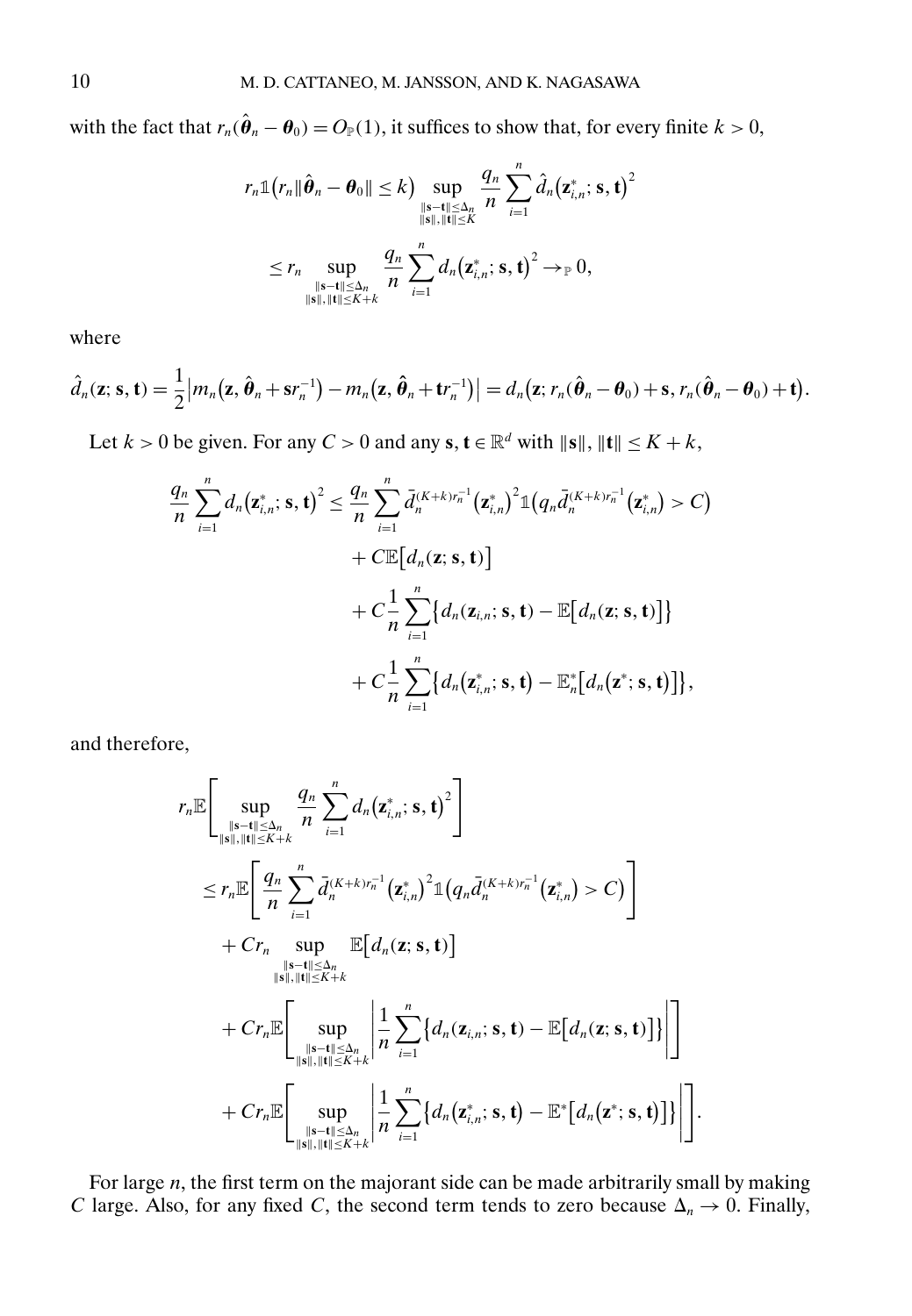with the fact that $r_n(\hat{\boldsymbol{\theta}}_n - \boldsymbol{\theta}_0) = O_{\mathbb{P}}(1)$, it suffices to show that, for every finite $k > 0$,

$$
\begin{aligned}
r_n \mathbb{1}\big(r_n \|\hat{\boldsymbol{\theta}}_n - \boldsymbol{\theta}_0\| \le k\big) & \sup_{\substack{\|\mathbf{s}-\mathbf{t}\| \le \Delta_n \\ \|\mathbf{s}\|, \|\mathbf{t}\| \le K}} \frac{q_n}{n} \sum_{i=1}^n \hat{d}_n\big(\mathbf{z}_{i,n}^*; \mathbf{s}, \mathbf{t}\big)^2 \\
& \le r_n \sup_{\substack{\|\mathbf{s}-\mathbf{t}\| \le \Delta_n \\ \|\mathbf{s}\|, \|\mathbf{t}\| \le K+k}} \frac{q_n}{n} \sum_{i=1}^n d_n\big(\mathbf{z}_{i,n}^*; \mathbf{s}, \mathbf{t}\big)^2 \to_{\mathbb{P}} 0,
\end{aligned}
$$

where

$$
\hat{d}_n(\mathbf{z}; \mathbf{s}, \mathbf{t}) = \frac{1}{2}\big|m_n\big(\mathbf{z}, \hat{\boldsymbol{\theta}}_n + \mathbf{s} r_n^{-1}\big) - m_n\big(\mathbf{z}, \hat{\boldsymbol{\theta}}_n + \mathbf{t} r_n^{-1}\big)\big| = d_n\big(\mathbf{z}; r_n(\hat{\boldsymbol{\theta}}_n - \boldsymbol{\theta}_0) + \mathbf{s}, r_n(\hat{\boldsymbol{\theta}}_n - \boldsymbol{\theta}_0) + \mathbf{t}\big).
$$

Let $k > 0$ be given. For any $C > 0$ and any $\mathbf{s}, \mathbf{t} \in \mathbb{R}^d$ with $\|\mathbf{s}\|, \|\mathbf{t}\| \le K + k$,

$$
\begin{aligned}
\frac{q_n}{n} \sum_{i=1}^n d_n\big(\mathbf{z}_{i,n}^*; \mathbf{s}, \mathbf{t}\big)^2 \le & \frac{q_n}{n} \sum_{i=1}^n \bar{d}_n^{(K+k) r_n^{-1}}\big(\mathbf{z}_{i,n}^*\big)^2 \mathbb{1}\big(q_n \bar{d}_n^{(K+k) r_n^{-1}}\big(\mathbf{z}_{i,n}^*\big) > C\big) \\
& + C \mathbb{E}\big[d_n(\mathbf{z}; \mathbf{s}, \mathbf{t})\big] \\
& + C \frac{1}{n} \sum_{i=1}^n \big\{d_n(\mathbf{z}_{i,n}; \mathbf{s}, \mathbf{t}) - \mathbb{E}\big[d_n(\mathbf{z}; \mathbf{s}, \mathbf{t})\big]\big\} \\
& + C \frac{1}{n} \sum_{i=1}^n \big\{d_n\big(\mathbf{z}_{i,n}^*; \mathbf{s}, \mathbf{t}\big) - \mathbb{E}_n^*\big[d_n\big(\mathbf{z}^*; \mathbf{s}, \mathbf{t}\big)\big]\big\},
\end{aligned}
$$

and therefore,

$$
\begin{aligned}
& r_n \mathbb{E}\Bigg[\sup_{\substack{\|\mathbf{s}-\mathbf{t}\| \le \Delta_n \\ \|\mathbf{s}\|, \|\mathbf{t}\| \le K+k}} \frac{q_n}{n} \sum_{i=1}^n d_n\big(\mathbf{z}_{i,n}^*; \mathbf{s}, \mathbf{t}\big)^2\Bigg] \\
& \le r_n \mathbb{E}\Bigg[\frac{q_n}{n} \sum_{i=1}^n \bar{d}_n^{(K+k) r_n^{-1}}\big(\mathbf{z}_{i,n}^*\big)^2 \mathbb{1}\big(q_n \bar{d}_n^{(K+k) r_n^{-1}}\big(\mathbf{z}_{i,n}^*\big) > C\big)\Bigg] \\
& \quad + C r_n \sup_{\substack{\|\mathbf{s}-\mathbf{t}\| \le \Delta_n \\ \|\mathbf{s}\|, \|\mathbf{t}\| \le K+k}} \mathbb{E}\big[d_n(\mathbf{z}; \mathbf{s}, \mathbf{t})\big] \\
& \quad + C r_n \mathbb{E}\Bigg[\sup_{\substack{\|\mathbf{s}-\mathbf{t}\| \le \Delta_n \\ \|\mathbf{s}\|, \|\mathbf{t}\| \le K+k}} \Bigg|\frac{1}{n} \sum_{i=1}^n \big\{d_n(\mathbf{z}_{i,n}; \mathbf{s}, \mathbf{t}) - \mathbb{E}\big[d_n(\mathbf{z}; \mathbf{s}, \mathbf{t})\big]\big\}\Bigg|\Bigg] \\
& \quad + C r_n \mathbb{E}\Bigg[\sup_{\substack{\|\mathbf{s}-\mathbf{t}\| \le \Delta_n \\ \|\mathbf{s}\|, \|\mathbf{t}\| \le K+k}} \Bigg|\frac{1}{n} \sum_{i=1}^n \big\{d_n\big(\mathbf{z}_{i,n}^*; \mathbf{s}, \mathbf{t}\big) - \mathbb{E}^*\big[d_n\big(\mathbf{z}^*; \mathbf{s}, \mathbf{t}\big)\big]\big\}\Bigg|\Bigg].
\end{aligned}
$$

For large $n$, the first term on the majorant side can be made arbitrarily small by making $C$ large. Also, for any fixed $C$, the second term tends to zero because $\Delta_n \to 0$. Finally,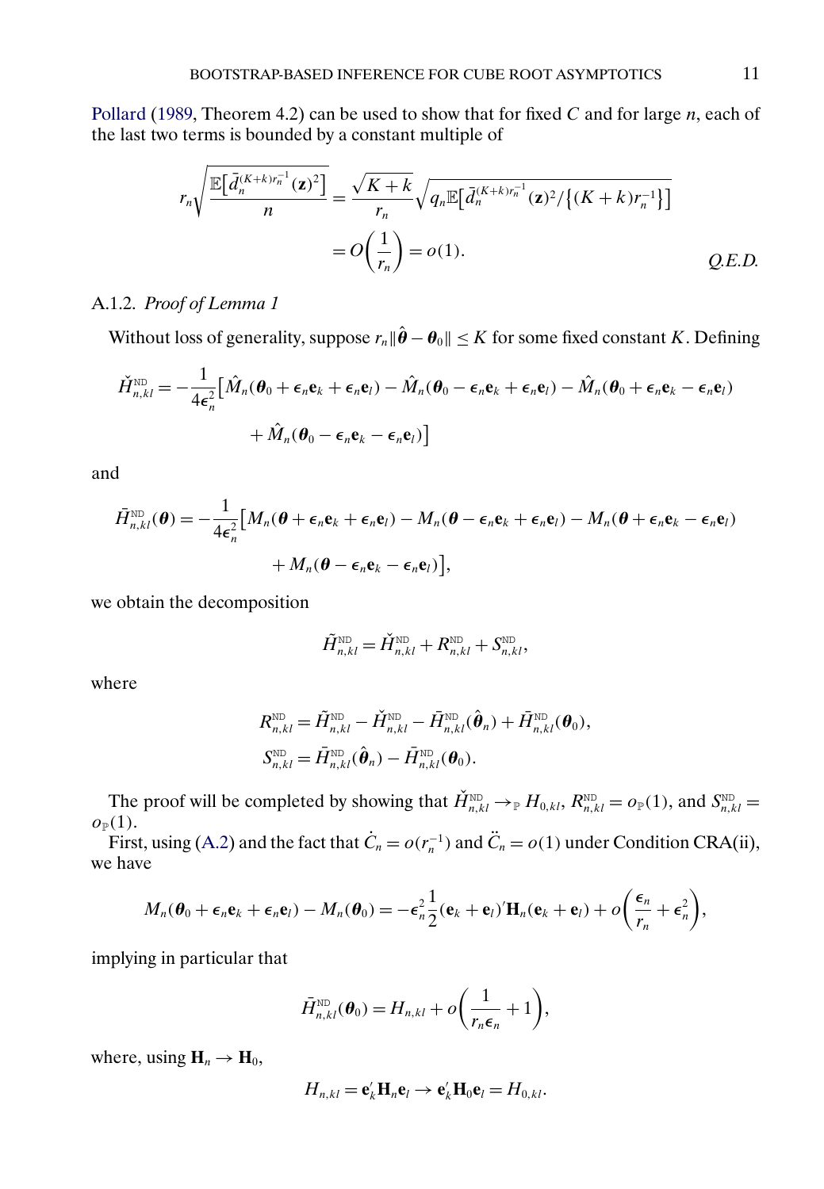Pollard (1989, Theorem 4.2) can be used to show that for fixed $C$ and for large $n$, each of the last two terms is bounded by a constant multiple of

$$
\begin{aligned}
r_n \sqrt{\frac{\mathbb{E}\big[\bar{d}_n^{(K+k)r_n^{-1}}(\mathbf{z})^2\big]}{n}} &= \frac{\sqrt{K+k}}{r_n} \sqrt{q_n \mathbb{E}\big[\bar{d}_n^{(K+k)r_n^{-1}}(\mathbf{z})^2 / \big\{(K+k) r_n^{-1}\big\}\big]} \\
&= O\left(\frac{1}{r_n}\right) = o(1). \qquad \textit{Q.E.D.}
\end{aligned}
$$

A.1.2. *Proof of Lemma 1*

Without loss of generality, suppose $r_n \|\hat{\boldsymbol{\theta}} - \boldsymbol{\theta}_0\| \le K$ for some fixed constant $K$. Defining

$$
\begin{aligned}
\check{H}_{n,kl}^{\text{ND}} = -\frac{1}{4\epsilon_n^2}\big[&\hat{M}_n(\boldsymbol{\theta}_0 + \epsilon_n \mathbf{e}_k + \epsilon_n \mathbf{e}_l) - \hat{M}_n(\boldsymbol{\theta}_0 - \epsilon_n \mathbf{e}_k + \epsilon_n \mathbf{e}_l) - \hat{M}_n(\boldsymbol{\theta}_0 + \epsilon_n \mathbf{e}_k - \epsilon_n \mathbf{e}_l) \\
&+ \hat{M}_n(\boldsymbol{\theta}_0 - \epsilon_n \mathbf{e}_k - \epsilon_n \mathbf{e}_l)\big]
\end{aligned}
$$

and

$$
\begin{aligned}
\bar{H}_{n,kl}^{\text{ND}}(\boldsymbol{\theta}) = -\frac{1}{4\epsilon_n^2}\big[&M_n(\boldsymbol{\theta} + \epsilon_n \mathbf{e}_k + \epsilon_n \mathbf{e}_l) - M_n(\boldsymbol{\theta} - \epsilon_n \mathbf{e}_k + \epsilon_n \mathbf{e}_l) - M_n(\boldsymbol{\theta} + \epsilon_n \mathbf{e}_k - \epsilon_n \mathbf{e}_l) \\
&+ M_n(\boldsymbol{\theta} - \epsilon_n \mathbf{e}_k - \epsilon_n \mathbf{e}_l)\big],
\end{aligned}
$$

we obtain the decomposition

$$
\tilde{H}_{n,kl}^{\text{ND}} = \check{H}_{n,kl}^{\text{ND}} + R_{n,kl}^{\text{ND}} + S_{n,kl}^{\text{ND}},
$$

where

$$
\begin{aligned}
R_{n,kl}^{\text{ND}} &= \tilde{H}_{n,kl}^{\text{ND}} - \check{H}_{n,kl}^{\text{ND}} - \bar{H}_{n,kl}^{\text{ND}}(\hat{\boldsymbol{\theta}}_n) + \bar{H}_{n,kl}^{\text{ND}}(\boldsymbol{\theta}_0), \\
S_{n,kl}^{\text{ND}} &= \bar{H}_{n,kl}^{\text{ND}}(\hat{\boldsymbol{\theta}}_n) - \bar{H}_{n,kl}^{\text{ND}}(\boldsymbol{\theta}_0).
\end{aligned}
$$

The proof will be completed by showing that $\check{H}_{n,kl}^{\text{ND}} \to_{\mathbb{P}} H_{0,kl}$, $R_{n,kl}^{\text{ND}} = o_{\mathbb{P}}(1)$, and $S_{n,kl}^{\text{ND}} = o_{\mathbb{P}}(1)$.

First, using (A.2) and the fact that $\dot{C}_n = o(r_n^{-1})$ and $\ddot{C}_n = o(1)$ under Condition CRA(ii), we have

$$
M_n(\boldsymbol{\theta}_0 + \epsilon_n \mathbf{e}_k + \epsilon_n \mathbf{e}_l) - M_n(\boldsymbol{\theta}_0) = -\epsilon_n^2 \frac{1}{2} (\mathbf{e}_k + \mathbf{e}_l)' \mathbf{H}_n (\mathbf{e}_k + \mathbf{e}_l) + o\left(\frac{\epsilon_n}{r_n} + \epsilon_n^2\right),
$$

implying in particular that

$$
\bar{H}_{n,kl}^{\text{ND}}(\boldsymbol{\theta}_0) = H_{n,kl} + o\left(\frac{1}{r_n \epsilon_n} + 1\right),
$$

where, using $\mathbf{H}_n \to \mathbf{H}_0$,

$$
H_{n,kl} = \mathbf{e}_k' \mathbf{H}_n \mathbf{e}_l \to \mathbf{e}_k' \mathbf{H}_0 \mathbf{e}_l = H_{0,kl}.
$$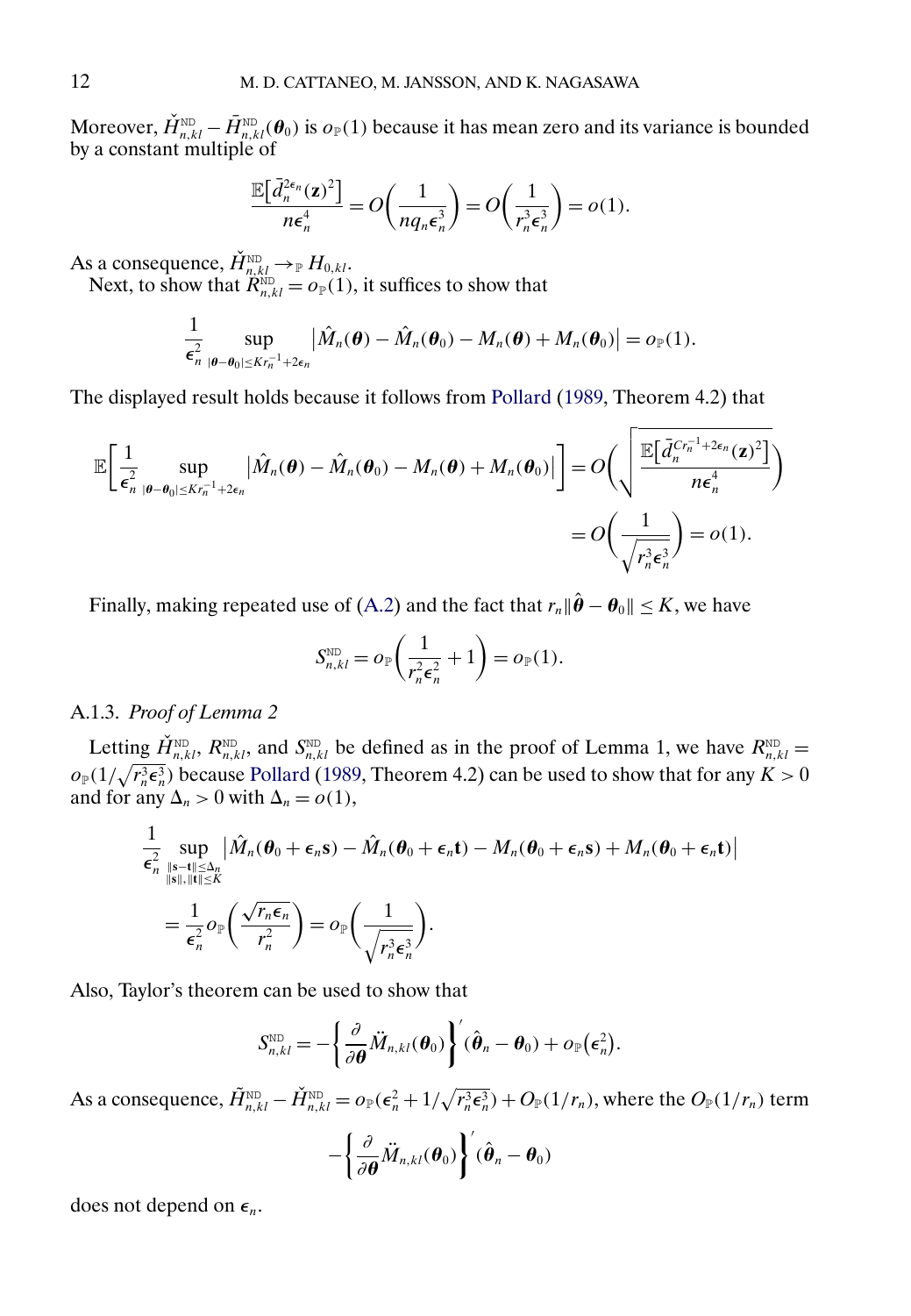Moreover, $\check{H}^{\text{ND}}_{n,kl} - \bar{H}^{\text{ND}}_{n,kl}(\boldsymbol{\theta}_0)$ is $o_{\mathbb{P}}(1)$ because it has mean zero and its variance is bounded by a constant multiple of

$$\frac{\mathbb{E}\big[\bar{d}_n^{2\epsilon_n}(\mathbf{z})^2\big]}{n\epsilon_n^4} = O\bigg(\frac{1}{nq_n\epsilon_n^3}\bigg) = O\bigg(\frac{1}{r_n^3\epsilon_n^3}\bigg) = o(1).$$

As a consequence, $\check{H}^{\text{ND}}_{n,kl} \to_{\mathbb{P}} H_{0,kl}$.

Next, to show that $R^{\text{ND}}_{n,kl} = o_{\mathbb{P}}(1)$, it suffices to show that

$$\frac{1}{\epsilon_n^2} \sup_{|\boldsymbol{\theta}-\boldsymbol{\theta}_0| \le Kr_n^{-1}+2\epsilon_n} \big|\hat{M}_n(\boldsymbol{\theta}) - \hat{M}_n(\boldsymbol{\theta}_0) - M_n(\boldsymbol{\theta}) + M_n(\boldsymbol{\theta}_0)\big| = o_{\mathbb{P}}(1).$$

The displayed result holds because it follows from Pollard (1989, Theorem 4.2) that

$$\begin{aligned}\mathbb{E}\bigg[\frac{1}{\epsilon_n^2} \sup_{|\boldsymbol{\theta}-\boldsymbol{\theta}_0| \le Kr_n^{-1}+2\epsilon_n} \big|\hat{M}_n(\boldsymbol{\theta}) - \hat{M}_n(\boldsymbol{\theta}_0) - M_n(\boldsymbol{\theta}) + M_n(\boldsymbol{\theta}_0)\big|\bigg] &= O\bigg(\sqrt{\frac{\mathbb{E}\big[\bar{d}_n^{Cr_n^{-1}+2\epsilon_n}(\mathbf{z})^2\big]}{n\epsilon_n^4}}\bigg) \\ &= O\bigg(\frac{1}{\sqrt{r_n^3\epsilon_n^3}}\bigg) = o(1).\end{aligned}$$

Finally, making repeated use of (A.2) and the fact that $r_n\|\hat{\boldsymbol{\theta}} - \boldsymbol{\theta}_0\| \le K$, we have

$$S^{\text{ND}}_{n,kl} = o_{\mathbb{P}}\bigg(\frac{1}{r_n^2\epsilon_n^2} + 1\bigg) = o_{\mathbb{P}}(1).$$

A.1.3. *Proof of Lemma 2*

Letting $\check{H}^{\text{ND}}_{n,kl}$, $R^{\text{ND}}_{n,kl}$, and $S^{\text{ND}}_{n,kl}$ be defined as in the proof of Lemma 1, we have $R^{\text{ND}}_{n,kl} = o_{\mathbb{P}}(1/\sqrt{r_n^3\epsilon_n^3})$ because Pollard (1989, Theorem 4.2) can be used to show that for any $K > 0$ and for any $\Delta_n > 0$ with $\Delta_n = o(1)$,

$$\begin{aligned}&\frac{1}{\epsilon_n^2} \sup_{\substack{\|\mathbf{s}-\mathbf{t}\| \le \Delta_n \\ \|\mathbf{s}\|,\|\mathbf{t}\| \le K}} \big|\hat{M}_n(\boldsymbol{\theta}_0 + \epsilon_n\mathbf{s}) - \hat{M}_n(\boldsymbol{\theta}_0 + \epsilon_n\mathbf{t}) - M_n(\boldsymbol{\theta}_0 + \epsilon_n\mathbf{s}) + M_n(\boldsymbol{\theta}_0 + \epsilon_n\mathbf{t})\big| \\ &\quad = \frac{1}{\epsilon_n^2} o_{\mathbb{P}}\bigg(\frac{\sqrt{r_n\epsilon_n}}{r_n^2}\bigg) = o_{\mathbb{P}}\bigg(\frac{1}{\sqrt{r_n^3\epsilon_n^3}}\bigg).\end{aligned}$$

Also, Taylor's theorem can be used to show that

$$S^{\text{ND}}_{n,kl} = -\bigg\{\frac{\partial}{\partial\boldsymbol{\theta}}\ddot{M}_{n,kl}(\boldsymbol{\theta}_0)\bigg\}'(\hat{\boldsymbol{\theta}}_n - \boldsymbol{\theta}_0) + o_{\mathbb{P}}\big(\epsilon_n^2\big).$$

As a consequence, $\tilde{H}^{\text{ND}}_{n,kl} - \check{H}^{\text{ND}}_{n,kl} = o_{\mathbb{P}}(\epsilon_n^2 + 1/\sqrt{r_n^3\epsilon_n^3}) + O_{\mathbb{P}}(1/r_n)$, where the $O_{\mathbb{P}}(1/r_n)$ term

$$-\bigg\{\frac{\partial}{\partial\boldsymbol{\theta}}\ddot{M}_{n,kl}(\boldsymbol{\theta}_0)\bigg\}'(\hat{\boldsymbol{\theta}}_n - \boldsymbol{\theta}_0)$$

does not depend on $\epsilon_n$.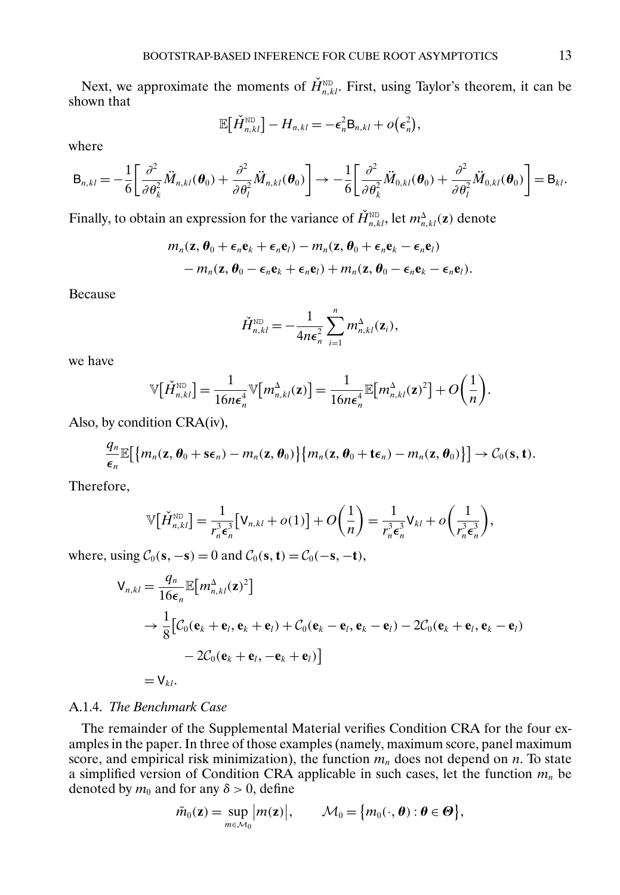Next, we approximate the moments of $\check{H}^{\text{ND}}_{n,kl}$. First, using Taylor's theorem, it can be shown that

$$\mathbb{E}\big[\check{H}^{\text{ND}}_{n,kl}\big] - H_{n,kl} = -\epsilon_n^2 \mathsf{B}_{n,kl} + o\big(\epsilon_n^2\big),$$

where

$$\mathsf{B}_{n,kl} = -\frac{1}{6}\left[\frac{\partial^2}{\partial\theta_k^2}\ddot{M}_{n,kl}(\boldsymbol{\theta}_0) + \frac{\partial^2}{\partial\theta_l^2}\ddot{M}_{n,kl}(\boldsymbol{\theta}_0)\right] \to -\frac{1}{6}\left[\frac{\partial^2}{\partial\theta_k^2}\ddot{M}_{0,kl}(\boldsymbol{\theta}_0) + \frac{\partial^2}{\partial\theta_l^2}\ddot{M}_{0,kl}(\boldsymbol{\theta}_0)\right] = \mathsf{B}_{kl}.$$

Finally, to obtain an expression for the variance of $\check{H}^{\text{ND}}_{n,kl}$, let $m^{\Delta}_{n,kl}(\mathbf{z})$ denote

$$\begin{aligned} &m_n(\mathbf{z}, \boldsymbol{\theta}_0 + \epsilon_n\mathbf{e}_k + \epsilon_n\mathbf{e}_l) - m_n(\mathbf{z}, \boldsymbol{\theta}_0 + \epsilon_n\mathbf{e}_k - \epsilon_n\mathbf{e}_l) \\ &\quad - m_n(\mathbf{z}, \boldsymbol{\theta}_0 - \epsilon_n\mathbf{e}_k + \epsilon_n\mathbf{e}_l) + m_n(\mathbf{z}, \boldsymbol{\theta}_0 - \epsilon_n\mathbf{e}_k - \epsilon_n\mathbf{e}_l). \end{aligned}$$

Because

$$\check{H}^{\text{ND}}_{n,kl} = -\frac{1}{4n\epsilon_n^2}\sum_{i=1}^n m^{\Delta}_{n,kl}(\mathbf{z}_i),$$

we have

$$\mathbb{V}\big[\check{H}^{\text{ND}}_{n,kl}\big] = \frac{1}{16n\epsilon_n^4}\mathbb{V}\big[m^{\Delta}_{n,kl}(\mathbf{z})\big] = \frac{1}{16n\epsilon_n^4}\mathbb{E}\big[m^{\Delta}_{n,kl}(\mathbf{z})^2\big] + O\left(\frac{1}{n}\right).$$

Also, by condition CRA(iv),

$$\frac{q_n}{\epsilon_n}\mathbb{E}\big[\big\{m_n(\mathbf{z}, \boldsymbol{\theta}_0 + \mathbf{s}\epsilon_n) - m_n(\mathbf{z}, \boldsymbol{\theta}_0)\big\}\big\{m_n(\mathbf{z}, \boldsymbol{\theta}_0 + \mathbf{t}\epsilon_n) - m_n(\mathbf{z}, \boldsymbol{\theta}_0)\big\}\big] \to \mathcal{C}_0(\mathbf{s}, \mathbf{t}).$$

Therefore,

$$\mathbb{V}\big[\check{H}^{\text{ND}}_{n,kl}\big] = \frac{1}{r_n^3\epsilon_n^3}\big[\mathsf{V}_{n,kl} + o(1)\big] + O\left(\frac{1}{n}\right) = \frac{1}{r_n^3\epsilon_n^3}\mathsf{V}_{kl} + o\left(\frac{1}{r_n^3\epsilon_n^3}\right),$$

where, using $\mathcal{C}_0(\mathbf{s}, -\mathbf{s}) = 0$ and $\mathcal{C}_0(\mathbf{s}, \mathbf{t}) = \mathcal{C}_0(-\mathbf{s}, -\mathbf{t})$,

$$\begin{aligned} \mathsf{V}_{n,kl} &= \frac{q_n}{16\epsilon_n}\mathbb{E}\big[m^{\Delta}_{n,kl}(\mathbf{z})^2\big] \\ &\to \frac{1}{8}\big[\mathcal{C}_0(\mathbf{e}_k + \mathbf{e}_l, \mathbf{e}_k + \mathbf{e}_l) + \mathcal{C}_0(\mathbf{e}_k - \mathbf{e}_l, \mathbf{e}_k - \mathbf{e}_l) - 2\mathcal{C}_0(\mathbf{e}_k + \mathbf{e}_l, \mathbf{e}_k - \mathbf{e}_l) \\ &\qquad - 2\mathcal{C}_0(\mathbf{e}_k + \mathbf{e}_l, -\mathbf{e}_k + \mathbf{e}_l)\big] \\ &= \mathsf{V}_{kl}. \end{aligned}$$

#### A.1.4. *The Benchmark Case*

The remainder of the Supplemental Material verifies Condition CRA for the four examples in the paper. In three of those examples (namely, maximum score, panel maximum score, and empirical risk minimization), the function $m_n$ does not depend on $n$. To state a simplified version of Condition CRA applicable in such cases, let the function $m_n$ be denoted by $m_0$ and for any $\delta > 0$, define

$$\bar{m}_0(\mathbf{z}) = \sup_{m \in \mathcal{M}_0}\big|m(\mathbf{z})\big|, \qquad \mathcal{M}_0 = \big\{m_0(\cdot, \boldsymbol{\theta}) : \boldsymbol{\theta} \in \boldsymbol{\Theta}\big\},$$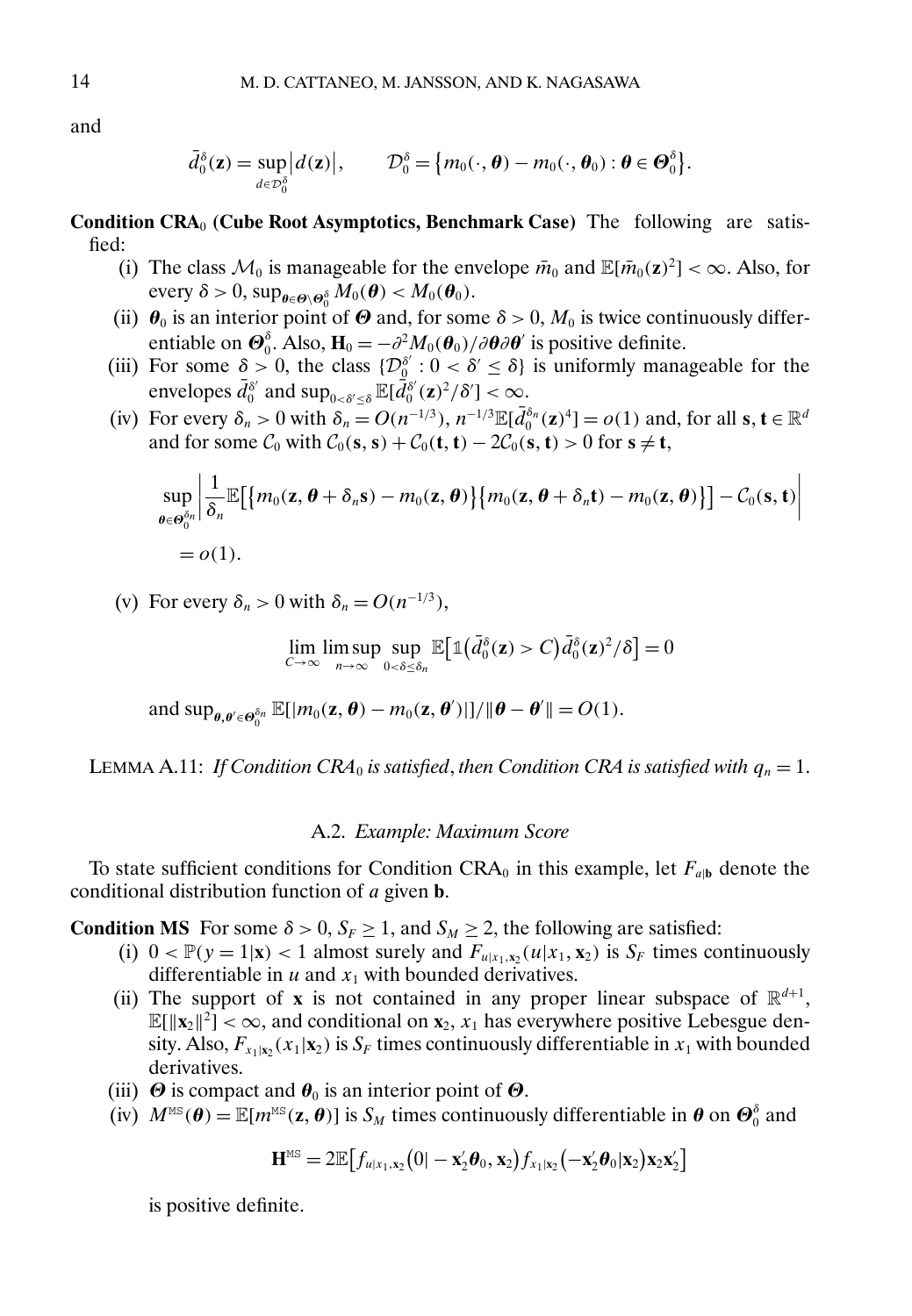and

$$\bar{d}_0^\delta(\mathbf{z}) = \sup_{d\in\mathcal{D}_0^\delta} \big|d(\mathbf{z})\big|, \qquad \mathcal{D}_0^\delta = \big\{m_0(\cdot,\boldsymbol{\theta}) - m_0(\cdot,\boldsymbol{\theta}_0) : \boldsymbol{\theta} \in \boldsymbol{\Theta}_0^\delta\big\}.$$

**Condition CRA$_0$ (Cube Root Asymptotics, Benchmark Case)** The following are satisfied:

- (i) The class $\mathcal{M}_0$ is manageable for the envelope $\bar{m}_0$ and $\mathbb{E}[\bar{m}_0(\mathbf{z})^2] < \infty$. Also, for every $\delta > 0$, $\sup_{\boldsymbol{\theta}\in\boldsymbol{\Theta}\setminus\boldsymbol{\Theta}_0^\delta} M_0(\boldsymbol{\theta}) < M_0(\boldsymbol{\theta}_0)$.
- (ii) $\boldsymbol{\theta}_0$ is an interior point of $\boldsymbol{\Theta}$ and, for some $\delta > 0$, $M_0$ is twice continuously differentiable on $\boldsymbol{\Theta}_0^\delta$. Also, $\mathbf{H}_0 = -\partial^2 M_0(\boldsymbol{\theta}_0)/\partial\boldsymbol{\theta}\partial\boldsymbol{\theta}'$ is positive definite.
- (iii) For some $\delta > 0$, the class $\{\mathcal{D}_0^{\delta'} : 0 < \delta' \leq \delta\}$ is uniformly manageable for the envelopes $\bar{d}_0^{\delta'}$ and $\sup_{0<\delta'\leq\delta} \mathbb{E}[\bar{d}_0^{\delta'}(\mathbf{z})^2/\delta'] < \infty$.
- (iv) For every $\delta_n > 0$ with $\delta_n = O(n^{-1/3})$, $n^{-1/3}\mathbb{E}[\bar{d}_0^{\delta_n}(\mathbf{z})^4] = o(1)$ and, for all $\mathbf{s},\mathbf{t} \in \mathbb{R}^d$ and for some $\mathcal{C}_0$ with $\mathcal{C}_0(\mathbf{s},\mathbf{s}) + \mathcal{C}_0(\mathbf{t},\mathbf{t}) - 2\mathcal{C}_0(\mathbf{s},\mathbf{t}) > 0$ for $\mathbf{s} \neq \mathbf{t}$,

$$\sup_{\boldsymbol{\theta}\in\boldsymbol{\Theta}_0^{\delta_n}} \left| \frac{1}{\delta_n}\mathbb{E}\big[\big\{m_0(\mathbf{z},\boldsymbol{\theta}+\delta_n\mathbf{s}) - m_0(\mathbf{z},\boldsymbol{\theta})\big\}\big\{m_0(\mathbf{z},\boldsymbol{\theta}+\delta_n\mathbf{t}) - m_0(\mathbf{z},\boldsymbol{\theta})\big\}\big] - \mathcal{C}_0(\mathbf{s},\mathbf{t}) \right| = o(1).$$

- (v) For every $\delta_n > 0$ with $\delta_n = O(n^{-1/3})$,

$$\lim_{C\to\infty} \limsup_{n\to\infty} \sup_{0<\delta\leq\delta_n} \mathbb{E}\big[\mathbb{1}\big(\bar{d}_0^\delta(\mathbf{z}) > C\big)\bar{d}_0^\delta(\mathbf{z})^2/\delta\big] = 0$$

and $\sup_{\boldsymbol{\theta},\boldsymbol{\theta}'\in\boldsymbol{\Theta}_0^{\delta_n}} \mathbb{E}[|m_0(\mathbf{z},\boldsymbol{\theta}) - m_0(\mathbf{z},\boldsymbol{\theta}')|]/\|\boldsymbol{\theta}-\boldsymbol{\theta}'\| = O(1)$.

LEMMA A.11: *If Condition CRA$_0$ is satisfied, then Condition CRA is satisfied with $q_n = 1$.*

### A.2. *Example: Maximum Score*

To state sufficient conditions for Condition CRA$_0$ in this example, let $F_{a|\mathbf{b}}$ denote the conditional distribution function of $a$ given $\mathbf{b}$.

**Condition MS** For some $\delta > 0$, $S_F \geq 1$, and $S_M \geq 2$, the following are satisfied:

- (i) $0 < \mathbb{P}(y = 1|\mathbf{x}) < 1$ almost surely and $F_{u|x_1,\mathbf{x}_2}(u|x_1,\mathbf{x}_2)$ is $S_F$ times continuously differentiable in $u$ and $x_1$ with bounded derivatives.
- (ii) The support of $\mathbf{x}$ is not contained in any proper linear subspace of $\mathbb{R}^{d+1}$, $\mathbb{E}[\|\mathbf{x}_2\|^2] < \infty$, and conditional on $\mathbf{x}_2$, $x_1$ has everywhere positive Lebesgue density. Also, $F_{x_1|\mathbf{x}_2}(x_1|\mathbf{x}_2)$ is $S_F$ times continuously differentiable in $x_1$ with bounded derivatives.
- (iii) $\boldsymbol{\Theta}$ is compact and $\boldsymbol{\theta}_0$ is an interior point of $\boldsymbol{\Theta}$.
- (iv) $M^{\text{MS}}(\boldsymbol{\theta}) = \mathbb{E}[m^{\text{MS}}(\mathbf{z},\boldsymbol{\theta})]$ is $S_M$ times continuously differentiable in $\boldsymbol{\theta}$ on $\boldsymbol{\Theta}_0^\delta$ and

$$\mathbf{H}^{\text{MS}} = 2\mathbb{E}\big[f_{u|x_1,\mathbf{x}_2}\big(0| - \mathbf{x}_2'\boldsymbol{\theta}_0,\mathbf{x}_2\big)f_{x_1|\mathbf{x}_2}\big(-\mathbf{x}_2'\boldsymbol{\theta}_0|\mathbf{x}_2\big)\mathbf{x}_2\mathbf{x}_2'\big]$$

is positive definite.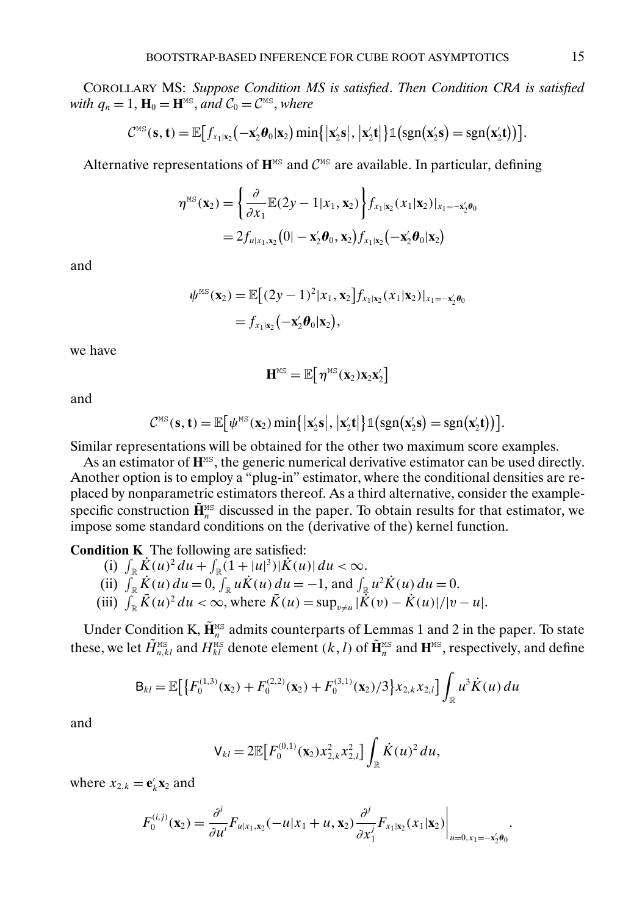COROLLARY MS: *Suppose Condition MS is satisfied. Then Condition CRA is satisfied with* $q_n = 1$, $\mathbf{H}_0 = \mathbf{H}^{\text{MS}}$, *and* $\mathcal{C}_0 = \mathcal{C}^{\text{MS}}$, *where*

$$\mathcal{C}^{\text{MS}}(\mathbf{s}, \mathbf{t}) = \mathbb{E}\big[f_{x_1|\mathbf{x}_2}\big(-\mathbf{x}_2'\boldsymbol{\theta}_0|\mathbf{x}_2\big)\min\big\{\big|\mathbf{x}_2'\mathbf{s}\big|, \big|\mathbf{x}_2'\mathbf{t}\big|\big\}\mathbb{1}\big(\operatorname{sgn}\big(\mathbf{x}_2'\mathbf{s}\big) = \operatorname{sgn}\big(\mathbf{x}_2'\mathbf{t}\big)\big)\big].$$

Alternative representations of $\mathbf{H}^{\text{MS}}$ and $\mathcal{C}^{\text{MS}}$ are available. In particular, defining

$$\begin{aligned}
\eta^{\text{MS}}(\mathbf{x}_2) &= \left\{\frac{\partial}{\partial x_1}\mathbb{E}(2y-1|x_1, \mathbf{x}_2)\right\} f_{x_1|\mathbf{x}_2}(x_1|\mathbf{x}_2)|_{x_1 = -\mathbf{x}_2'\boldsymbol{\theta}_0} \\
&= 2 f_{u|x_1,\mathbf{x}_2}\big(0| - \mathbf{x}_2'\boldsymbol{\theta}_0, \mathbf{x}_2\big) f_{x_1|\mathbf{x}_2}\big(-\mathbf{x}_2'\boldsymbol{\theta}_0|\mathbf{x}_2\big)
\end{aligned}$$

and

$$\begin{aligned}
\psi^{\text{MS}}(\mathbf{x}_2) &= \mathbb{E}\big[(2y-1)^2|x_1, \mathbf{x}_2\big] f_{x_1|\mathbf{x}_2}(x_1|\mathbf{x}_2)|_{x_1 = -\mathbf{x}_2'\boldsymbol{\theta}_0} \\
&= f_{x_1|\mathbf{x}_2}\big(-\mathbf{x}_2'\boldsymbol{\theta}_0|\mathbf{x}_2\big),
\end{aligned}$$

we have

$$\mathbf{H}^{\text{MS}} = \mathbb{E}\big[\eta^{\text{MS}}(\mathbf{x}_2)\mathbf{x}_2\mathbf{x}_2'\big]$$

and

$$\mathcal{C}^{\text{MS}}(\mathbf{s}, \mathbf{t}) = \mathbb{E}\big[\psi^{\text{MS}}(\mathbf{x}_2)\min\big\{\big|\mathbf{x}_2'\mathbf{s}\big|, \big|\mathbf{x}_2'\mathbf{t}\big|\big\}\mathbb{1}\big(\operatorname{sgn}\big(\mathbf{x}_2'\mathbf{s}\big) = \operatorname{sgn}\big(\mathbf{x}_2'\mathbf{t}\big)\big)\big].$$

Similar representations will be obtained for the other two maximum score examples.

As an estimator of $\mathbf{H}^{\text{MS}}$, the generic numerical derivative estimator can be used directly. Another option is to employ a "plug-in" estimator, where the conditional densities are replaced by nonparametric estimators thereof. As a third alternative, consider the example-specific construction $\tilde{\mathbf{H}}_n^{\text{MS}}$ discussed in the paper. To obtain results for that estimator, we impose some standard conditions on the (derivative of the) kernel function.

**Condition K** The following are satisfied:

(i) $\int_{\mathbb{R}} \dot{K}(u)^2\,du + \int_{\mathbb{R}}(1+|u|^3)|\dot{K}(u)|\,du < \infty$.

(ii) $\int_{\mathbb{R}} \dot{K}(u)\,du = 0$, $\int_{\mathbb{R}} u\dot{K}(u)\,du = -1$, and $\int_{\mathbb{R}} u^2\dot{K}(u)\,du = 0$.

(iii) $\int_{\mathbb{R}} \bar{K}(u)^2\,du < \infty$, where $\bar{K}(u) = \sup_{v\neq u}|\dot{K}(v) - \dot{K}(u)|/|v-u|$.

Under Condition K, $\tilde{\mathbf{H}}_n^{\text{MS}}$ admits counterparts of Lemmas 1 and 2 in the paper. To state these, we let $\tilde{H}_{n,kl}^{\text{MS}}$ and $H_{kl}^{\text{MS}}$ denote element $(k, l)$ of $\tilde{\mathbf{H}}_n^{\text{MS}}$ and $\mathbf{H}^{\text{MS}}$, respectively, and define

$$\mathsf{B}_{kl} = \mathbb{E}\big[\big\{F_0^{(1,3)}(\mathbf{x}_2) + F_0^{(2,2)}(\mathbf{x}_2) + F_0^{(3,1)}(\mathbf{x}_2)/3\big\}x_{2,k}x_{2,l}\big]\int_{\mathbb{R}} u^3\dot{K}(u)\,du$$

and

$$\mathsf{V}_{kl} = 2\mathbb{E}\big[F_0^{(0,1)}(\mathbf{x}_2)x_{2,k}^2 x_{2,l}^2\big]\int_{\mathbb{R}} \dot{K}(u)^2\,du,$$

where $x_{2,k} = \mathbf{e}_k'\mathbf{x}_2$ and

$$F_0^{(i,j)}(\mathbf{x}_2) = \frac{\partial^i}{\partial u^i}F_{u|x_1,\mathbf{x}_2}(-u|x_1+u, \mathbf{x}_2)\frac{\partial^j}{\partial x_1^j}F_{x_1|\mathbf{x}_2}(x_1|\mathbf{x}_2)\bigg|_{u=0, x_1=-\mathbf{x}_2'\boldsymbol{\theta}_0}.$$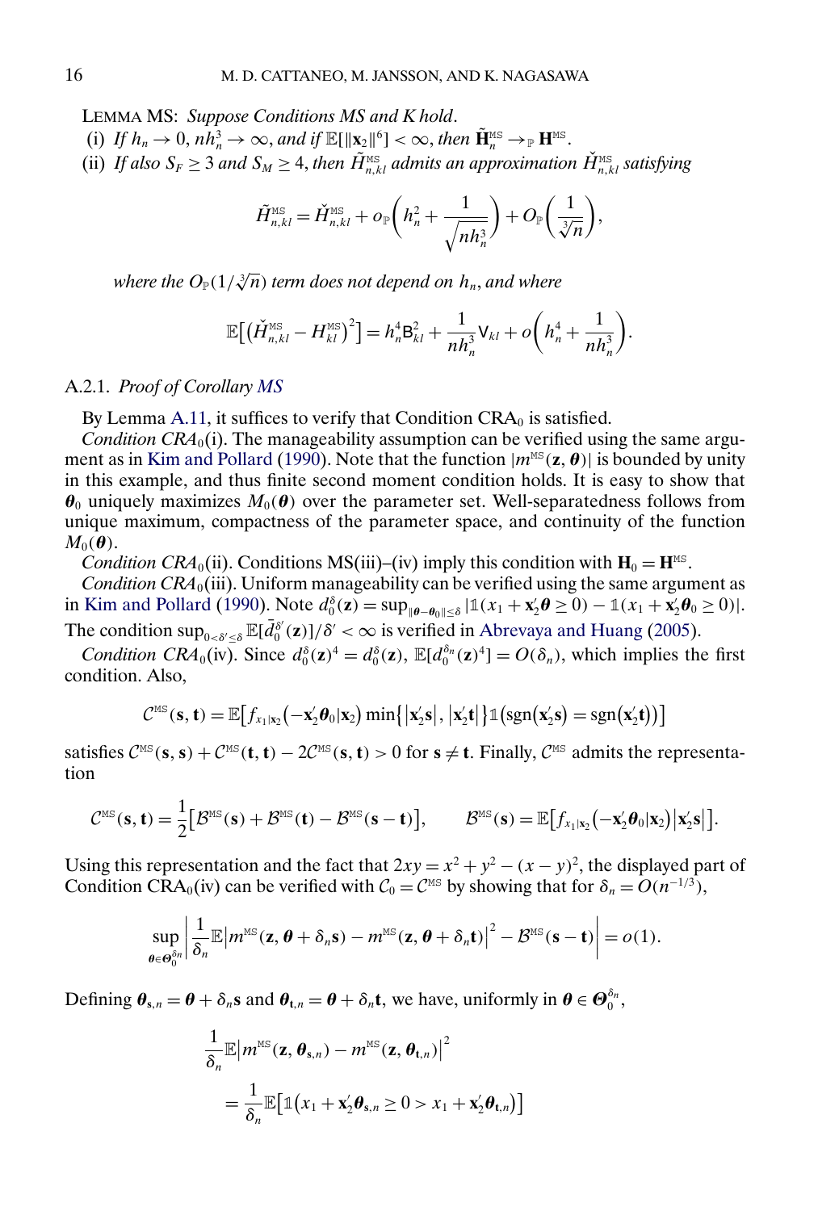LEMMA MS: *Suppose Conditions MS and K hold*.

(i) *If* $h_n \to 0$, $nh_n^3 \to \infty$, *and if* $\mathbb{E}[\|\mathbf{x}_2\|^6] < \infty$, *then* $\tilde{\mathbf{H}}_n^{\text{MS}} \to_{\mathbb{P}} \mathbf{H}^{\text{MS}}$.

(ii) *If also* $S_F \geq 3$ *and* $S_M \geq 4$, *then* $\tilde{H}_{n,kl}^{\text{MS}}$ *admits an approximation* $\check{H}_{n,kl}^{\text{MS}}$ *satisfying*

$$\tilde{H}_{n,kl}^{\text{MS}} = \check{H}_{n,kl}^{\text{MS}} + o_{\mathbb{P}}\left(h_n^2 + \frac{1}{\sqrt{nh_n^3}}\right) + O_{\mathbb{P}}\left(\frac{1}{\sqrt[3]{n}}\right),$$

*where the* $O_{\mathbb{P}}(1/\sqrt[3]{n})$ *term does not depend on* $h_n$, *and where*

$$\mathbb{E}\left[\left(\check{H}_{n,kl}^{\text{MS}} - H_{kl}^{\text{MS}}\right)^2\right] = h_n^4 \mathsf{B}_{kl}^2 + \frac{1}{nh_n^3}\mathsf{V}_{kl} + o\left(h_n^4 + \frac{1}{nh_n^3}\right).$$

A.2.1. *Proof of Corollary MS*

By Lemma A.11, it suffices to verify that Condition CRA$_0$ is satisfied.

*Condition CRA*$_0$(i). The manageability assumption can be verified using the same argument as in Kim and Pollard (1990). Note that the function $|m^{\text{MS}}(\mathbf{z}, \boldsymbol{\theta})|$ is bounded by unity in this example, and thus finite second moment condition holds. It is easy to show that $\boldsymbol{\theta}_0$ uniquely maximizes $M_0(\boldsymbol{\theta})$ over the parameter set. Well-separatedness follows from unique maximum, compactness of the parameter space, and continuity of the function $M_0(\boldsymbol{\theta})$.

*Condition CRA*$_0$(ii). Conditions MS(iii)–(iv) imply this condition with $\mathbf{H}_0 = \mathbf{H}^{\text{MS}}$.

*Condition CRA*$_0$(iii). Uniform manageability can be verified using the same argument as in Kim and Pollard (1990). Note $d_0^\delta(\mathbf{z}) = \sup_{\|\boldsymbol{\theta}-\boldsymbol{\theta}_0\| \leq \delta} |\mathbb{1}(x_1 + \mathbf{x}_2'\boldsymbol{\theta} \geq 0) - \mathbb{1}(x_1 + \mathbf{x}_2'\boldsymbol{\theta}_0 \geq 0)|$. The condition $\sup_{0<\delta' \leq \delta} \mathbb{E}[\bar{d}_0^{\delta'}(\mathbf{z})]/\delta' < \infty$ is verified in Abrevaya and Huang (2005).

*Condition CRA*$_0$(iv). Since $d_0^\delta(\mathbf{z})^4 = d_0^\delta(\mathbf{z})$, $\mathbb{E}[d_0^{\delta_n}(\mathbf{z})^4] = O(\delta_n)$, which implies the first condition. Also,

$$\mathcal{C}^{\text{MS}}(\mathbf{s}, \mathbf{t}) = \mathbb{E}\left[f_{x_1|\mathbf{x}_2}\left(-\mathbf{x}_2'\boldsymbol{\theta}_0|\mathbf{x}_2\right) \min\left\{|\mathbf{x}_2'\mathbf{s}|, |\mathbf{x}_2'\mathbf{t}|\right\} \mathbb{1}\left(\operatorname{sgn}(\mathbf{x}_2'\mathbf{s}) = \operatorname{sgn}(\mathbf{x}_2'\mathbf{t})\right)\right]$$

satisfies $\mathcal{C}^{\text{MS}}(\mathbf{s}, \mathbf{s}) + \mathcal{C}^{\text{MS}}(\mathbf{t}, \mathbf{t}) - 2\mathcal{C}^{\text{MS}}(\mathbf{s}, \mathbf{t}) > 0$ for $\mathbf{s} \neq \mathbf{t}$. Finally, $\mathcal{C}^{\text{MS}}$ admits the representation

$$\mathcal{C}^{\text{MS}}(\mathbf{s}, \mathbf{t}) = \frac{1}{2}\left[\mathcal{B}^{\text{MS}}(\mathbf{s}) + \mathcal{B}^{\text{MS}}(\mathbf{t}) - \mathcal{B}^{\text{MS}}(\mathbf{s} - \mathbf{t})\right], \qquad \mathcal{B}^{\text{MS}}(\mathbf{s}) = \mathbb{E}\left[f_{x_1|\mathbf{x}_2}\left(-\mathbf{x}_2'\boldsymbol{\theta}_0|\mathbf{x}_2\right)|\mathbf{x}_2'\mathbf{s}|\right].$$

Using this representation and the fact that $2xy = x^2 + y^2 - (x - y)^2$, the displayed part of Condition CRA$_0$(iv) can be verified with $\mathcal{C}_0 = \mathcal{C}^{\text{MS}}$ by showing that for $\delta_n = O(n^{-1/3})$,

$$\sup_{\boldsymbol{\theta} \in \boldsymbol{\Theta}_0^{\delta_n}} \left| \frac{1}{\delta_n} \mathbb{E}\left|m^{\text{MS}}(\mathbf{z}, \boldsymbol{\theta} + \delta_n \mathbf{s}) - m^{\text{MS}}(\mathbf{z}, \boldsymbol{\theta} + \delta_n \mathbf{t})\right|^2 - \mathcal{B}^{\text{MS}}(\mathbf{s} - \mathbf{t}) \right| = o(1).$$

Defining $\boldsymbol{\theta}_{\mathbf{s},n} = \boldsymbol{\theta} + \delta_n \mathbf{s}$ and $\boldsymbol{\theta}_{\mathbf{t},n} = \boldsymbol{\theta} + \delta_n \mathbf{t}$, we have, uniformly in $\boldsymbol{\theta} \in \boldsymbol{\Theta}_0^{\delta_n}$,

$$\begin{aligned}
&\frac{1}{\delta_n}\mathbb{E}\left|m^{\text{MS}}(\mathbf{z}, \boldsymbol{\theta}_{\mathbf{s},n}) - m^{\text{MS}}(\mathbf{z}, \boldsymbol{\theta}_{\mathbf{t},n})\right|^2 \\
&\quad = \frac{1}{\delta_n}\mathbb{E}\left[\mathbb{1}\left(x_1 + \mathbf{x}_2'\boldsymbol{\theta}_{\mathbf{s},n} \geq 0 > x_1 + \mathbf{x}_2'\boldsymbol{\theta}_{\mathbf{t},n}\right)\right]
\end{aligned}$$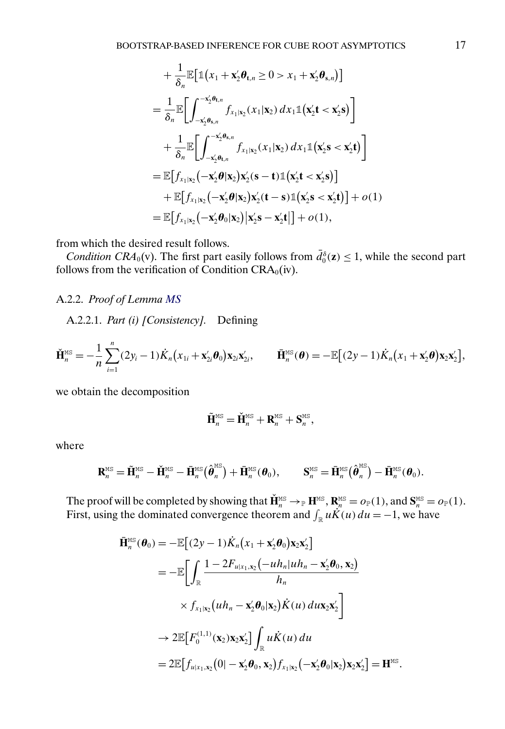$$
\begin{aligned}
&+\frac{1}{\delta_n}\mathbb{E}\big[\mathbb{1}\big(x_1+\mathbf{x}_2'\boldsymbol{\theta}_{\mathbf{t},n}\geq 0> x_1+\mathbf{x}_2'\boldsymbol{\theta}_{\mathbf{s},n}\big)\big] \\
&=\frac{1}{\delta_n}\mathbb{E}\bigg[\int_{-\mathbf{x}_2'\boldsymbol{\theta}_{\mathbf{s},n}}^{-\mathbf{x}_2'\boldsymbol{\theta}_{\mathbf{t},n}} f_{x_1|\mathbf{x}_2}(x_1|\mathbf{x}_2)\,dx_1\mathbb{1}\big(\mathbf{x}_2'\mathbf{t}<\mathbf{x}_2'\mathbf{s}\big)\bigg] \\
&\quad+\frac{1}{\delta_n}\mathbb{E}\bigg[\int_{-\mathbf{x}_2'\boldsymbol{\theta}_{\mathbf{t},n}}^{-\mathbf{x}_2'\boldsymbol{\theta}_{\mathbf{s},n}} f_{x_1|\mathbf{x}_2}(x_1|\mathbf{x}_2)\,dx_1\mathbb{1}\big(\mathbf{x}_2'\mathbf{s}<\mathbf{x}_2'\mathbf{t}\big)\bigg] \\
&=\mathbb{E}\big[f_{x_1|\mathbf{x}_2}\big(-\mathbf{x}_2'\boldsymbol{\theta}|\mathbf{x}_2\big)\mathbf{x}_2'(\mathbf{s}-\mathbf{t})\mathbb{1}\big(\mathbf{x}_2'\mathbf{t}<\mathbf{x}_2'\mathbf{s}\big)\big] \\
&\quad+\mathbb{E}\big[f_{x_1|\mathbf{x}_2}\big(-\mathbf{x}_2'\boldsymbol{\theta}|\mathbf{x}_2\big)\mathbf{x}_2'(\mathbf{t}-\mathbf{s})\mathbb{1}\big(\mathbf{x}_2'\mathbf{s}<\mathbf{x}_2'\mathbf{t}\big)\big]+o(1) \\
&=\mathbb{E}\big[f_{x_1|\mathbf{x}_2}\big(-\mathbf{x}_2'\boldsymbol{\theta}_0|\mathbf{x}_2\big)\big|\mathbf{x}_2'\mathbf{s}-\mathbf{x}_2'\mathbf{t}\big|\big]+o(1),
\end{aligned}
$$

from which the desired result follows.

*Condition CRA*$_0$*(v)*. The first part easily follows from $\bar{d}_0^{\delta}(\mathbf{z})\leq 1$, while the second part follows from the verification of Condition CRA$_0$(iv).

### A.2.2. *Proof of Lemma MS*

A.2.2.1. *Part (i) [Consistency].* Defining

$$
\check{\mathbf{H}}_n^{\text{MS}}=-\frac{1}{n}\sum_{i=1}^{n}(2y_i-1)\dot{K}_n\big(x_{1i}+\mathbf{x}_{2i}'\boldsymbol{\theta}_0\big)\mathbf{x}_{2i}\mathbf{x}_{2i}',\qquad \bar{\mathbf{H}}_n^{\text{MS}}(\boldsymbol{\theta})=-\mathbb{E}\big[(2y-1)\dot{K}_n\big(x_1+\mathbf{x}_2'\boldsymbol{\theta}\big)\mathbf{x}_2\mathbf{x}_2'\big],
$$

we obtain the decomposition

$$
\tilde{\mathbf{H}}_n^{\text{MS}}=\check{\mathbf{H}}_n^{\text{MS}}+\mathbf{R}_n^{\text{MS}}+\mathbf{S}_n^{\text{MS}},
$$

where

$$
\mathbf{R}_n^{\text{MS}}=\tilde{\mathbf{H}}_n^{\text{MS}}-\check{\mathbf{H}}_n^{\text{MS}}-\bar{\mathbf{H}}_n^{\text{MS}}\big(\hat{\boldsymbol{\theta}}_n^{\text{MS}}\big)+\bar{\mathbf{H}}_n^{\text{MS}}(\boldsymbol{\theta}_0),\qquad \mathbf{S}_n^{\text{MS}}=\bar{\mathbf{H}}_n^{\text{MS}}\big(\hat{\boldsymbol{\theta}}_n^{\text{MS}}\big)-\bar{\mathbf{H}}_n^{\text{MS}}(\boldsymbol{\theta}_0).
$$

The proof will be completed by showing that $\check{\mathbf{H}}_n^{\text{MS}}\to_{\mathbb{P}}\mathbf{H}^{\text{MS}}$, $\mathbf{R}_n^{\text{MS}}=o_{\mathbb{P}}(1)$, and $\mathbf{S}_n^{\text{MS}}=o_{\mathbb{P}}(1)$. First, using the dominated convergence theorem and $\int_{\mathbb{R}}u\dot{K}(u)\,du=-1$, we have

$$
\begin{aligned}
\bar{\mathbf{H}}_n^{\text{MS}}(\boldsymbol{\theta}_0)&=-\mathbb{E}\big[(2y-1)\dot{K}_n\big(x_1+\mathbf{x}_2'\boldsymbol{\theta}_0\big)\mathbf{x}_2\mathbf{x}_2'\big] \\
&=-\mathbb{E}\bigg[\int_{\mathbb{R}}\frac{1-2F_{u|x_1,\mathbf{x}_2}\big(-uh_n|uh_n-\mathbf{x}_2'\boldsymbol{\theta}_0,\mathbf{x}_2\big)}{h_n} \\
&\qquad\times f_{x_1|\mathbf{x}_2}\big(uh_n-\mathbf{x}_2'\boldsymbol{\theta}_0|\mathbf{x}_2\big)\dot{K}(u)\,du\mathbf{x}_2\mathbf{x}_2'\bigg] \\
&\to 2\mathbb{E}\big[F_0^{(1,1)}(\mathbf{x}_2)\mathbf{x}_2\mathbf{x}_2'\big]\int_{\mathbb{R}}u\dot{K}(u)\,du \\
&=2\mathbb{E}\big[f_{u|x_1,\mathbf{x}_2}\big(0|-\mathbf{x}_2'\boldsymbol{\theta}_0,\mathbf{x}_2\big)f_{x_1|\mathbf{x}_2}\big(-\mathbf{x}_2'\boldsymbol{\theta}_0|\mathbf{x}_2\big)\mathbf{x}_2\mathbf{x}_2'\big]=\mathbf{H}^{\text{MS}}.
\end{aligned}
$$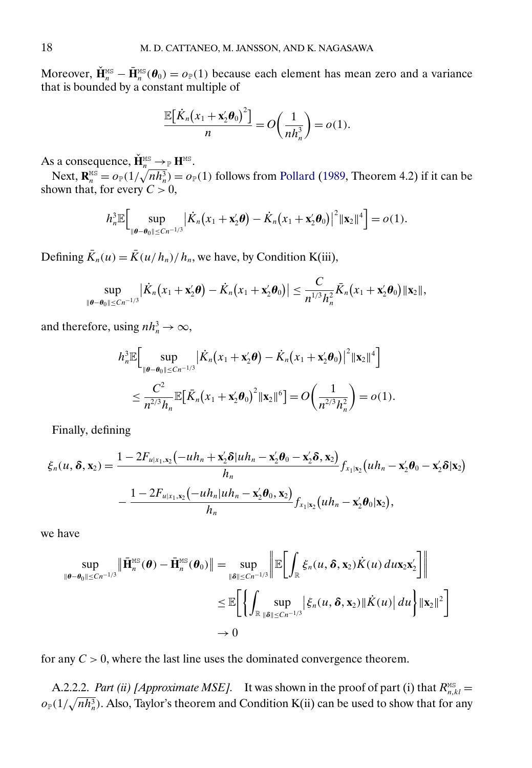Moreover, $\check{\mathbf{H}}_n^{\text{MS}} - \bar{\mathbf{H}}_n^{\text{MS}}(\boldsymbol{\theta}_0) = o_{\mathbb{P}}(1)$ because each element has mean zero and a variance that is bounded by a constant multiple of

$$\frac{\mathbb{E}\big[\dot{K}_n\big(x_1 + \mathbf{x}_2'\boldsymbol{\theta}_0\big)^2\big]}{n} = O\bigg(\frac{1}{nh_n^3}\bigg) = o(1).$$

As a consequence, $\check{\mathbf{H}}_n^{\text{MS}} \to_{\mathbb{P}} \mathbf{H}^{\text{MS}}$.

Next, $\mathbf{R}_n^{\text{MS}} = o_{\mathbb{P}}(1/\sqrt{nh_n^3}) = o_{\mathbb{P}}(1)$ follows from Pollard (1989, Theorem 4.2) if it can be shown that, for every $C > 0$,

$$h_n^3 \mathbb{E}\Big[\sup_{\|\boldsymbol{\theta}-\boldsymbol{\theta}_0\| \le Cn^{-1/3}} \big|\dot{K}_n\big(x_1 + \mathbf{x}_2'\boldsymbol{\theta}\big) - \dot{K}_n\big(x_1 + \mathbf{x}_2'\boldsymbol{\theta}_0\big)\big|^2 \|\mathbf{x}_2\|^4\Big] = o(1).$$

Defining $\bar{K}_n(u) = \bar{K}(u/h_n)/h_n$, we have, by Condition K(iii),

$$\sup_{\|\boldsymbol{\theta}-\boldsymbol{\theta}_0\| \le Cn^{-1/3}} \big|\dot{K}_n\big(x_1 + \mathbf{x}_2'\boldsymbol{\theta}\big) - \dot{K}_n\big(x_1 + \mathbf{x}_2'\boldsymbol{\theta}_0\big)\big| \le \frac{C}{n^{1/3}h_n^2} \bar{K}_n\big(x_1 + \mathbf{x}_2'\boldsymbol{\theta}_0\big)\|\mathbf{x}_2\|,$$

and therefore, using $nh_n^3 \to \infty$,

$$\begin{aligned}
&h_n^3 \mathbb{E}\Big[\sup_{\|\boldsymbol{\theta}-\boldsymbol{\theta}_0\| \le Cn^{-1/3}} \big|\dot{K}_n\big(x_1 + \mathbf{x}_2'\boldsymbol{\theta}\big) - \dot{K}_n\big(x_1 + \mathbf{x}_2'\boldsymbol{\theta}_0\big)\big|^2 \|\mathbf{x}_2\|^4\Big] \\
&\quad \le \frac{C^2}{n^{2/3}h_n} \mathbb{E}\big[\bar{K}_n\big(x_1 + \mathbf{x}_2'\boldsymbol{\theta}_0\big)^2 \|\mathbf{x}_2\|^6\big] = O\bigg(\frac{1}{n^{2/3}h_n^2}\bigg) = o(1).
\end{aligned}$$

Finally, defining

$$\begin{aligned}
\xi_n(u, \boldsymbol{\delta}, \mathbf{x}_2) = {}& \frac{1 - 2F_{u|x_1,\mathbf{x}_2}\big(-uh_n + \mathbf{x}_2'\boldsymbol{\delta} | uh_n - \mathbf{x}_2'\boldsymbol{\theta}_0 - \mathbf{x}_2'\boldsymbol{\delta}, \mathbf{x}_2\big)}{h_n} f_{x_1|\mathbf{x}_2}\big(uh_n - \mathbf{x}_2'\boldsymbol{\theta}_0 - \mathbf{x}_2'\boldsymbol{\delta} | \mathbf{x}_2\big) \\
& - \frac{1 - 2F_{u|x_1,\mathbf{x}_2}\big(-uh_n | uh_n - \mathbf{x}_2'\boldsymbol{\theta}_0, \mathbf{x}_2\big)}{h_n} f_{x_1|\mathbf{x}_2}\big(uh_n - \mathbf{x}_2'\boldsymbol{\theta}_0 | \mathbf{x}_2\big),
\end{aligned}$$

we have

$$\begin{aligned}
\sup_{\|\boldsymbol{\theta}-\boldsymbol{\theta}_0\| \le Cn^{-1/3}} \big\|\bar{\mathbf{H}}_n^{\text{MS}}(\boldsymbol{\theta}) - \bar{\mathbf{H}}_n^{\text{MS}}(\boldsymbol{\theta}_0)\big\| &= \sup_{\|\boldsymbol{\delta}\| \le Cn^{-1/3}} \bigg\|\mathbb{E}\bigg[\int_{\mathbb{R}} \xi_n(u, \boldsymbol{\delta}, \mathbf{x}_2)\dot{K}(u)\, du\, \mathbf{x}_2\mathbf{x}_2'\bigg]\bigg\| \\
&\le \mathbb{E}\bigg[\bigg\{\int_{\mathbb{R}} \sup_{\|\boldsymbol{\delta}\| \le Cn^{-1/3}} \big|\xi_n(u, \boldsymbol{\delta}, \mathbf{x}_2)\|\dot{K}(u)\big|\, du\bigg\}\|\mathbf{x}_2\|^2\bigg] \\
&\to 0
\end{aligned}$$

for any $C > 0$, where the last line uses the dominated convergence theorem.

A.2.2.2. *Part (ii) [Approximate MSE].* It was shown in the proof of part (i) that $R_{n,kl}^{\text{MS}} = o_{\mathbb{P}}(1/\sqrt{nh_n^3})$. Also, Taylor's theorem and Condition K(ii) can be used to show that for any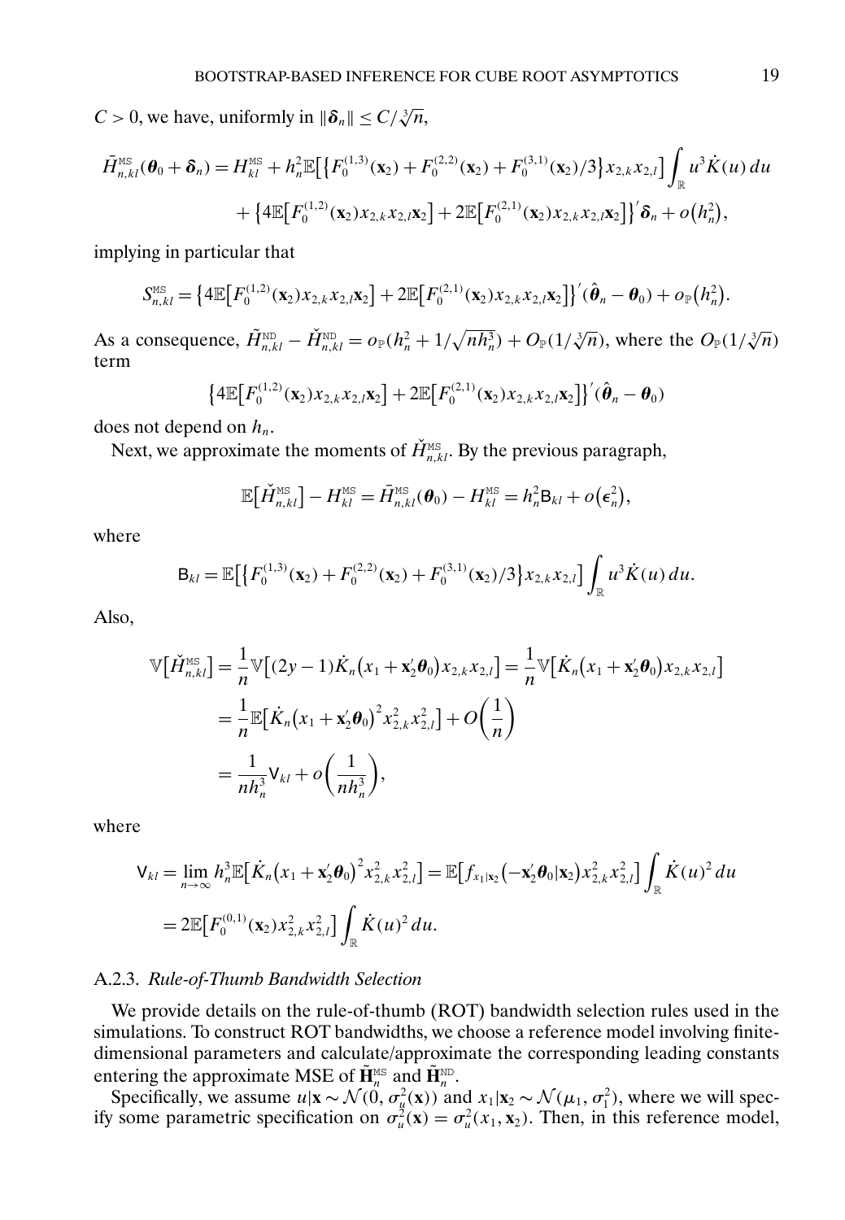$C > 0$, we have, uniformly in $\|\boldsymbol{\delta}_n\| \leq C/\sqrt[3]{n}$,

$$\bar{H}^{\text{MS}}_{n,kl}(\boldsymbol{\theta}_0 + \boldsymbol{\delta}_n) = H^{\text{MS}}_{kl} + h_n^2 \mathbb{E}\big[\big\{F_0^{(1,3)}(\mathbf{x}_2) + F_0^{(2,2)}(\mathbf{x}_2) + F_0^{(3,1)}(\mathbf{x}_2)/3\big\} x_{2,k} x_{2,l}\big] \int_{\mathbb{R}} u^3 \dot{K}(u)\, du$$
$$+ \big\{4\mathbb{E}\big[F_0^{(1,2)}(\mathbf{x}_2) x_{2,k} x_{2,l} \mathbf{x}_2\big] + 2\mathbb{E}\big[F_0^{(2,1)}(\mathbf{x}_2) x_{2,k} x_{2,l} \mathbf{x}_2\big]\big\}' \boldsymbol{\delta}_n + o\big(h_n^2\big),$$

implying in particular that

$$S^{\text{MS}}_{n,kl} = \big\{4\mathbb{E}\big[F_0^{(1,2)}(\mathbf{x}_2) x_{2,k} x_{2,l} \mathbf{x}_2\big] + 2\mathbb{E}\big[F_0^{(2,1)}(\mathbf{x}_2) x_{2,k} x_{2,l} \mathbf{x}_2\big]\big\}' (\hat{\boldsymbol{\theta}}_n - \boldsymbol{\theta}_0) + o_{\mathbb{P}}\big(h_n^2\big).$$

As a consequence, $\tilde{H}^{\text{ND}}_{n,kl} - \check{H}^{\text{ND}}_{n,kl} = o_{\mathbb{P}}(h_n^2 + 1/\sqrt{nh_n^3}) + O_{\mathbb{P}}(1/\sqrt[3]{n})$, where the $O_{\mathbb{P}}(1/\sqrt[3]{n})$ term

$$\big\{4\mathbb{E}\big[F_0^{(1,2)}(\mathbf{x}_2) x_{2,k} x_{2,l} \mathbf{x}_2\big] + 2\mathbb{E}\big[F_0^{(2,1)}(\mathbf{x}_2) x_{2,k} x_{2,l} \mathbf{x}_2\big]\big\}' (\hat{\boldsymbol{\theta}}_n - \boldsymbol{\theta}_0)$$

does not depend on $h_n$.

Next, we approximate the moments of $\check{H}^{\text{MS}}_{n,kl}$. By the previous paragraph,

$$\mathbb{E}\big[\check{H}^{\text{MS}}_{n,kl}\big] - H^{\text{MS}}_{kl} = \bar{H}^{\text{MS}}_{n,kl}(\boldsymbol{\theta}_0) - H^{\text{MS}}_{kl} = h_n^2 \mathsf{B}_{kl} + o\big(\epsilon_n^2\big),$$

where

$$\mathsf{B}_{kl} = \mathbb{E}\big[\big\{F_0^{(1,3)}(\mathbf{x}_2) + F_0^{(2,2)}(\mathbf{x}_2) + F_0^{(3,1)}(\mathbf{x}_2)/3\big\} x_{2,k} x_{2,l}\big] \int_{\mathbb{R}} u^3 \dot{K}(u)\, du.$$

Also,

$$\begin{aligned}
\mathbb{V}\big[\check{H}^{\text{MS}}_{n,kl}\big] &= \frac{1}{n}\mathbb{V}\big[(2y-1)\dot{K}_n\big(x_1 + \mathbf{x}_2'\boldsymbol{\theta}_0\big) x_{2,k} x_{2,l}\big] = \frac{1}{n}\mathbb{V}\big[\dot{K}_n\big(x_1 + \mathbf{x}_2'\boldsymbol{\theta}_0\big) x_{2,k} x_{2,l}\big] \\
&= \frac{1}{n}\mathbb{E}\big[\dot{K}_n\big(x_1 + \mathbf{x}_2'\boldsymbol{\theta}_0\big)^2 x_{2,k}^2 x_{2,l}^2\big] + O\bigg(\frac{1}{n}\bigg) \\
&= \frac{1}{nh_n^3}\mathsf{V}_{kl} + o\bigg(\frac{1}{nh_n^3}\bigg),
\end{aligned}$$

where

$$\begin{aligned}
\mathsf{V}_{kl} &= \lim_{n\to\infty} h_n^3 \mathbb{E}\big[\dot{K}_n\big(x_1 + \mathbf{x}_2'\boldsymbol{\theta}_0\big)^2 x_{2,k}^2 x_{2,l}^2\big] = \mathbb{E}\big[f_{x_1|\mathbf{x}_2}\big(-\mathbf{x}_2'\boldsymbol{\theta}_0|\mathbf{x}_2\big) x_{2,k}^2 x_{2,l}^2\big] \int_{\mathbb{R}} \dot{K}(u)^2\, du \\
&= 2\mathbb{E}\big[F_0^{(0,1)}(\mathbf{x}_2) x_{2,k}^2 x_{2,l}^2\big] \int_{\mathbb{R}} \dot{K}(u)^2\, du.
\end{aligned}$$

### A.2.3. *Rule-of-Thumb Bandwidth Selection*

We provide details on the rule-of-thumb (ROT) bandwidth selection rules used in the simulations. To construct ROT bandwidths, we choose a reference model involving finite-dimensional parameters and calculate/approximate the corresponding leading constants entering the approximate MSE of $\tilde{\mathbf{H}}^{\text{MS}}_n$ and $\tilde{\mathbf{H}}^{\text{ND}}_n$.

Specifically, we assume $u|\mathbf{x} \sim \mathcal{N}(0, \sigma_u^2(\mathbf{x}))$ and $x_1|\mathbf{x}_2 \sim \mathcal{N}(\mu_1, \sigma_1^2)$, where we will specify some parametric specification on $\sigma_u^2(\mathbf{x}) = \sigma_u^2(x_1, \mathbf{x}_2)$. Then, in this reference model,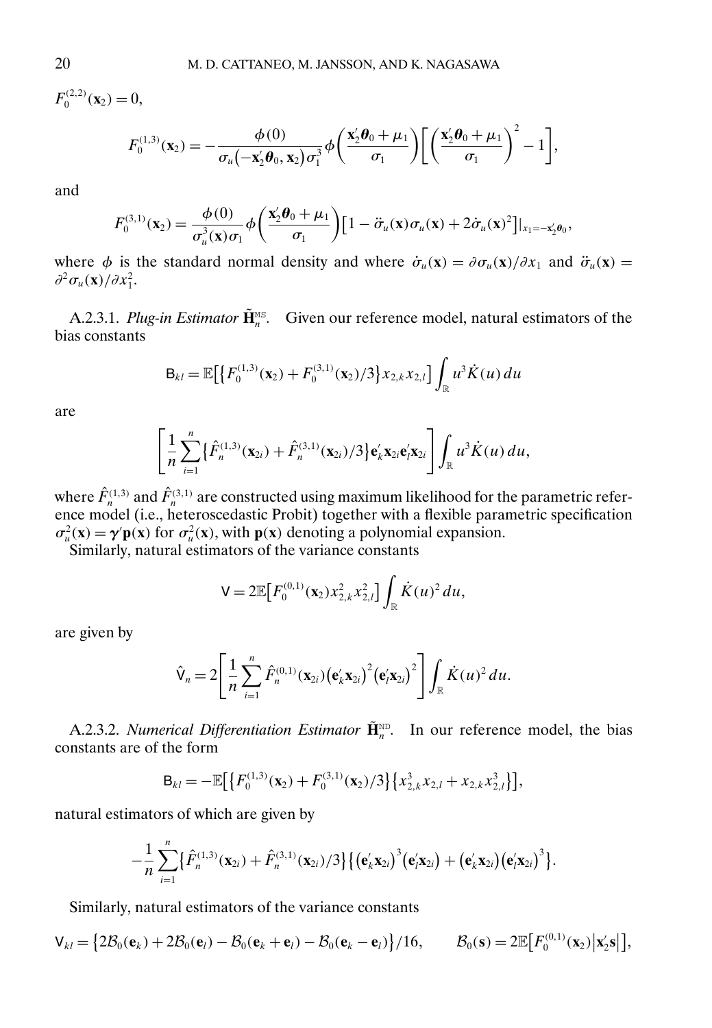$F_0^{(2,2)}(\mathbf{x}_2) = 0,$

$$F_0^{(1,3)}(\mathbf{x}_2) = -\frac{\phi(0)}{\sigma_u(-\mathbf{x}_2'\boldsymbol{\theta}_0, \mathbf{x}_2)\sigma_1^3}\phi\left(\frac{\mathbf{x}_2'\boldsymbol{\theta}_0 + \mu_1}{\sigma_1}\right)\left[\left(\frac{\mathbf{x}_2'\boldsymbol{\theta}_0 + \mu_1}{\sigma_1}\right)^2 - 1\right],$$

and

$$F_0^{(3,1)}(\mathbf{x}_2) = \frac{\phi(0)}{\sigma_u^3(\mathbf{x})\sigma_1}\phi\left(\frac{\mathbf{x}_2'\boldsymbol{\theta}_0 + \mu_1}{\sigma_1}\right)\left[1 - \ddot{\sigma}_u(\mathbf{x})\sigma_u(\mathbf{x}) + 2\dot{\sigma}_u(\mathbf{x})^2\right]|_{x_1 = -\mathbf{x}_2'\boldsymbol{\theta}_0},$$

where $\phi$ is the standard normal density and where $\dot{\sigma}_u(\mathbf{x}) = \partial\sigma_u(\mathbf{x})/\partial x_1$ and $\ddot{\sigma}_u(\mathbf{x}) = \partial^2\sigma_u(\mathbf{x})/\partial x_1^2$.

A.2.3.1. *Plug-in Estimator* $\tilde{\mathbf{H}}_n^{\text{MS}}$. Given our reference model, natural estimators of the bias constants

$$\mathsf{B}_{kl} = \mathbb{E}\left[\left\{F_0^{(1,3)}(\mathbf{x}_2) + F_0^{(3,1)}(\mathbf{x}_2)/3\right\}x_{2,k}x_{2,l}\right]\int_{\mathbb{R}} u^3\dot{K}(u)\,du$$

are

$$\left[\frac{1}{n}\sum_{i=1}^n\left\{\hat{F}_n^{(1,3)}(\mathbf{x}_{2i}) + \hat{F}_n^{(3,1)}(\mathbf{x}_{2i})/3\right\}\mathbf{e}_k'\mathbf{x}_{2i}\mathbf{e}_l'\mathbf{x}_{2i}\right]\int_{\mathbb{R}} u^3\dot{K}(u)\,du,$$

where $\hat{F}_n^{(1,3)}$ and $\hat{F}_n^{(3,1)}$ are constructed using maximum likelihood for the parametric reference model (i.e., heteroscedastic Probit) together with a flexible parametric specification $\sigma_u^2(\mathbf{x}) = \boldsymbol{\gamma}'\mathbf{p}(\mathbf{x})$ for $\sigma_u^2(\mathbf{x})$, with $\mathbf{p}(\mathbf{x})$ denoting a polynomial expansion.

Similarly, natural estimators of the variance constants

$$\mathsf{V} = 2\mathbb{E}\left[F_0^{(0,1)}(\mathbf{x}_2)x_{2,k}^2x_{2,l}^2\right]\int_{\mathbb{R}}\dot{K}(u)^2\,du,$$

are given by

$$\hat{\mathsf{V}}_n = 2\left[\frac{1}{n}\sum_{i=1}^n\hat{F}_n^{(0,1)}(\mathbf{x}_{2i})\left(\mathbf{e}_k'\mathbf{x}_{2i}\right)^2\left(\mathbf{e}_l'\mathbf{x}_{2i}\right)^2\right]\int_{\mathbb{R}}\dot{K}(u)^2\,du.$$

A.2.3.2. *Numerical Differentiation Estimator* $\tilde{\mathbf{H}}_n^{\text{ND}}$. In our reference model, the bias constants are of the form

$$\mathsf{B}_{kl} = -\mathbb{E}\left[\left\{F_0^{(1,3)}(\mathbf{x}_2) + F_0^{(3,1)}(\mathbf{x}_2)/3\right\}\left\{x_{2,k}^3x_{2,l} + x_{2,k}x_{2,l}^3\right\}\right],$$

natural estimators of which are given by

$$-\frac{1}{n}\sum_{i=1}^n\left\{\hat{F}_n^{(1,3)}(\mathbf{x}_{2i}) + \hat{F}_n^{(3,1)}(\mathbf{x}_{2i})/3\right\}\left\{\left(\mathbf{e}_k'\mathbf{x}_{2i}\right)^3\left(\mathbf{e}_l'\mathbf{x}_{2i}\right) + \left(\mathbf{e}_k'\mathbf{x}_{2i}\right)\left(\mathbf{e}_l'\mathbf{x}_{2i}\right)^3\right\}.$$

Similarly, natural estimators of the variance constants

$$\mathsf{V}_{kl} = \left\{2\mathcal{B}_0(\mathbf{e}_k) + 2\mathcal{B}_0(\mathbf{e}_l) - \mathcal{B}_0(\mathbf{e}_k + \mathbf{e}_l) - \mathcal{B}_0(\mathbf{e}_k - \mathbf{e}_l)\right\}/16, \qquad \mathcal{B}_0(\mathbf{s}) = 2\mathbb{E}\left[F_0^{(0,1)}(\mathbf{x}_2)\left|\mathbf{x}_2'\mathbf{s}\right|\right],$$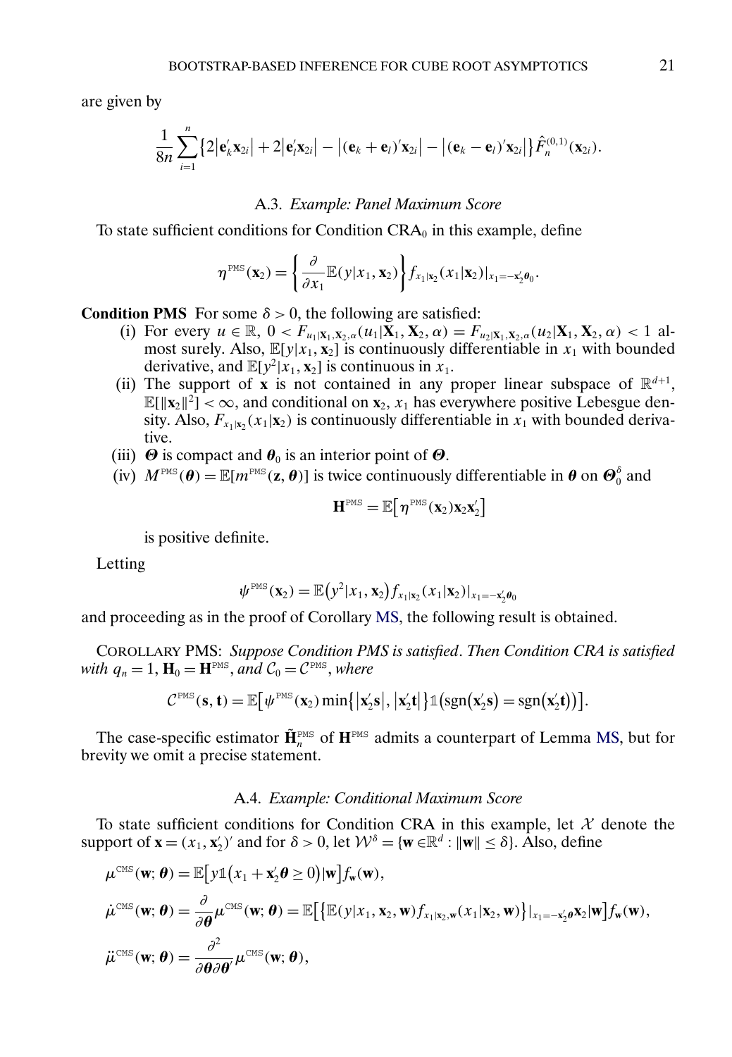are given by

$$\frac{1}{8n}\sum_{i=1}^{n}\left\{2\left|\mathbf{e}_k'\mathbf{x}_{2i}\right|+2\left|\mathbf{e}_l'\mathbf{x}_{2i}\right|-\left|(\mathbf{e}_k+\mathbf{e}_l)'\mathbf{x}_{2i}\right|-\left|(\mathbf{e}_k-\mathbf{e}_l)'\mathbf{x}_{2i}\right|\right\}\hat{F}_n^{(0,1)}(\mathbf{x}_{2i}).$$

### A.3. *Example: Panel Maximum Score*

To state sufficient conditions for Condition $\mathrm{CRA}_0$ in this example, define

$$\eta^{\mathrm{PMS}}(\mathbf{x}_2)=\left\{\frac{\partial}{\partial x_1}\mathbb{E}(y|x_1,\mathbf{x}_2)\right\}f_{x_1|\mathbf{x}_2}(x_1|\mathbf{x}_2)|_{x_1=-\mathbf{x}_2'\boldsymbol{\theta}_0}.$$

**Condition PMS** For some $\delta>0$, the following are satisfied:

(i) For every $u\in\mathbb{R}$, $0<F_{u_1|\mathbf{X}_1,\mathbf{X}_2,\alpha}(u_1|\mathbf{X}_1,\mathbf{X}_2,\alpha)=F_{u_2|\mathbf{X}_1,\mathbf{X}_2,\alpha}(u_2|\mathbf{X}_1,\mathbf{X}_2,\alpha)<1$ almost surely. Also, $\mathbb{E}[y|x_1,\mathbf{x}_2]$ is continuously differentiable in $x_1$ with bounded derivative, and $\mathbb{E}[y^2|x_1,\mathbf{x}_2]$ is continuous in $x_1$.

(ii) The support of $\mathbf{x}$ is not contained in any proper linear subspace of $\mathbb{R}^{d+1}$, $\mathbb{E}[\|\mathbf{x}_2\|^2]<\infty$, and conditional on $\mathbf{x}_2$, $x_1$ has everywhere positive Lebesgue density. Also, $F_{x_1|\mathbf{x}_2}(x_1|\mathbf{x}_2)$ is continuously differentiable in $x_1$ with bounded derivative.

(iii) $\boldsymbol{\Theta}$ is compact and $\boldsymbol{\theta}_0$ is an interior point of $\boldsymbol{\Theta}$.

(iv) $M^{\mathrm{PMS}}(\boldsymbol{\theta})=\mathbb{E}[m^{\mathrm{PMS}}(\mathbf{z},\boldsymbol{\theta})]$ is twice continuously differentiable in $\boldsymbol{\theta}$ on $\boldsymbol{\Theta}_0^{\delta}$ and

$$\mathbf{H}^{\mathrm{PMS}}=\mathbb{E}\left[\eta^{\mathrm{PMS}}(\mathbf{x}_2)\mathbf{x}_2\mathbf{x}_2'\right]$$

is positive definite.

Letting

$$\psi^{\mathrm{PMS}}(\mathbf{x}_2)=\mathbb{E}\left(y^2|x_1,\mathbf{x}_2\right)f_{x_1|\mathbf{x}_2}(x_1|\mathbf{x}_2)|_{x_1=-\mathbf{x}_2'\boldsymbol{\theta}_0}$$

and proceeding as in the proof of Corollary MS, the following result is obtained.

COROLLARY PMS: *Suppose Condition PMS is satisfied. Then Condition CRA is satisfied with* $q_n=1$, $\mathbf{H}_0=\mathbf{H}^{\mathrm{PMS}}$, *and* $\mathcal{C}_0=\mathcal{C}^{\mathrm{PMS}}$, *where*

$$\mathcal{C}^{\mathrm{PMS}}(\mathbf{s},\mathbf{t})=\mathbb{E}\left[\psi^{\mathrm{PMS}}(\mathbf{x}_2)\min\left\{\left|\mathbf{x}_2'\mathbf{s}\right|,\left|\mathbf{x}_2'\mathbf{t}\right|\right\}\mathbb{1}\left(\mathrm{sgn}\left(\mathbf{x}_2'\mathbf{s}\right)=\mathrm{sgn}\left(\mathbf{x}_2'\mathbf{t}\right)\right)\right].$$

The case-specific estimator $\tilde{\mathbf{H}}_n^{\mathrm{PMS}}$ of $\mathbf{H}^{\mathrm{PMS}}$ admits a counterpart of Lemma MS, but for brevity we omit a precise statement.

### A.4. *Example: Conditional Maximum Score*

To state sufficient conditions for Condition CRA in this example, let $\mathcal{X}$ denote the support of $\mathbf{x}=(x_1,\mathbf{x}_2')'$ and for $\delta>0$, let $\mathcal{W}^{\delta}=\{\mathbf{w}\in\mathbb{R}^d:\|\mathbf{w}\|\le\delta\}$. Also, define

$$\mu^{\mathrm{CMS}}(\mathbf{w};\boldsymbol{\theta})=\mathbb{E}\left[y\mathbb{1}\left(x_1+\mathbf{x}_2'\boldsymbol{\theta}\ge 0\right)|\mathbf{w}\right]f_{\mathbf{w}}(\mathbf{w}),$$

$$\dot{\mu}^{\mathrm{CMS}}(\mathbf{w};\boldsymbol{\theta})=\frac{\partial}{\partial\boldsymbol{\theta}}\mu^{\mathrm{CMS}}(\mathbf{w};\boldsymbol{\theta})=\mathbb{E}\left[\left\{\mathbb{E}(y|x_1,\mathbf{x}_2,\mathbf{w})f_{x_1|\mathbf{x}_2,\mathbf{w}}(x_1|\mathbf{x}_2,\mathbf{w})\right\}|_{x_1=-\mathbf{x}_2'\boldsymbol{\theta}}\mathbf{x}_2|\mathbf{w}\right]f_{\mathbf{w}}(\mathbf{w}),$$

$$\ddot{\mu}^{\mathrm{CMS}}(\mathbf{w};\boldsymbol{\theta})=\frac{\partial^2}{\partial\boldsymbol{\theta}\partial\boldsymbol{\theta}'}\mu^{\mathrm{CMS}}(\mathbf{w};\boldsymbol{\theta}),$$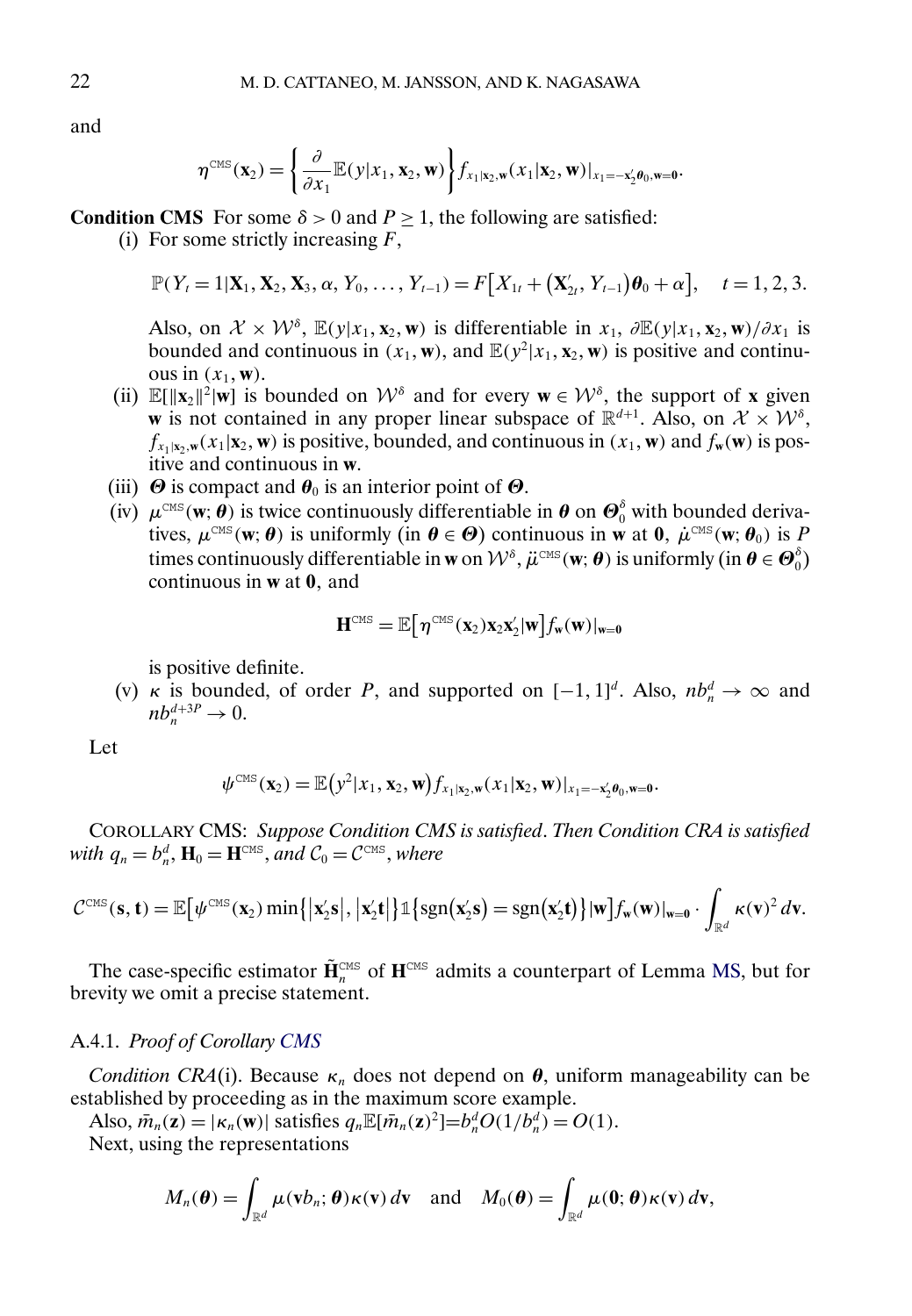and

$$
\eta^{\text{CMS}}(\mathbf{x}_2) = \left\{ \frac{\partial}{\partial x_1} \mathbb{E}(y|x_1, \mathbf{x}_2, \mathbf{w}) \right\} f_{x_1|\mathbf{x}_2,\mathbf{w}}(x_1|\mathbf{x}_2, \mathbf{w})|_{x_1 = -\mathbf{x}_2'\boldsymbol{\theta}_0, \mathbf{w}=\mathbf{0}}.
$$

**Condition CMS** For some $\delta > 0$ and $P \geq 1$, the following are satisfied:

(i) For some strictly increasing $F$,

$$
\mathbb{P}(Y_t = 1|\mathbf{X}_1, \mathbf{X}_2, \mathbf{X}_3, \alpha, Y_0, \dots, Y_{t-1}) = F\big[X_{1t} + \big(\mathbf{X}_{2t}', Y_{t-1}\big)\boldsymbol{\theta}_0 + \alpha\big], \quad t = 1, 2, 3.
$$

Also, on $\mathcal{X} \times \mathcal{W}^\delta$, $\mathbb{E}(y|x_1, \mathbf{x}_2, \mathbf{w})$ is differentiable in $x_1$, $\partial \mathbb{E}(y|x_1, \mathbf{x}_2, \mathbf{w})/\partial x_1$ is bounded and continuous in $(x_1, \mathbf{w})$, and $\mathbb{E}(y^2|x_1, \mathbf{x}_2, \mathbf{w})$ is positive and continuous in $(x_1, \mathbf{w})$.

(ii) $\mathbb{E}[\|\mathbf{x}_2\|^2|\mathbf{w}]$ is bounded on $\mathcal{W}^\delta$ and for every $\mathbf{w} \in \mathcal{W}^\delta$, the support of $\mathbf{x}$ given $\mathbf{w}$ is not contained in any proper linear subspace of $\mathbb{R}^{d+1}$. Also, on $\mathcal{X} \times \mathcal{W}^\delta$, $f_{x_1|\mathbf{x}_2,\mathbf{w}}(x_1|\mathbf{x}_2, \mathbf{w})$ is positive, bounded, and continuous in $(x_1, \mathbf{w})$ and $f_{\mathbf{w}}(\mathbf{w})$ is positive and continuous in $\mathbf{w}$.

(iii) $\boldsymbol{\Theta}$ is compact and $\boldsymbol{\theta}_0$ is an interior point of $\boldsymbol{\Theta}$.

(iv) $\mu^{\text{CMS}}(\mathbf{w}; \boldsymbol{\theta})$ is twice continuously differentiable in $\boldsymbol{\theta}$ on $\boldsymbol{\Theta}_0^\delta$ with bounded derivatives, $\mu^{\text{CMS}}(\mathbf{w}; \boldsymbol{\theta})$ is uniformly (in $\boldsymbol{\theta} \in \boldsymbol{\Theta}$) continuous in $\mathbf{w}$ at $\mathbf{0}$, $\dot{\mu}^{\text{CMS}}(\mathbf{w}; \boldsymbol{\theta}_0)$ is $P$ times continuously differentiable in $\mathbf{w}$ on $\mathcal{W}^\delta$, $\ddot{\mu}^{\text{CMS}}(\mathbf{w}; \boldsymbol{\theta})$ is uniformly (in $\boldsymbol{\theta} \in \boldsymbol{\Theta}_0^\delta$) continuous in $\mathbf{w}$ at $\mathbf{0}$, and

$$
\mathbf{H}^{\text{CMS}} = \mathbb{E}\big[\eta^{\text{CMS}}(\mathbf{x}_2)\mathbf{x}_2\mathbf{x}_2'|\mathbf{w}\big] f_{\mathbf{w}}(\mathbf{w})|_{\mathbf{w}=\mathbf{0}}
$$

is positive definite.

(v) $\kappa$ is bounded, of order $P$, and supported on $[-1, 1]^d$. Also, $nb_n^d \to \infty$ and $nb_n^{d+3P} \to 0$.

Let

$$
\psi^{\text{CMS}}(\mathbf{x}_2) = \mathbb{E}\big(y^2|x_1, \mathbf{x}_2, \mathbf{w}\big) f_{x_1|\mathbf{x}_2,\mathbf{w}}(x_1|\mathbf{x}_2, \mathbf{w})|_{x_1 = -\mathbf{x}_2'\boldsymbol{\theta}_0, \mathbf{w}=\mathbf{0}}.
$$

COROLLARY CMS: *Suppose Condition CMS is satisfied. Then Condition CRA is satisfied with* $q_n = b_n^d$, $\mathbf{H}_0 = \mathbf{H}^{\text{CMS}}$, *and* $\mathcal{C}_0 = \mathcal{C}^{\text{CMS}}$, *where*

$$
\mathcal{C}^{\text{CMS}}(\mathbf{s}, \mathbf{t}) = \mathbb{E}\big[\psi^{\text{CMS}}(\mathbf{x}_2) \min\big\{|\mathbf{x}_2'\mathbf{s}|, |\mathbf{x}_2'\mathbf{t}|\big\} \mathbb{1}\big\{\text{sgn}\big(\mathbf{x}_2'\mathbf{s}\big) = \text{sgn}\big(\mathbf{x}_2'\mathbf{t}\big)\big\}|\mathbf{w}\big] f_{\mathbf{w}}(\mathbf{w})|_{\mathbf{w}=\mathbf{0}} \cdot \int_{\mathbb{R}^d} \kappa(\mathbf{v})^2 \, d\mathbf{v}.
$$

The case-specific estimator $\tilde{\mathbf{H}}_n^{\text{CMS}}$ of $\mathbf{H}^{\text{CMS}}$ admits a counterpart of Lemma MS, but for brevity we omit a precise statement.

### A.4.1. *Proof of Corollary CMS*

*Condition CRA*(i). Because $\kappa_n$ does not depend on $\boldsymbol{\theta}$, uniform manageability can be established by proceeding as in the maximum score example.

Also, $\bar{m}_n(\mathbf{z}) = |\kappa_n(\mathbf{w})|$ satisfies $q_n \mathbb{E}[\bar{m}_n(\mathbf{z})^2] = b_n^d O(1/b_n^d) = O(1)$.

Next, using the representations

$$
M_n(\boldsymbol{\theta}) = \int_{\mathbb{R}^d} \mu(\mathbf{v}b_n; \boldsymbol{\theta})\kappa(\mathbf{v}) \, d\mathbf{v} \quad \text{and} \quad M_0(\boldsymbol{\theta}) = \int_{\mathbb{R}^d} \mu(\mathbf{0}; \boldsymbol{\theta})\kappa(\mathbf{v}) \, d\mathbf{v},
$$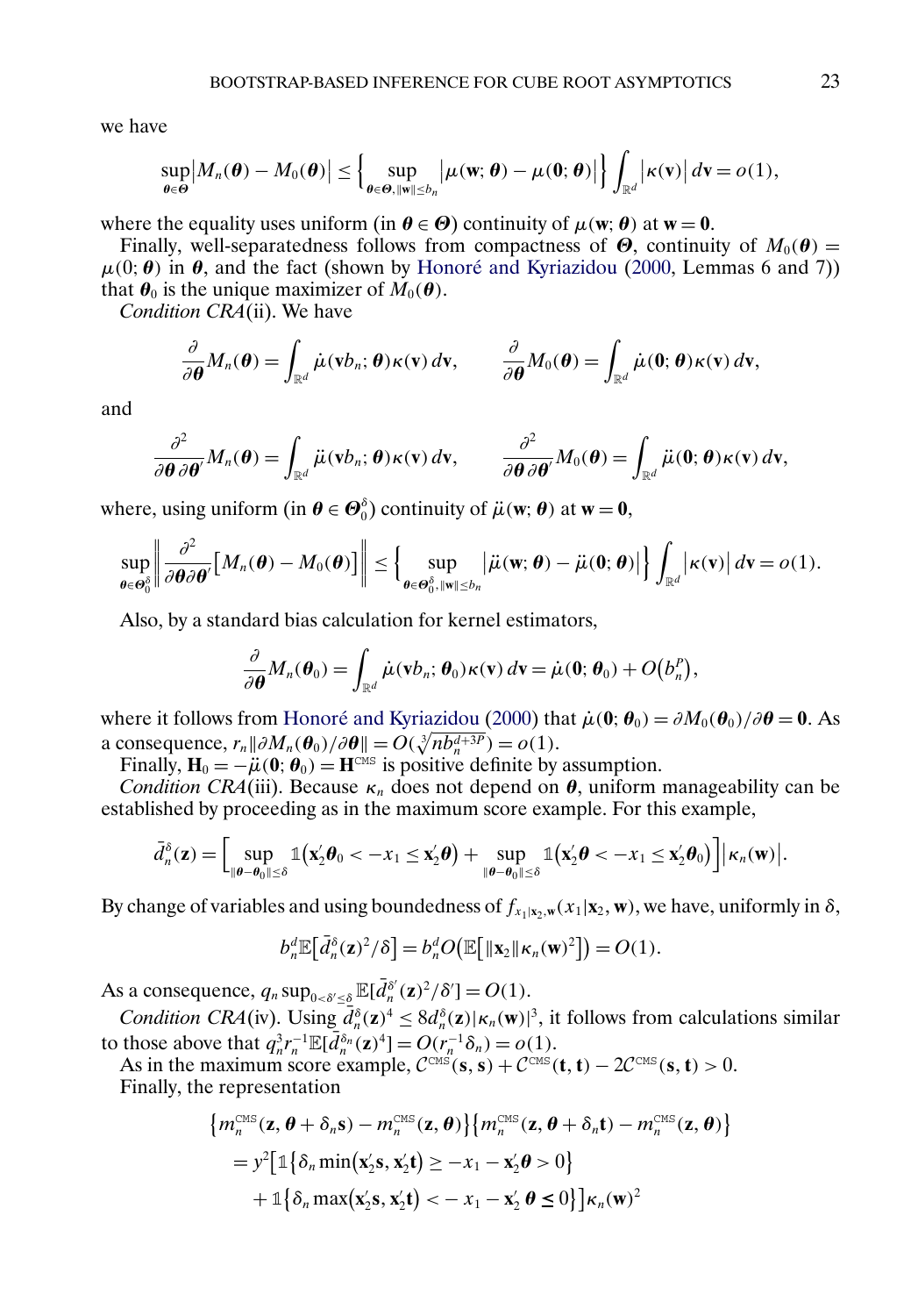we have

$$\sup_{\boldsymbol{\theta}\in\boldsymbol{\Theta}}\big|M_n(\boldsymbol{\theta})-M_0(\boldsymbol{\theta})\big| \le \Big\{\sup_{\boldsymbol{\theta}\in\boldsymbol{\Theta},\|\mathbf{w}\|\le b_n}\big|\mu(\mathbf{w};\boldsymbol{\theta})-\mu(\mathbf{0};\boldsymbol{\theta})\big|\Big\}\int_{\mathbb{R}^d}\big|\kappa(\mathbf{v})\big|\,d\mathbf{v}=o(1),$$

where the equality uses uniform (in $\boldsymbol{\theta}\in\boldsymbol{\Theta}$) continuity of $\mu(\mathbf{w};\boldsymbol{\theta})$ at $\mathbf{w}=\mathbf{0}$.

Finally, well-separatedness follows from compactness of $\boldsymbol{\Theta}$, continuity of $M_0(\boldsymbol{\theta})=\mu(0;\boldsymbol{\theta})$ in $\boldsymbol{\theta}$, and the fact (shown by Honoré and Kyriazidou (2000, Lemmas 6 and 7)) that $\boldsymbol{\theta}_0$ is the unique maximizer of $M_0(\boldsymbol{\theta})$.

*Condition CRA*(ii). We have

$$\frac{\partial}{\partial\boldsymbol{\theta}}M_n(\boldsymbol{\theta})=\int_{\mathbb{R}^d}\dot{\mu}(\mathbf{v}b_n;\boldsymbol{\theta})\kappa(\mathbf{v})\,d\mathbf{v},\qquad \frac{\partial}{\partial\boldsymbol{\theta}}M_0(\boldsymbol{\theta})=\int_{\mathbb{R}^d}\dot{\mu}(\mathbf{0};\boldsymbol{\theta})\kappa(\mathbf{v})\,d\mathbf{v},$$

and

$$\frac{\partial^2}{\partial\boldsymbol{\theta}\,\partial\boldsymbol{\theta}'}M_n(\boldsymbol{\theta})=\int_{\mathbb{R}^d}\ddot{\mu}(\mathbf{v}b_n;\boldsymbol{\theta})\kappa(\mathbf{v})\,d\mathbf{v},\qquad \frac{\partial^2}{\partial\boldsymbol{\theta}\,\partial\boldsymbol{\theta}'}M_0(\boldsymbol{\theta})=\int_{\mathbb{R}^d}\ddot{\mu}(\mathbf{0};\boldsymbol{\theta})\kappa(\mathbf{v})\,d\mathbf{v},$$

where, using uniform (in $\boldsymbol{\theta}\in\boldsymbol{\Theta}_0^\delta$) continuity of $\ddot{\mu}(\mathbf{w};\boldsymbol{\theta})$ at $\mathbf{w}=\mathbf{0}$,

$$\sup_{\boldsymbol{\theta}\in\boldsymbol{\Theta}_0^\delta}\left\|\frac{\partial^2}{\partial\boldsymbol{\theta}\partial\boldsymbol{\theta}'}\big[M_n(\boldsymbol{\theta})-M_0(\boldsymbol{\theta})\big]\right\| \le \Big\{\sup_{\boldsymbol{\theta}\in\boldsymbol{\Theta}_0^\delta,\|\mathbf{w}\|\le b_n}\big|\ddot{\mu}(\mathbf{w};\boldsymbol{\theta})-\ddot{\mu}(\mathbf{0};\boldsymbol{\theta})\big|\Big\}\int_{\mathbb{R}^d}\big|\kappa(\mathbf{v})\big|\,d\mathbf{v}=o(1).$$

Also, by a standard bias calculation for kernel estimators,

$$\frac{\partial}{\partial\boldsymbol{\theta}}M_n(\boldsymbol{\theta}_0)=\int_{\mathbb{R}^d}\dot{\mu}(\mathbf{v}b_n;\boldsymbol{\theta}_0)\kappa(\mathbf{v})\,d\mathbf{v}=\dot{\mu}(\mathbf{0};\boldsymbol{\theta}_0)+O\big(b_n^P\big),$$

where it follows from Honoré and Kyriazidou (2000) that $\dot{\mu}(\mathbf{0};\boldsymbol{\theta}_0)=\partial M_0(\boldsymbol{\theta}_0)/\partial\boldsymbol{\theta}=\mathbf{0}$. As a consequence, $r_n\|\partial M_n(\boldsymbol{\theta}_0)/\partial\boldsymbol{\theta}\|=O(\sqrt[3]{nb_n^{d+3P}})=o(1)$.

Finally, $\mathbf{H}_0=-\ddot{\mu}(\mathbf{0};\boldsymbol{\theta}_0)=\mathbf{H}^{\text{CMS}}$ is positive definite by assumption.

*Condition CRA*(iii). Because $\kappa_n$ does not depend on $\boldsymbol{\theta}$, uniform manageability can be established by proceeding as in the maximum score example. For this example,

$$\bar{d}_n^\delta(\mathbf{z})=\Big[\sup_{\|\boldsymbol{\theta}-\boldsymbol{\theta}_0\|\le\delta}\mathbb{1}\big(\mathbf{x}_2'\boldsymbol{\theta}_0<-x_1\le\mathbf{x}_2'\boldsymbol{\theta}\big)+\sup_{\|\boldsymbol{\theta}-\boldsymbol{\theta}_0\|\le\delta}\mathbb{1}\big(\mathbf{x}_2'\boldsymbol{\theta}<-x_1\le\mathbf{x}_2'\boldsymbol{\theta}_0\big)\Big]\big|\kappa_n(\mathbf{w})\big|.$$

By change of variables and using boundedness of $f_{x_1|\mathbf{x}_2,\mathbf{w}}(x_1|\mathbf{x}_2,\mathbf{w})$, we have, uniformly in $\delta$,

$$b_n^d\mathbb{E}\big[\bar{d}_n^\delta(\mathbf{z})^2/\delta\big]=b_n^dO\big(\mathbb{E}\big[\|\mathbf{x}_2\|\kappa_n(\mathbf{w})^2\big]\big)=O(1).$$

As a consequence, $q_n\sup_{0<\delta'\le\delta}\mathbb{E}[\bar{d}_n^{\delta'}(\mathbf{z})^2/\delta']=O(1)$.

*Condition CRA*(iv). Using $\bar{d}_n^\delta(\mathbf{z})^4\le 8\bar{d}_n^\delta(\mathbf{z})|\kappa_n(\mathbf{w})|^3$, it follows from calculations similar to those above that $q_n^3r_n^{-1}\mathbb{E}[\bar{d}_n^{\delta_n}(\mathbf{z})^4]=O(r_n^{-1}\delta_n)=o(1)$.

As in the maximum score example, $\mathcal{C}^{\text{CMS}}(\mathbf{s},\mathbf{s})+\mathcal{C}^{\text{CMS}}(\mathbf{t},\mathbf{t})-2\mathcal{C}^{\text{CMS}}(\mathbf{s},\mathbf{t})>0$.

Finally, the representation

$$\begin{aligned}
&\big\{m_n^{\text{CMS}}(\mathbf{z},\boldsymbol{\theta}+\delta_n\mathbf{s})-m_n^{\text{CMS}}(\mathbf{z},\boldsymbol{\theta})\big\}\big\{m_n^{\text{CMS}}(\mathbf{z},\boldsymbol{\theta}+\delta_n\mathbf{t})-m_n^{\text{CMS}}(\mathbf{z},\boldsymbol{\theta})\big\}\\
&\quad=y^2\big[\mathbb{1}\big\{\delta_n\min\big(\mathbf{x}_2'\mathbf{s},\mathbf{x}_2'\mathbf{t}\big)\ge-x_1-\mathbf{x}_2'\boldsymbol{\theta}>0\big\}\\
&\qquad+\mathbb{1}\big\{\delta_n\max\big(\mathbf{x}_2'\mathbf{s},\mathbf{x}_2'\mathbf{t}\big)<-x_1-\mathbf{x}_2'\,\boldsymbol{\theta}\le 0\big\}\big]\kappa_n(\mathbf{w})^2
\end{aligned}$$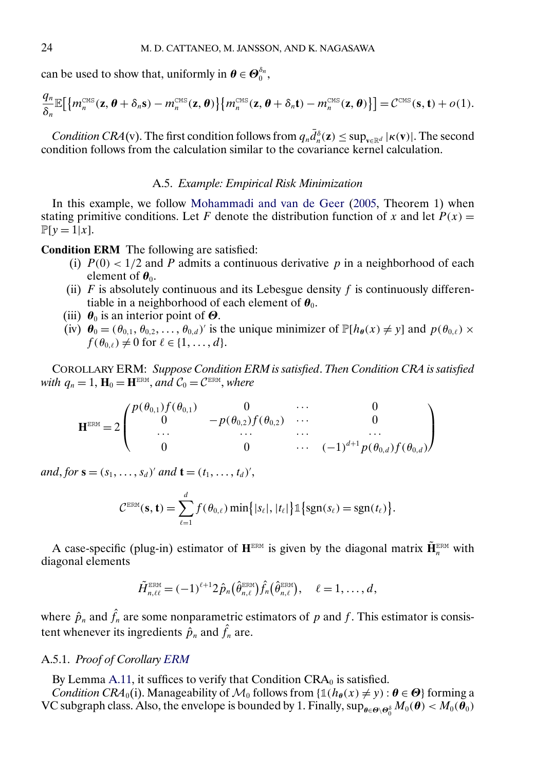can be used to show that, uniformly in $\boldsymbol{\theta} \in \boldsymbol{\Theta}_0^{\delta_n}$,

$$\frac{q_n}{\delta_n}\mathbb{E}\big[\big\{m_n^{\text{CMS}}(\mathbf{z}, \boldsymbol{\theta} + \delta_n \mathbf{s}) - m_n^{\text{CMS}}(\mathbf{z}, \boldsymbol{\theta})\big\}\big\{m_n^{\text{CMS}}(\mathbf{z}, \boldsymbol{\theta} + \delta_n \mathbf{t}) - m_n^{\text{CMS}}(\mathbf{z}, \boldsymbol{\theta})\big\}\big] = \mathcal{C}^{\text{CMS}}(\mathbf{s}, \mathbf{t}) + o(1).$$

*Condition CRA*(v). The first condition follows from $q_n \bar{d}_n^{\delta}(\mathbf{z}) \leq \sup_{\mathbf{v}\in\mathbb{R}^d} |\kappa(\mathbf{v})|$. The second condition follows from the calculation similar to the covariance kernel calculation.

### A.5. *Example: Empirical Risk Minimization*

In this example, we follow Mohammadi and van de Geer (2005, Theorem 1) when stating primitive conditions. Let $F$ denote the distribution function of $x$ and let $P(x) = \mathbb{P}[y = 1|x]$.

**Condition ERM** The following are satisfied:

(i) $P(0) < 1/2$ and $P$ admits a continuous derivative $p$ in a neighborhood of each element of $\boldsymbol{\theta}_0$.

(ii) $F$ is absolutely continuous and its Lebesgue density $f$ is continuously differentiable in a neighborhood of each element of $\boldsymbol{\theta}_0$.

(iii) $\boldsymbol{\theta}_0$ is an interior point of $\boldsymbol{\Theta}$.

(iv) $\boldsymbol{\theta}_0 = (\theta_{0,1}, \theta_{0,2}, \ldots, \theta_{0,d})'$ is the unique minimizer of $\mathbb{P}[h_{\boldsymbol{\theta}}(x) \neq y]$ and $p(\theta_{0,\ell}) \times f(\theta_{0,\ell}) \neq 0$ for $\ell \in \{1, \ldots, d\}$.

COROLLARY ERM: *Suppose Condition ERM is satisfied. Then Condition CRA is satisfied with $q_n = 1$, $\mathbf{H}_0 = \mathbf{H}^{\text{ERM}}$, and $\mathcal{C}_0 = \mathcal{C}^{\text{ERM}}$, where*

$$\mathbf{H}^{\text{ERM}} = 2\begin{pmatrix} p(\theta_{0,1})f(\theta_{0,1}) & 0 & \cdots & 0 \\ 0 & -p(\theta_{0,2})f(\theta_{0,2}) & \cdots & 0 \\ \cdots & \cdots & \cdots & \cdots \\ 0 & 0 & \cdots & (-1)^{d+1}p(\theta_{0,d})f(\theta_{0,d}) \end{pmatrix}$$

*and, for $\mathbf{s} = (s_1, \ldots, s_d)'$ and $\mathbf{t} = (t_1, \ldots, t_d)'$,*

$$\mathcal{C}^{\text{ERM}}(\mathbf{s}, \mathbf{t}) = \sum_{\ell=1}^{d} f(\theta_{0,\ell}) \min\big\{|s_\ell|, |t_\ell|\big\}\mathbb{1}\big\{\text{sgn}(s_\ell) = \text{sgn}(t_\ell)\big\}.$$

A case-specific (plug-in) estimator of $\mathbf{H}^{\text{ERM}}$ is given by the diagonal matrix $\tilde{\mathbf{H}}_n^{\text{ERM}}$ with diagonal elements

$$\tilde{H}_{n,\ell\ell}^{\text{ERM}} = (-1)^{\ell+1} 2\hat{p}_n\big(\hat{\theta}_{n,\ell}^{\text{ERM}}\big)\hat{f}_n\big(\hat{\theta}_{n,\ell}^{\text{ERM}}\big), \quad \ell = 1, \ldots, d,$$

where $\hat{p}_n$ and $\hat{f}_n$ are some nonparametric estimators of $p$ and $f$. This estimator is consistent whenever its ingredients $\hat{p}_n$ and $\hat{f}_n$ are.

#### A.5.1. *Proof of Corollary ERM*

By Lemma A.11, it suffices to verify that Condition CRA$_0$ is satisfied.

*Condition CRA$_0$*(i). Manageability of $\mathcal{M}_0$ follows from $\{\mathbb{1}(h_{\boldsymbol{\theta}}(x) \neq y) : \boldsymbol{\theta} \in \boldsymbol{\Theta}\}$ forming a VC subgraph class. Also, the envelope is bounded by 1. Finally, $\sup_{\boldsymbol{\theta}\in\boldsymbol{\Theta}\setminus\boldsymbol{\Theta}_0^{\delta}} M_0(\boldsymbol{\theta}) < M_0(\boldsymbol{\theta}_0)$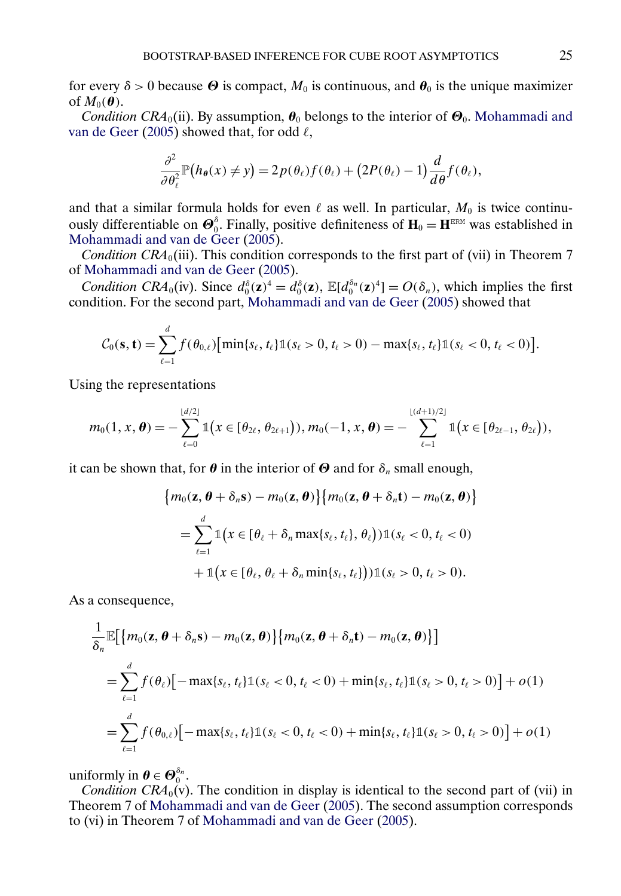for every $\delta > 0$ because $\boldsymbol{\Theta}$ is compact, $M_0$ is continuous, and $\boldsymbol{\theta}_0$ is the unique maximizer of $M_0(\boldsymbol{\theta})$.

*Condition CRA*$_0$(ii). By assumption, $\boldsymbol{\theta}_0$ belongs to the interior of $\boldsymbol{\Theta}_0$. Mohammadi and van de Geer (2005) showed that, for odd $\ell$,

$$\frac{\partial^2}{\partial \theta_\ell^2} \mathbb{P}\big(h_{\boldsymbol{\theta}}(x) \neq y\big) = 2p(\theta_\ell) f(\theta_\ell) + \big(2P(\theta_\ell) - 1\big) \frac{d}{d\theta} f(\theta_\ell),$$

and that a similar formula holds for even $\ell$ as well. In particular, $M_0$ is twice continuously differentiable on $\boldsymbol{\Theta}_0^\delta$. Finally, positive definiteness of $\mathbf{H}_0 = \mathbf{H}^{\text{ERM}}$ was established in Mohammadi and van de Geer (2005).

*Condition CRA*$_0$(iii). This condition corresponds to the first part of (vii) in Theorem 7 of Mohammadi and van de Geer (2005).

*Condition CRA*$_0$(iv). Since $d_0^\delta(\mathbf{z})^4 = d_0^\delta(\mathbf{z})$, $\mathbb{E}[d_0^{\delta_n}(\mathbf{z})^4] = O(\delta_n)$, which implies the first condition. For the second part, Mohammadi and van de Geer (2005) showed that

$$\mathcal{C}_0(\mathbf{s}, \mathbf{t}) = \sum_{\ell=1}^{d} f(\theta_{0,\ell})\big[\min\{s_\ell, t_\ell\}\mathbb{1}(s_\ell > 0, t_\ell > 0) - \max\{s_\ell, t_\ell\}\mathbb{1}(s_\ell < 0, t_\ell < 0)\big].$$

Using the representations

$$m_0(1, x, \boldsymbol{\theta}) = -\sum_{\ell=0}^{\lfloor d/2 \rfloor} \mathbb{1}\big(x \in [\theta_{2\ell}, \theta_{2\ell+1})\big), m_0(-1, x, \boldsymbol{\theta}) = -\sum_{\ell=1}^{\lfloor (d+1)/2 \rfloor} \mathbb{1}\big(x \in [\theta_{2\ell-1}, \theta_{2\ell})\big),$$

it can be shown that, for $\boldsymbol{\theta}$ in the interior of $\boldsymbol{\Theta}$ and for $\delta_n$ small enough,

$$\begin{aligned}
&\big\{m_0(\mathbf{z}, \boldsymbol{\theta} + \delta_n \mathbf{s}) - m_0(\mathbf{z}, \boldsymbol{\theta})\big\}\big\{m_0(\mathbf{z}, \boldsymbol{\theta} + \delta_n \mathbf{t}) - m_0(\mathbf{z}, \boldsymbol{\theta})\big\} \\
&= \sum_{\ell=1}^{d} \mathbb{1}\big(x \in [\theta_\ell + \delta_n \max\{s_\ell, t_\ell\}, \theta_\ell)\big)\mathbb{1}(s_\ell < 0, t_\ell < 0) \\
&\quad + \mathbb{1}\big(x \in [\theta_\ell, \theta_\ell + \delta_n \min\{s_\ell, t_\ell\})\big)\mathbb{1}(s_\ell > 0, t_\ell > 0).
\end{aligned}$$

As a consequence,

$$\begin{aligned}
&\frac{1}{\delta_n}\mathbb{E}\big[\big\{m_0(\mathbf{z}, \boldsymbol{\theta} + \delta_n \mathbf{s}) - m_0(\mathbf{z}, \boldsymbol{\theta})\big\}\big\{m_0(\mathbf{z}, \boldsymbol{\theta} + \delta_n \mathbf{t}) - m_0(\mathbf{z}, \boldsymbol{\theta})\big\}\big] \\
&= \sum_{\ell=1}^{d} f(\theta_\ell)\big[-\max\{s_\ell, t_\ell\}\mathbb{1}(s_\ell < 0, t_\ell < 0) + \min\{s_\ell, t_\ell\}\mathbb{1}(s_\ell > 0, t_\ell > 0)\big] + o(1) \\
&= \sum_{\ell=1}^{d} f(\theta_{0,\ell})\big[-\max\{s_\ell, t_\ell\}\mathbb{1}(s_\ell < 0, t_\ell < 0) + \min\{s_\ell, t_\ell\}\mathbb{1}(s_\ell > 0, t_\ell > 0)\big] + o(1)
\end{aligned}$$

uniformly in $\boldsymbol{\theta} \in \boldsymbol{\Theta}_0^{\delta_n}$.

*Condition CRA*$_0$(v). The condition in display is identical to the second part of (vii) in Theorem 7 of Mohammadi and van de Geer (2005). The second assumption corresponds to (vi) in Theorem 7 of Mohammadi and van de Geer (2005).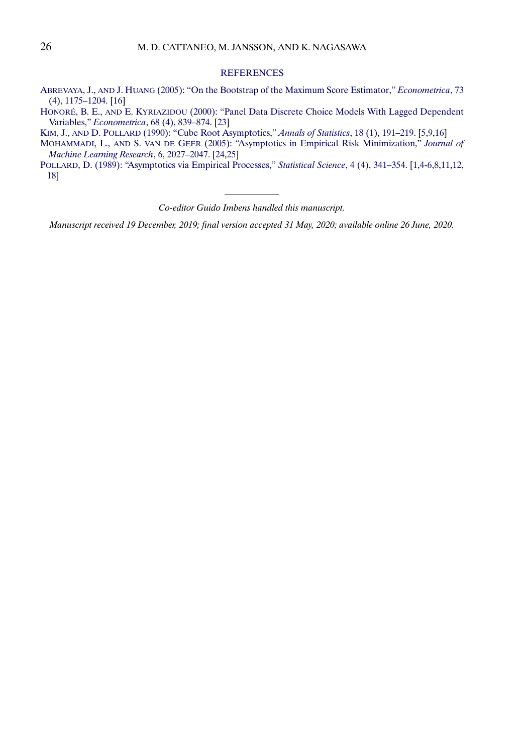## REFERENCES

ABREVAYA, J., AND J. HUANG (2005): "On the Bootstrap of the Maximum Score Estimator," *Econometrica*, 73 (4), 1175–1204. [16]

HONORÉ, B. E., AND E. KYRIAZIDOU (2000): "Panel Data Discrete Choice Models With Lagged Dependent Variables," *Econometrica*, 68 (4), 839–874. [23]

KIM, J., AND D. POLLARD (1990): "Cube Root Asymptotics," *Annals of Statistics*, 18 (1), 191–219. [5,9,16]

MOHAMMADI, L., AND S. VAN DE GEER (2005): "Asymptotics in Empirical Risk Minimization," *Journal of Machine Learning Research*, 6, 2027–2047. [24,25]

POLLARD, D. (1989): "Asymptotics via Empirical Processes," *Statistical Science*, 4 (4), 341–354. [1,4-6,8,11,12, 18]

---

*Co-editor Guido Imbens handled this manuscript.*

*Manuscript received 19 December, 2019; final version accepted 31 May, 2020; available online 26 June, 2020.*